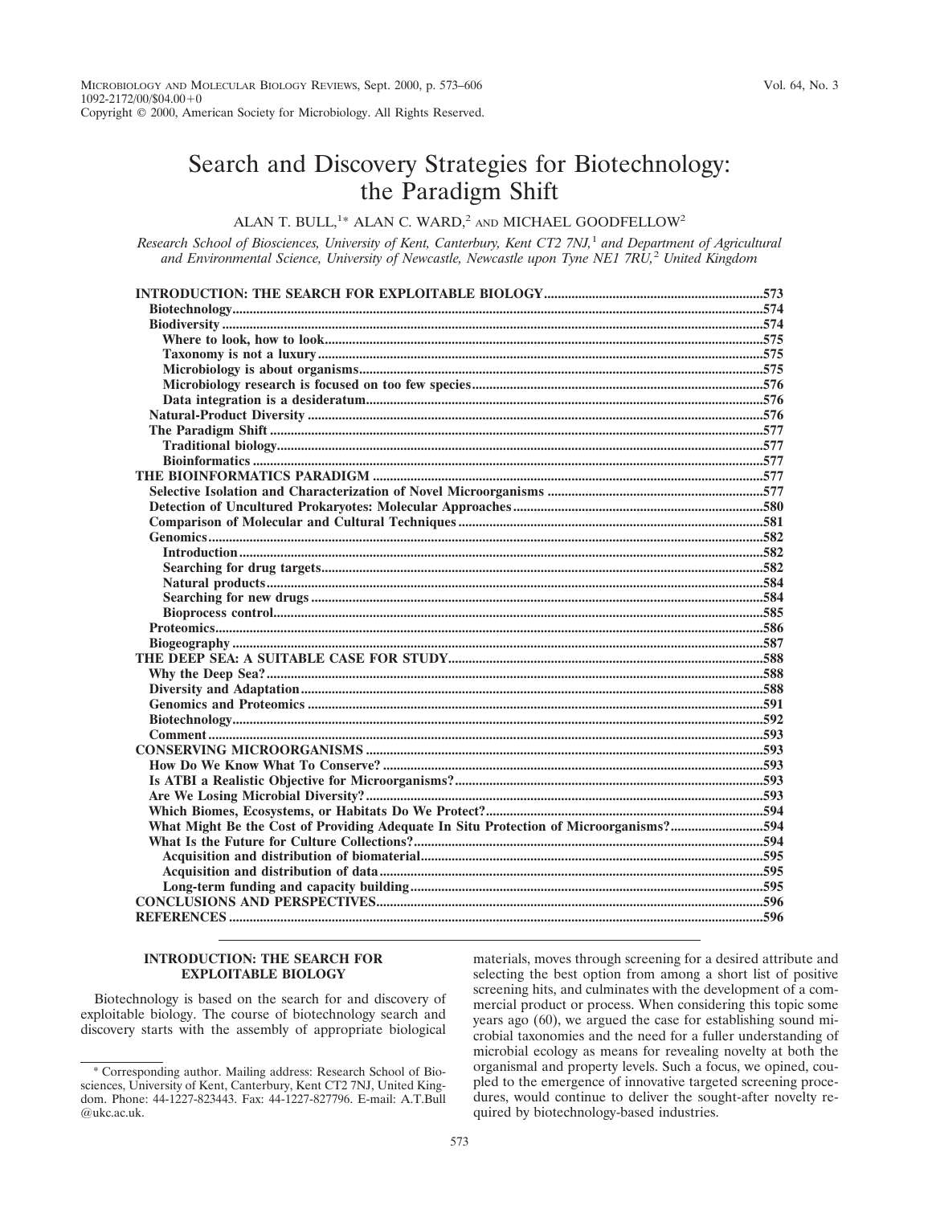# Search and Discovery Strategies for Biotechnology: the Paradigm Shift

ALAN T. BULL,[1]* ALAN C. WARD,[2] AND MICHAEL GOODFELLOW[2]

*Research School of Biosciences, University of Kent, Canterbury, Kent CT2 7NJ,[1] and Department of Agricultural and Environmental Science, University of Newcastle, Newcastle upon Tyne NE1 7RU,[2] United Kingdom*

**INTRODUCTION: THE SEARCH FOR EXPLOITABLE BIOLOGY** ....573
- **Biotechnology** ....574
- **Biodiversity** ....574
  - **Where to look, how to look** ....575
  - **Taxonomy is not a luxury** ....575
  - **Microbiology is about organisms** ....575
  - **Microbiology research is focused on too few species** ....576
  - **Data integration is a desideratum** ....576
- **Natural-Product Diversity** ....576
- **The Paradigm Shift** ....577
  - **Traditional biology** ....577
  - **Bioinformatics** ....577

**THE BIOINFORMATICS PARADIGM** ....577
- **Selective Isolation and Characterization of Novel Microorganisms** ....577
- **Detection of Uncultured Prokaryotes: Molecular Approaches** ....580
- **Comparison of Molecular and Cultural Techniques** ....581
- **Genomics** ....582
  - **Introduction** ....582
  - **Searching for drug targets** ....582
  - **Natural products** ....584
  - **Searching for new drugs** ....584
  - **Bioprocess control** ....585
- **Proteomics** ....586
- **Biogeography** ....587

**THE DEEP SEA: A SUITABLE CASE FOR STUDY** ....588
- **Why the Deep Sea?** ....588
- **Diversity and Adaptation** ....588
- **Genomics and Proteomics** ....591
- **Biotechnology** ....592
- **Comment** ....593

**CONSERVING MICROORGANISMS** ....593
- **How Do We Know What To Conserve?** ....593
- **Is ATBI a Realistic Objective for Microorganisms?** ....593
- **Are We Losing Microbial Diversity?** ....593
- **Which Biomes, Ecosystems, or Habitats Do We Protect?** ....594
- **What Might Be the Cost of Providing Adequate In Situ Protection of Microorganisms?** ....594
- **What Is the Future for Culture Collections?** ....594
  - **Acquisition and distribution of biomaterial** ....595
  - **Acquisition and distribution of data** ....595
  - **Long-term funding and capacity building** ....595

**CONCLUSIONS AND PERSPECTIVES** ....596

**REFERENCES** ....596

## INTRODUCTION: THE SEARCH FOR EXPLOITABLE BIOLOGY

Biotechnology is based on the search for and discovery of exploitable biology. The course of biotechnology search and discovery starts with the assembly of appropriate biological materials, moves through screening for a desired attribute and selecting the best option from among a short list of positive screening hits, and culminates with the development of a commercial product or process. When considering this topic some years ago (60), we argued the case for establishing sound microbial taxonomies and the need for a fuller understanding of microbial ecology as means for revealing novelty at both the organismal and property levels. Such a focus, we opined, coupled to the emergence of innovative targeted screening procedures, would continue to deliver the sought-after novelty required by biotechnology-based industries.

\* Corresponding author. Mailing address: Research School of Biosciences, University of Kent, Canterbury, Kent CT2 7NJ, United Kingdom. Phone: 44-1227-823443. Fax: 44-1227-827796. E-mail: A.T.Bull@ukc.ac.uk.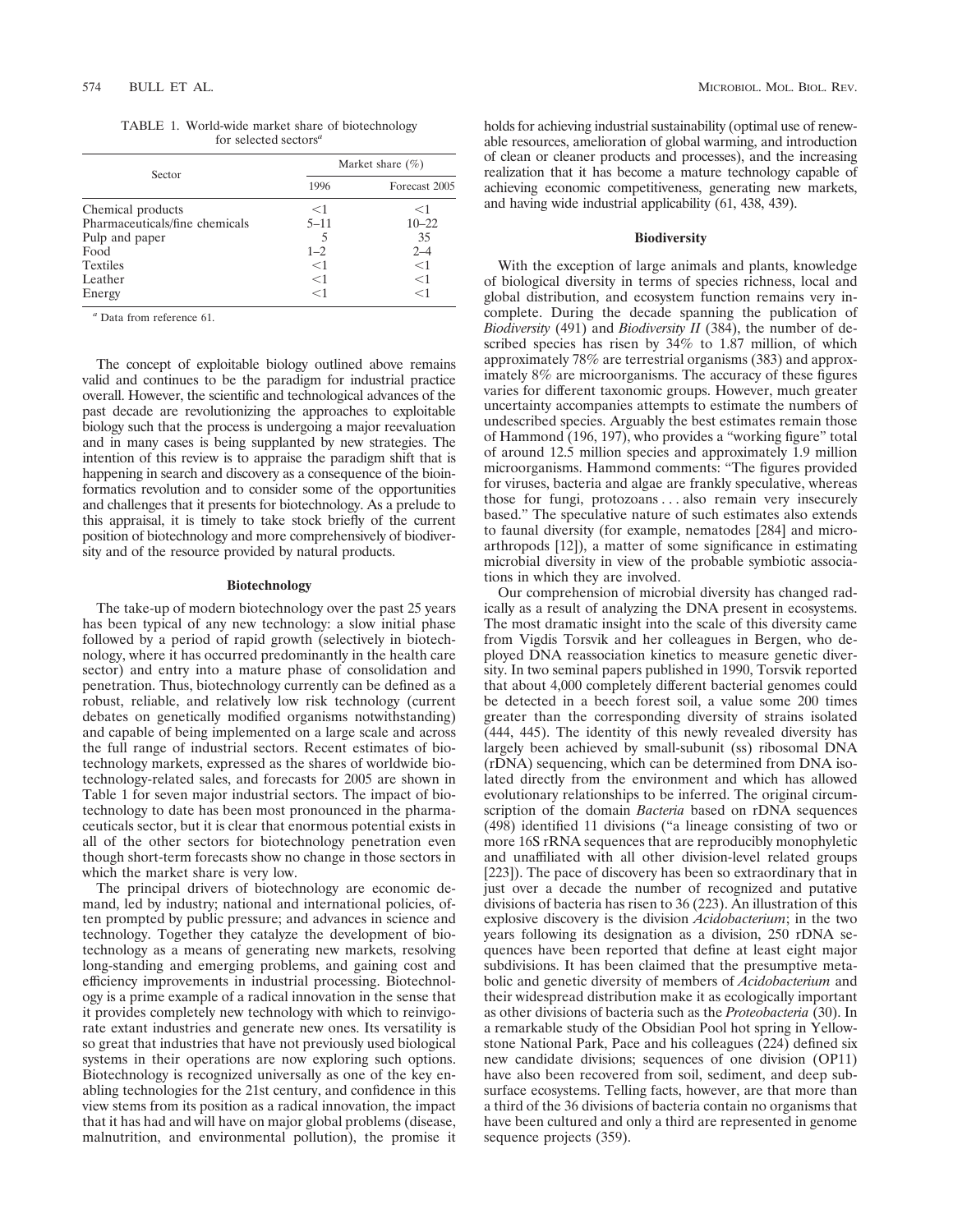TABLE 1. World-wide market share of biotechnology for selected sectors[a]

| Sector | Market share (%) | |
|---|---|---|
| | 1996 | Forecast 2005 |
| Chemical products | <1 | <1 |
| Pharmaceuticals/fine chemicals | 5–11 | 10–22 |
| Pulp and paper | 5 | 35 |
| Food | 1–2 | 2–4 |
| Textiles | <1 | <1 |
| Leather | <1 | <1 |
| Energy | <1 | <1 |

[a] Data from reference 61.

The concept of exploitable biology outlined above remains valid and continues to be the paradigm for industrial practice overall. However, the scientific and technological advances of the past decade are revolutionizing the approaches to exploitable biology such that the process is undergoing a major reevaluation and in many cases is being supplanted by new strategies. The intention of this review is to appraise the paradigm shift that is happening in search and discovery as a consequence of the bioinformatics revolution and to consider some of the opportunities and challenges that it presents for biotechnology. As a prelude to this appraisal, it is timely to take stock briefly of the current position of biotechnology and more comprehensively of biodiversity and of the resource provided by natural products.

### Biotechnology

The take-up of modern biotechnology over the past 25 years has been typical of any new technology: a slow initial phase followed by a period of rapid growth (selectively in biotechnology, where it has occurred predominantly in the health care sector) and entry into a mature phase of consolidation and penetration. Thus, biotechnology currently can be defined as a robust, reliable, and relatively low risk technology (current debates on genetically modified organisms notwithstanding) and capable of being implemented on a large scale and across the full range of industrial sectors. Recent estimates of biotechnology markets, expressed as the shares of worldwide biotechnology-related sales, and forecasts for 2005 are shown in Table 1 for seven major industrial sectors. The impact of biotechnology to date has been most pronounced in the pharmaceuticals sector, but it is clear that enormous potential exists in all of the other sectors for biotechnology penetration even though short-term forecasts show no change in those sectors in which the market share is very low.

The principal drivers of biotechnology are economic demand, led by industry; national and international policies, often prompted by public pressure; and advances in science and technology. Together they catalyze the development of biotechnology as a means of generating new markets, resolving long-standing and emerging problems, and gaining cost and efficiency improvements in industrial processing. Biotechnology is a prime example of a radical innovation in the sense that it provides completely new technology with which to reinvigorate extant industries and generate new ones. Its versatility is so great that industries that have not previously used biological systems in their operations are now exploring such options. Biotechnology is recognized universally as one of the key enabling technologies for the 21st century, and confidence in this view stems from its position as a radical innovation, the impact that it has had and will have on major global problems (disease, malnutrition, and environmental pollution), the promise it holds for achieving industrial sustainability (optimal use of renewable resources, amelioration of global warming, and introduction of clean or cleaner products and processes), and the increasing realization that it has become a mature technology capable of achieving economic competitiveness, generating new markets, and having wide industrial applicability (61, 438, 439).

### Biodiversity

With the exception of large animals and plants, knowledge of biological diversity in terms of species richness, local and global distribution, and ecosystem function remains very incomplete. During the decade spanning the publication of *Biodiversity* (491) and *Biodiversity II* (384), the number of described species has risen by 34% to 1.87 million, of which approximately 78% are terrestrial organisms (383) and approximately 8% are microorganisms. The accuracy of these figures varies for different taxonomic groups. However, much greater uncertainty accompanies attempts to estimate the numbers of undescribed species. Arguably the best estimates remain those of Hammond (196, 197), who provides a "working figure" total of around 12.5 million species and approximately 1.9 million microorganisms. Hammond comments: "The figures provided for viruses, bacteria and algae are frankly speculative, whereas those for fungi, protozoans . . . also remain very insecurely based." The speculative nature of such estimates also extends to faunal diversity (for example, nematodes [284] and microarthropods [12]), a matter of some significance in estimating microbial diversity in view of the probable symbiotic associations in which they are involved.

Our comprehension of microbial diversity has changed radically as a result of analyzing the DNA present in ecosystems. The most dramatic insight into the scale of this diversity came from Vigdis Torsvik and her colleagues in Bergen, who deployed DNA reassociation kinetics to measure genetic diversity. In two seminal papers published in 1990, Torsvik reported that about 4,000 completely different bacterial genomes could be detected in a beech forest soil, a value some 200 times greater than the corresponding diversity of strains isolated (444, 445). The identity of this newly revealed diversity has largely been achieved by small-subunit (ss) ribosomal DNA (rDNA) sequencing, which can be determined from DNA isolated directly from the environment and which has allowed evolutionary relationships to be inferred. The original circumscription of the domain *Bacteria* based on rDNA sequences (498) identified 11 divisions ("a lineage consisting of two or more 16S rRNA sequences that are reproducibly monophyletic and unaffiliated with all other division-level related groups [223]). The pace of discovery has been so extraordinary that in just over a decade the number of recognized and putative divisions of bacteria has risen to 36 (223). An illustration of this explosive discovery is the division *Acidobacterium*; in the two years following its designation as a division, 250 rDNA sequences have been reported that define at least eight major subdivisions. It has been claimed that the presumptive metabolic and genetic diversity of members of *Acidobacterium* and their widespread distribution make it as ecologically important as other divisions of bacteria such as the *Proteobacteria* (30). In a remarkable study of the Obsidian Pool hot spring in Yellowstone National Park, Pace and his colleagues (224) defined six new candidate divisions; sequences of one division (OP11) have also been recovered from soil, sediment, and deep subsurface ecosystems. Telling facts, however, are that more than a third of the 36 divisions of bacteria contain no organisms that have been cultured and only a third are represented in genome sequence projects (359).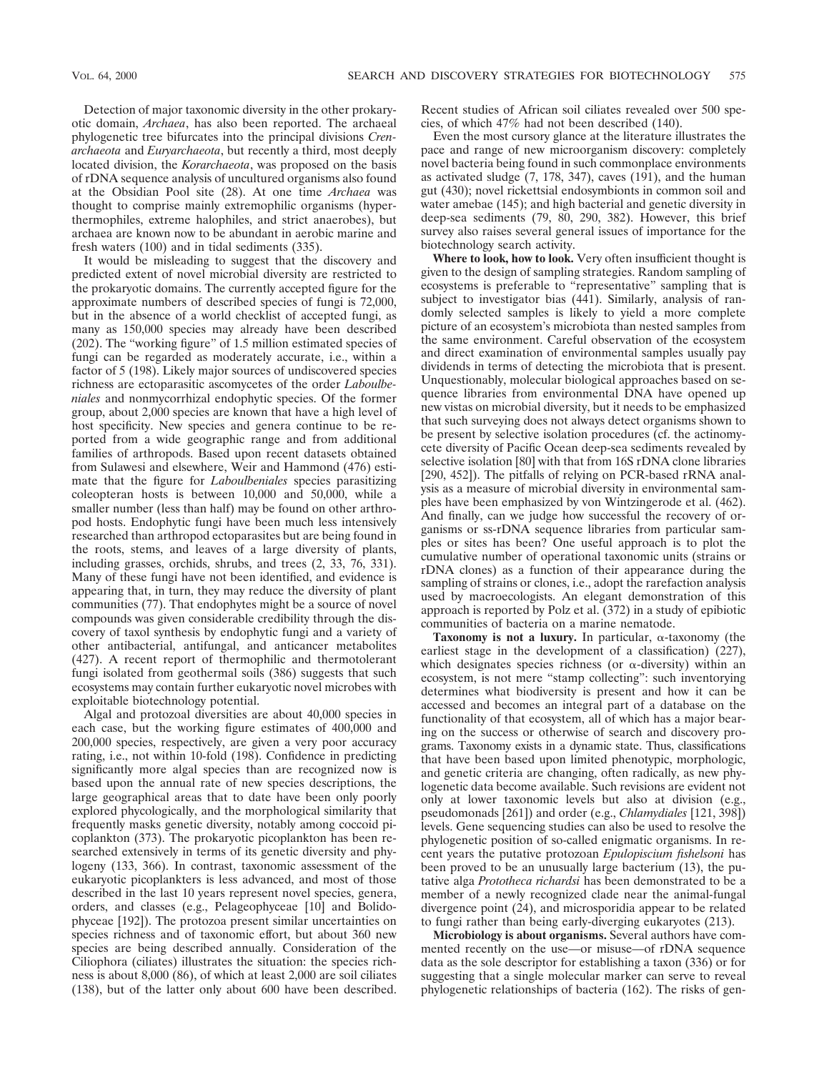Detection of major taxonomic diversity in the other prokaryotic domain, *Archaea*, has also been reported. The archaeal phylogenetic tree bifurcates into the principal divisions *Crenarchaeota* and *Euryarchaeota*, but recently a third, most deeply located division, the *Korarchaeota*, was proposed on the basis of rDNA sequence analysis of uncultured organisms also found at the Obsidian Pool site (28). At one time *Archaea* was thought to comprise mainly extremophilic organisms (hyperthermophiles, extreme halophiles, and strict anaerobes), but archaea are known now to be abundant in aerobic marine and fresh waters (100) and in tidal sediments (335).

It would be misleading to suggest that the discovery and predicted extent of novel microbial diversity are restricted to the prokaryotic domains. The currently accepted figure for the approximate numbers of described species of fungi is 72,000, but in the absence of a world checklist of accepted fungi, as many as 150,000 species may already have been described (202). The "working figure" of 1.5 million estimated species of fungi can be regarded as moderately accurate, i.e., within a factor of 5 (198). Likely major sources of undiscovered species richness are ectoparasitic ascomycetes of the order *Laboulbeniales* and nonmycorrhizal endophytic species. Of the former group, about 2,000 species are known that have a high level of host specificity. New species and genera continue to be reported from a wide geographic range and from additional families of arthropods. Based upon recent datasets obtained from Sulawesi and elsewhere, Weir and Hammond (476) estimate that the figure for *Laboulbeniales* species parasitizing coleopteran hosts is between 10,000 and 50,000, while a smaller number (less than half) may be found on other arthropod hosts. Endophytic fungi have been much less intensively researched than arthropod ectoparasites but are being found in the roots, stems, and leaves of a large diversity of plants, including grasses, orchids, shrubs, and trees (2, 33, 76, 331). Many of these fungi have not been identified, and evidence is appearing that, in turn, they may reduce the diversity of plant communities (77). That endophytes might be a source of novel compounds was given considerable credibility through the discovery of taxol synthesis by endophytic fungi and a variety of other antibacterial, antifungal, and anticancer metabolites (427). A recent report of thermophilic and thermotolerant fungi isolated from geothermal soils (386) suggests that such ecosystems may contain further eukaryotic novel microbes with exploitable biotechnology potential.

Algal and protozoal diversities are about 40,000 species in each case, but the working figure estimates of 400,000 and 200,000 species, respectively, are given a very poor accuracy rating, i.e., not within 10-fold (198). Confidence in predicting significantly more algal species than are recognized now is based upon the annual rate of new species descriptions, the large geographical areas that to date have been only poorly explored phycologically, and the morphological similarity that frequently masks genetic diversity, notably among coccoid picoplankton (373). The prokaryotic picoplankton has been researched extensively in terms of its genetic diversity and phylogeny (133, 366). In contrast, taxonomic assessment of the eukaryotic picoplankters is less advanced, and most of those described in the last 10 years represent novel species, genera, orders, and classes (e.g., Pelageophyceae [10] and Bolidophyceae [192]). The protozoa present similar uncertainties on species richness and of taxonomic effort, but about 360 new species are being described annually. Consideration of the Ciliophora (ciliates) illustrates the situation: the species richness is about 8,000 (86), of which at least 2,000 are soil ciliates (138), but of the latter only about 600 have been described. Recent studies of African soil ciliates revealed over 500 species, of which 47% had not been described (140).

Even the most cursory glance at the literature illustrates the pace and range of new microorganism discovery: completely novel bacteria being found in such commonplace environments as activated sludge (7, 178, 347), caves (191), and the human gut (430); novel rickettsial endosymbionts in common soil and water amebae (145); and high bacterial and genetic diversity in deep-sea sediments (79, 80, 290, 382). However, this brief survey also raises several general issues of importance for the biotechnology search activity.

**Where to look, how to look.** Very often insufficient thought is given to the design of sampling strategies. Random sampling of ecosystems is preferable to "representative" sampling that is subject to investigator bias (441). Similarly, analysis of randomly selected samples is likely to yield a more complete picture of an ecosystem's microbiota than nested samples from the same environment. Careful observation of the ecosystem and direct examination of environmental samples usually pay dividends in terms of detecting the microbiota that is present. Unquestionably, molecular biological approaches based on sequence libraries from environmental DNA have opened up new vistas on microbial diversity, but it needs to be emphasized that such surveying does not always detect organisms shown to be present by selective isolation procedures (cf. the actinomycete diversity of Pacific Ocean deep-sea sediments revealed by selective isolation [80] with that from 16S rDNA clone libraries [290, 452]). The pitfalls of relying on PCR-based rRNA analysis as a measure of microbial diversity in environmental samples have been emphasized by von Wintzingerode et al. (462). And finally, can we judge how successful the recovery of organisms or ss-rDNA sequence libraries from particular samples or sites has been? One useful approach is to plot the cumulative number of operational taxonomic units (strains or rDNA clones) as a function of their appearance during the sampling of strains or clones, i.e., adopt the rarefaction analysis used by macroecologists. An elegant demonstration of this approach is reported by Polz et al. (372) in a study of epibiotic communities of bacteria on a marine nematode.

**Taxonomy is not a luxury.** In particular, α-taxonomy (the earliest stage in the development of a classification) (227), which designates species richness (or α-diversity) within an ecosystem, is not mere "stamp collecting": such inventorying determines what biodiversity is present and how it can be accessed and becomes an integral part of a database on the functionality of that ecosystem, all of which has a major bearing on the success or otherwise of search and discovery programs. Taxonomy exists in a dynamic state. Thus, classifications that have been based upon limited phenotypic, morphologic, and genetic criteria are changing, often radically, as new phylogenetic data become available. Such revisions are evident not only at lower taxonomic levels but also at division (e.g., pseudomonads [261]) and order (e.g., *Chlamydiales* [121, 398]) levels. Gene sequencing studies can also be used to resolve the phylogenetic position of so-called enigmatic organisms. In recent years the putative protozoan *Epulopiscium fishelsoni* has been proved to be an unusually large bacterium (13), the putative alga *Prototheca richardsi* has been demonstrated to be a member of a newly recognized clade near the animal-fungal divergence point (24), and microsporidia appear to be related to fungi rather than being early-diverging eukaryotes (213).

**Microbiology is about organisms.** Several authors have commented recently on the use—or misuse—of rDNA sequence data as the sole descriptor for establishing a taxon (336) or for suggesting that a single molecular marker can serve to reveal phylogenetic relationships of bacteria (162). The risks of gen-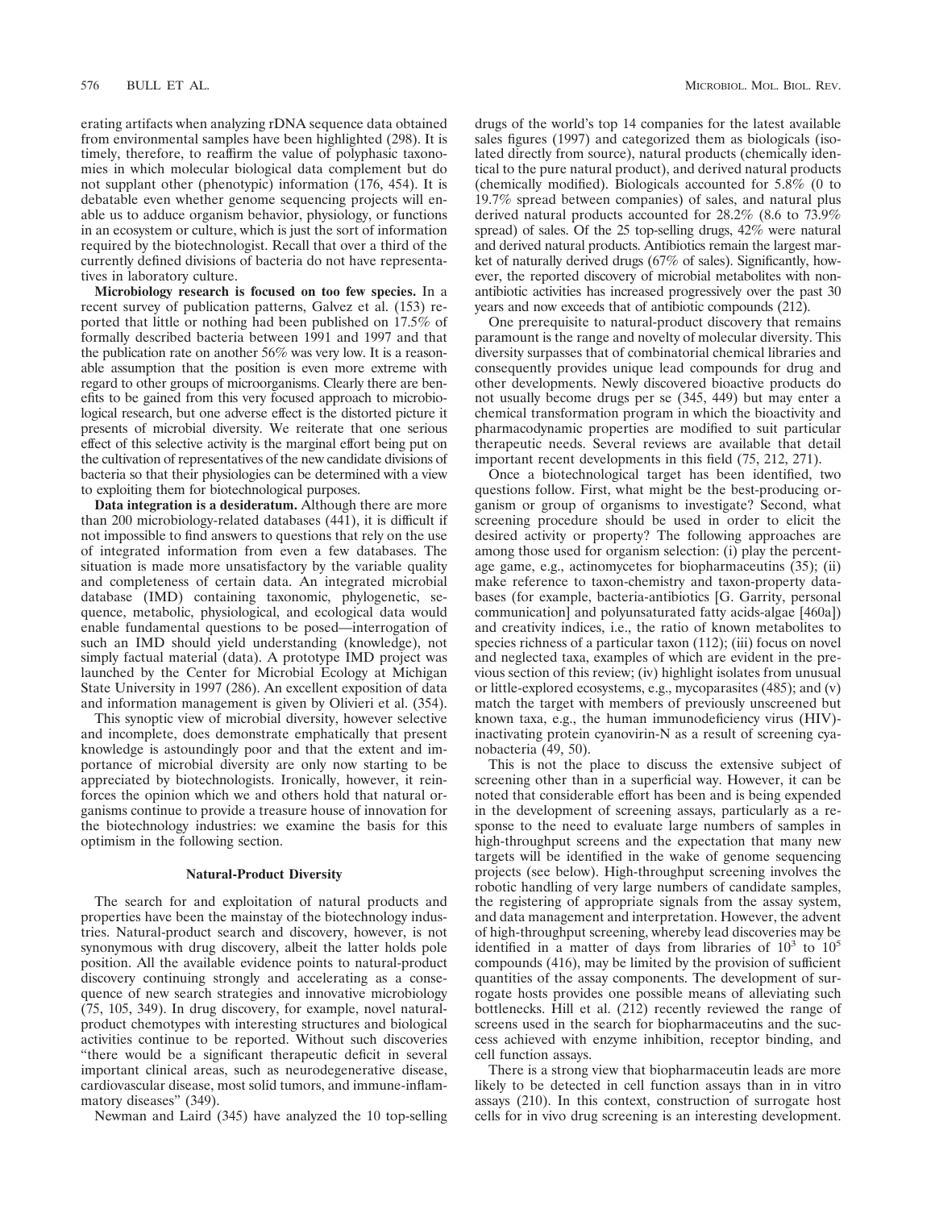erating artifacts when analyzing rDNA sequence data obtained from environmental samples have been highlighted (298). It is timely, therefore, to reaffirm the value of polyphasic taxonomies in which molecular biological data complement but do not supplant other (phenotypic) information (176, 454). It is debatable even whether genome sequencing projects will enable us to adduce organism behavior, physiology, or functions in an ecosystem or culture, which is just the sort of information required by the biotechnologist. Recall that over a third of the currently defined divisions of bacteria do not have representatives in laboratory culture.

**Microbiology research is focused on too few species.** In a recent survey of publication patterns, Galvez et al. (153) reported that little or nothing had been published on 17.5% of formally described bacteria between 1991 and 1997 and that the publication rate on another 56% was very low. It is a reasonable assumption that the position is even more extreme with regard to other groups of microorganisms. Clearly there are benefits to be gained from this very focused approach to microbiological research, but one adverse effect is the distorted picture it presents of microbial diversity. We reiterate that one serious effect of this selective activity is the marginal effort being put on the cultivation of representatives of the new candidate divisions of bacteria so that their physiologies can be determined with a view to exploiting them for biotechnological purposes.

**Data integration is a desideratum.** Although there are more than 200 microbiology-related databases (441), it is difficult if not impossible to find answers to questions that rely on the use of integrated information from even a few databases. The situation is made more unsatisfactory by the variable quality and completeness of certain data. An integrated microbial database (IMD) containing taxonomic, phylogenetic, sequence, metabolic, physiological, and ecological data would enable fundamental questions to be posed—interrogation of such an IMD should yield understanding (knowledge), not simply factual material (data). A prototype IMD project was launched by the Center for Microbial Ecology at Michigan State University in 1997 (286). An excellent exposition of data and information management is given by Olivieri et al. (354).

This synoptic view of microbial diversity, however selective and incomplete, does demonstrate emphatically that present knowledge is astoundingly poor and that the extent and importance of microbial diversity are only now starting to be appreciated by biotechnologists. Ironically, however, it reinforces the opinion which we and others hold that natural organisms continue to provide a treasure house of innovation for the biotechnology industries: we examine the basis for this optimism in the following section.

### Natural-Product Diversity

The search for and exploitation of natural products and properties have been the mainstay of the biotechnology industries. Natural-product search and discovery, however, is not synonymous with drug discovery, albeit the latter holds pole position. All the available evidence points to natural-product discovery continuing strongly and accelerating as a consequence of new search strategies and innovative microbiology (75, 105, 349). In drug discovery, for example, novel natural-product chemotypes with interesting structures and biological activities continue to be reported. Without such discoveries "there would be a significant therapeutic deficit in several important clinical areas, such as neurodegenerative disease, cardiovascular disease, most solid tumors, and immune-inflammatory diseases" (349).

Newman and Laird (345) have analyzed the 10 top-selling drugs of the world's top 14 companies for the latest available sales figures (1997) and categorized them as biologicals (isolated directly from source), natural products (chemically identical to the pure natural product), and derived natural products (chemically modified). Biologicals accounted for 5.8% (0 to 19.7% spread between companies) of sales, and natural plus derived natural products accounted for 28.2% (8.6 to 73.9% spread) of sales. Of the 25 top-selling drugs, 42% were natural and derived natural products. Antibiotics remain the largest market of naturally derived drugs (67% of sales). Significantly, however, the reported discovery of microbial metabolites with non-antibiotic activities has increased progressively over the past 30 years and now exceeds that of antibiotic compounds (212).

One prerequisite to natural-product discovery that remains paramount is the range and novelty of molecular diversity. This diversity surpasses that of combinatorial chemical libraries and consequently provides unique lead compounds for drug and other developments. Newly discovered bioactive products do not usually become drugs per se (345, 449) but may enter a chemical transformation program in which the bioactivity and pharmacodynamic properties are modified to suit particular therapeutic needs. Several reviews are available that detail important recent developments in this field (75, 212, 271).

Once a biotechnological target has been identified, two questions follow. First, what might be the best-producing organism or group of organisms to investigate? Second, what screening procedure should be used in order to elicit the desired activity or property? The following approaches are among those used for organism selection: (i) play the percentage game, e.g., actinomycetes for biopharmaceutins (35); (ii) make reference to taxon-chemistry and taxon-property databases (for example, bacteria-antibiotics [G. Garrity, personal communication] and polyunsaturated fatty acids-algae [460a]) and creativity indices, i.e., the ratio of known metabolites to species richness of a particular taxon (112); (iii) focus on novel and neglected taxa, examples of which are evident in the previous section of this review; (iv) highlight isolates from unusual or little-explored ecosystems, e.g., mycoparasites (485); and (v) match the target with members of previously unscreened but known taxa, e.g., the human immunodeficiency virus (HIV)-inactivating protein cyanovirin-N as a result of screening cyanobacteria (49, 50).

This is not the place to discuss the extensive subject of screening other than in a superficial way. However, it can be noted that considerable effort has been and is being expended in the development of screening assays, particularly as a response to the need to evaluate large numbers of samples in high-throughput screens and the expectation that many new targets will be identified in the wake of genome sequencing projects (see below). High-throughput screening involves the robotic handling of very large numbers of candidate samples, the registering of appropriate signals from the assay system, and data management and interpretation. However, the advent of high-throughput screening, whereby lead discoveries may be identified in a matter of days from libraries of $10^3$ to $10^5$ compounds (416), may be limited by the provision of sufficient quantities of the assay components. The development of surrogate hosts provides one possible means of alleviating such bottlenecks. Hill et al. (212) recently reviewed the range of screens used in the search for biopharmaceutins and the success achieved with enzyme inhibition, receptor binding, and cell function assays.

There is a strong view that biopharmaceutin leads are more likely to be detected in cell function assays than in in vitro assays (210). In this context, construction of surrogate host cells for in vivo drug screening is an interesting development.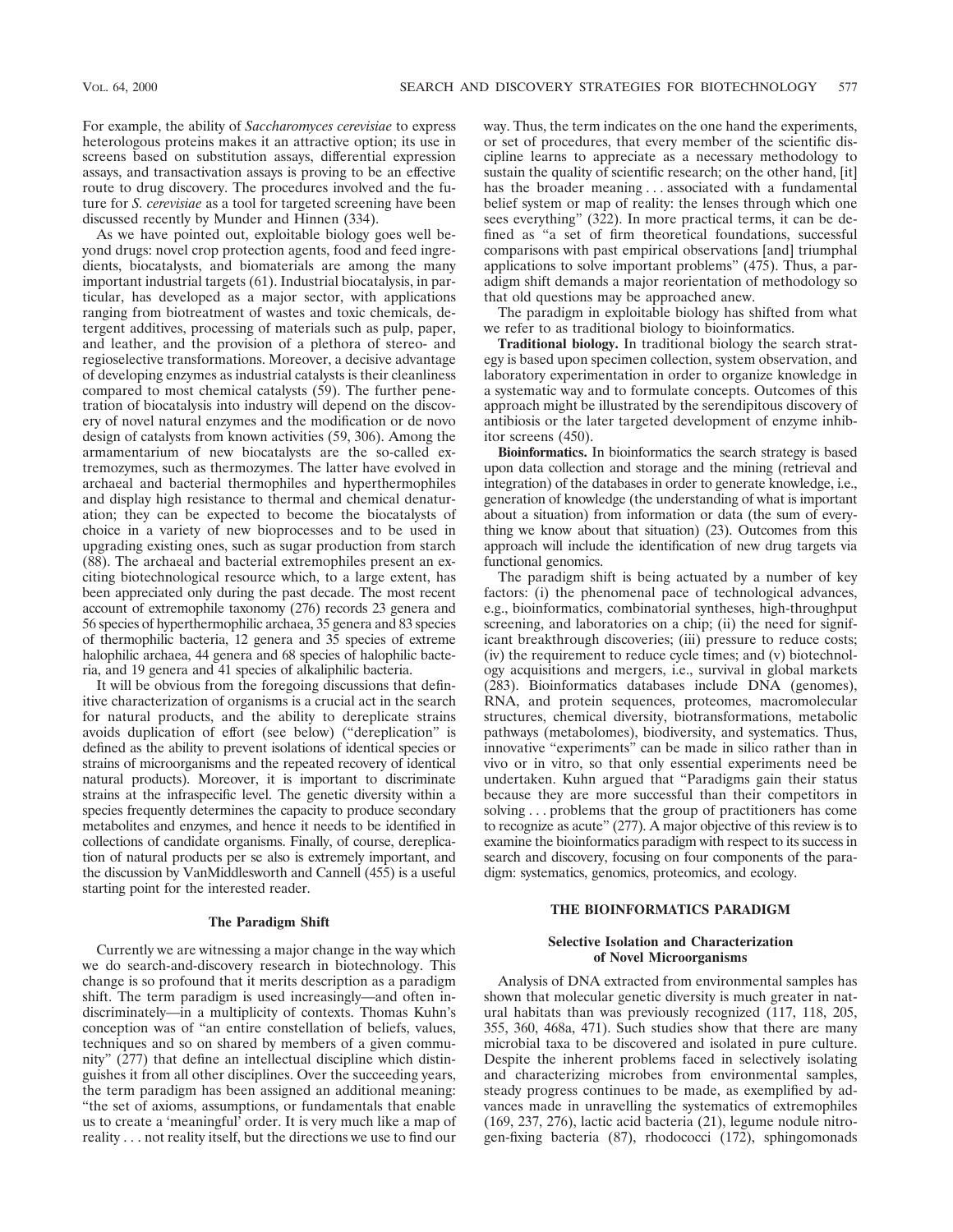For example, the ability of *Saccharomyces cerevisiae* to express heterologous proteins makes it an attractive option; its use in screens based on substitution assays, differential expression assays, and transactivation assays is proving to be an effective route to drug discovery. The procedures involved and the future for *S. cerevisiae* as a tool for targeted screening have been discussed recently by Munder and Hinnen (334).

As we have pointed out, exploitable biology goes well beyond drugs: novel crop protection agents, food and feed ingredients, biocatalysts, and biomaterials are among the many important industrial targets (61). Industrial biocatalysis, in particular, has developed as a major sector, with applications ranging from biotreatment of wastes and toxic chemicals, detergent additives, processing of materials such as pulp, paper, and leather, and the provision of a plethora of stereo- and regioselective transformations. Moreover, a decisive advantage of developing enzymes as industrial catalysts is their cleanliness compared to most chemical catalysts (59). The further penetration of biocatalysis into industry will depend on the discovery of novel natural enzymes and the modification or de novo design of catalysts from known activities (59, 306). Among the armamentarium of new biocatalysts are the so-called extremozymes, such as thermozymes. The latter have evolved in archaeal and bacterial thermophiles and hyperthermophiles and display high resistance to thermal and chemical denaturation; they can be expected to become the biocatalysts of choice in a variety of new bioprocesses and to be used in upgrading existing ones, such as sugar production from starch (88). The archaeal and bacterial extremophiles present an exciting biotechnological resource which, to a large extent, has been appreciated only during the past decade. The most recent account of extremophile taxonomy (276) records 23 genera and 56 species of hyperthermophilic archaea, 35 genera and 83 species of thermophilic bacteria, 12 genera and 35 species of extreme halophilic archaea, 44 genera and 68 species of halophilic bacteria, and 19 genera and 41 species of alkaliphilic bacteria.

It will be obvious from the foregoing discussions that definitive characterization of organisms is a crucial act in the search for natural products, and the ability to dereplicate strains avoids duplication of effort (see below) ("dereplication" is defined as the ability to prevent isolations of identical species or strains of microorganisms and the repeated recovery of identical natural products). Moreover, it is important to discriminate strains at the infraspecific level. The genetic diversity within a species frequently determines the capacity to produce secondary metabolites and enzymes, and hence it needs to be identified in collections of candidate organisms. Finally, of course, dereplication of natural products per se also is extremely important, and the discussion by VanMiddlesworth and Cannell (455) is a useful starting point for the interested reader.

### The Paradigm Shift

Currently we are witnessing a major change in the way which we do search-and-discovery research in biotechnology. This change is so profound that it merits description as a paradigm shift. The term paradigm is used increasingly—and often indiscriminately—in a multiplicity of contexts. Thomas Kuhn's conception was of "an entire constellation of beliefs, values, techniques and so on shared by members of a given community" (277) that define an intellectual discipline which distinguishes it from all other disciplines. Over the succeeding years, the term paradigm has been assigned an additional meaning: "the set of axioms, assumptions, or fundamentals that enable us to create a 'meaningful' order. It is very much like a map of reality . . . not reality itself, but the directions we use to find our way. Thus, the term indicates on the one hand the experiments, or set of procedures, that every member of the scientific discipline learns to appreciate as a necessary methodology to sustain the quality of scientific research; on the other hand, [it] has the broader meaning . . . associated with a fundamental belief system or map of reality: the lenses through which one sees everything" (322). In more practical terms, it can be defined as "a set of firm theoretical foundations, successful comparisons with past empirical observations [and] triumphal applications to solve important problems" (475). Thus, a paradigm shift demands a major reorientation of methodology so that old questions may be approached anew.

The paradigm in exploitable biology has shifted from what we refer to as traditional biology to bioinformatics.

**Traditional biology.** In traditional biology the search strategy is based upon specimen collection, system observation, and laboratory experimentation in order to organize knowledge in a systematic way and to formulate concepts. Outcomes of this approach might be illustrated by the serendipitous discovery of antibiosis or the later targeted development of enzyme inhibitor screens (450).

**Bioinformatics.** In bioinformatics the search strategy is based upon data collection and storage and the mining (retrieval and integration) of the databases in order to generate knowledge, i.e., generation of knowledge (the understanding of what is important about a situation) from information or data (the sum of everything we know about that situation) (23). Outcomes from this approach will include the identification of new drug targets via functional genomics.

The paradigm shift is being actuated by a number of key factors: (i) the phenomenal pace of technological advances, e.g., bioinformatics, combinatorial syntheses, high-throughput screening, and laboratories on a chip; (ii) the need for significant breakthrough discoveries; (iii) pressure to reduce costs; (iv) the requirement to reduce cycle times; and (v) biotechnology acquisitions and mergers, i.e., survival in global markets (283). Bioinformatics databases include DNA (genomes), RNA, and protein sequences, proteomes, macromolecular structures, chemical diversity, biotransformations, metabolic pathways (metabolomes), biodiversity, and systematics. Thus, innovative "experiments" can be made in silico rather than in vivo or in vitro, so that only essential experiments need be undertaken. Kuhn argued that "Paradigms gain their status because they are more successful than their competitors in solving . . . problems that the group of practitioners has come to recognize as acute" (277). A major objective of this review is to examine the bioinformatics paradigm with respect to its success in search and discovery, focusing on four components of the paradigm: systematics, genomics, proteomics, and ecology.

## THE BIOINFORMATICS PARADIGM

### Selective Isolation and Characterization of Novel Microorganisms

Analysis of DNA extracted from environmental samples has shown that molecular genetic diversity is much greater in natural habitats than was previously recognized (117, 118, 205, 355, 360, 468a, 471). Such studies show that there are many microbial taxa to be discovered and isolated in pure culture. Despite the inherent problems faced in selectively isolating and characterizing microbes from environmental samples, steady progress continues to be made, as exemplified by advances made in unravelling the systematics of extremophiles (169, 237, 276), lactic acid bacteria (21), legume nodule nitrogen-fixing bacteria (87), rhodococci (172), sphingomonads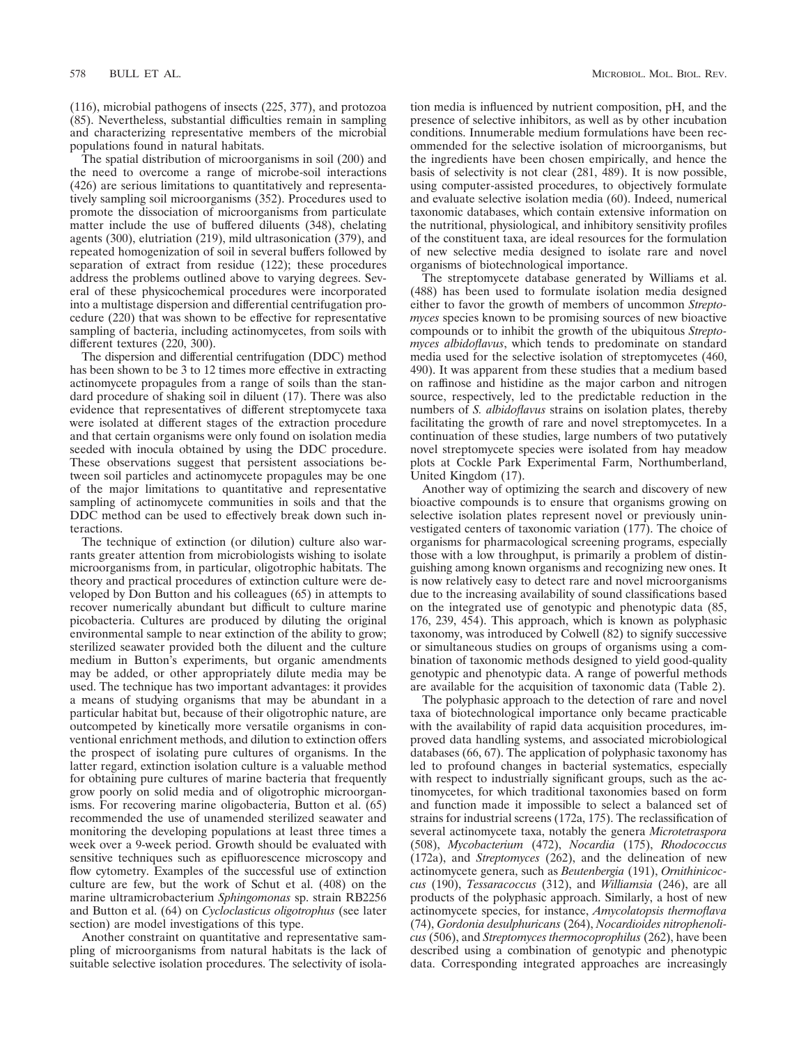(116), microbial pathogens of insects (225, 377), and protozoa (85). Nevertheless, substantial difficulties remain in sampling and characterizing representative members of the microbial populations found in natural habitats.

The spatial distribution of microorganisms in soil (200) and the need to overcome a range of microbe-soil interactions (426) are serious limitations to quantitatively and representatively sampling soil microorganisms (352). Procedures used to promote the dissociation of microorganisms from particulate matter include the use of buffered diluents (348), chelating agents (300), elutriation (219), mild ultrasonication (379), and repeated homogenization of soil in several buffers followed by separation of extract from residue (122); these procedures address the problems outlined above to varying degrees. Several of these physicochemical procedures were incorporated into a multistage dispersion and differential centrifugation procedure (220) that was shown to be effective for representative sampling of bacteria, including actinomycetes, from soils with different textures (220, 300).

The dispersion and differential centrifugation (DDC) method has been shown to be 3 to 12 times more effective in extracting actinomycete propagules from a range of soils than the standard procedure of shaking soil in diluent (17). There was also evidence that representatives of different streptomycete taxa were isolated at different stages of the extraction procedure and that certain organisms were only found on isolation media seeded with inocula obtained by using the DDC procedure. These observations suggest that persistent associations between soil particles and actinomycete propagules may be one of the major limitations to quantitative and representative sampling of actinomycete communities in soils and that the DDC method can be used to effectively break down such interactions.

The technique of extinction (or dilution) culture also warrants greater attention from microbiologists wishing to isolate microorganisms from, in particular, oligotrophic habitats. The theory and practical procedures of extinction culture were developed by Don Button and his colleagues (65) in attempts to recover numerically abundant but difficult to culture marine picobacteria. Cultures are produced by diluting the original environmental sample to near extinction of the ability to grow; sterilized seawater provided both the diluent and the culture medium in Button's experiments, but organic amendments may be added, or other appropriately dilute media may be used. The technique has two important advantages: it provides a means of studying organisms that may be abundant in a particular habitat but, because of their oligotrophic nature, are outcompeted by kinetically more versatile organisms in conventional enrichment methods, and dilution to extinction offers the prospect of isolating pure cultures of organisms. In the latter regard, extinction isolation culture is a valuable method for obtaining pure cultures of marine bacteria that frequently grow poorly on solid media and of oligotrophic microorganisms. For recovering marine oligobacteria, Button et al. (65) recommended the use of unamended sterilized seawater and monitoring the developing populations at least three times a week over a 9-week period. Growth should be evaluated with sensitive techniques such as epifluorescence microscopy and flow cytometry. Examples of the successful use of extinction culture are few, but the work of Schut et al. (408) on the marine ultramicrobacterium *Sphingomonas* sp. strain RB2256 and Button et al. (64) on *Cycloclasticus oligotrophus* (see later section) are model investigations of this type.

Another constraint on quantitative and representative sampling of microorganisms from natural habitats is the lack of suitable selective isolation procedures. The selectivity of isolation media is influenced by nutrient composition, pH, and the presence of selective inhibitors, as well as by other incubation conditions. Innumerable medium formulations have been recommended for the selective isolation of microorganisms, but the ingredients have been chosen empirically, and hence the basis of selectivity is not clear (281, 489). It is now possible, using computer-assisted procedures, to objectively formulate and evaluate selective isolation media (60). Indeed, numerical taxonomic databases, which contain extensive information on the nutritional, physiological, and inhibitory sensitivity profiles of the constituent taxa, are ideal resources for the formulation of new selective media designed to isolate rare and novel organisms of biotechnological importance.

The streptomycete database generated by Williams et al. (488) has been used to formulate isolation media designed either to favor the growth of members of uncommon *Streptomyces* species known to be promising sources of new bioactive compounds or to inhibit the growth of the ubiquitous *Streptomyces albidoflavus*, which tends to predominate on standard media used for the selective isolation of streptomycetes (460, 490). It was apparent from these studies that a medium based on raffinose and histidine as the major carbon and nitrogen source, respectively, led to the predictable reduction in the numbers of *S. albidoflavus* strains on isolation plates, thereby facilitating the growth of rare and novel streptomycetes. In a continuation of these studies, large numbers of two putatively novel streptomycete species were isolated from hay meadow plots at Cockle Park Experimental Farm, Northumberland, United Kingdom (17).

Another way of optimizing the search and discovery of new bioactive compounds is to ensure that organisms growing on selective isolation plates represent novel or previously uninvestigated centers of taxonomic variation (177). The choice of organisms for pharmacological screening programs, especially those with a low throughput, is primarily a problem of distinguishing among known organisms and recognizing new ones. It is now relatively easy to detect rare and novel microorganisms due to the increasing availability of sound classifications based on the integrated use of genotypic and phenotypic data (85, 176, 239, 454). This approach, which is known as polyphasic taxonomy, was introduced by Colwell (82) to signify successive or simultaneous studies on groups of organisms using a combination of taxonomic methods designed to yield good-quality genotypic and phenotypic data. A range of powerful methods are available for the acquisition of taxonomic data (Table 2).

The polyphasic approach to the detection of rare and novel taxa of biotechnological importance only became practicable with the availability of rapid data acquisition procedures, improved data handling systems, and associated microbiological databases (66, 67). The application of polyphasic taxonomy has led to profound changes in bacterial systematics, especially with respect to industrially significant groups, such as the actinomycetes, for which traditional taxonomies based on form and function made it impossible to select a balanced set of strains for industrial screens (172a, 175). The reclassification of several actinomycete taxa, notably the genera *Microtetraspora* (508), *Mycobacterium* (472), *Nocardia* (175), *Rhodococcus* (172a), and *Streptomyces* (262), and the delineation of new actinomycete genera, such as *Beutenbergia* (191), *Ornithinicoccus* (190), *Tessaracoccus* (312), and *Williamsia* (246), are all products of the polyphasic approach. Similarly, a host of new actinomycete species, for instance, *Amycolatopsis thermoflava* (74), *Gordonia desulphuricans* (264), *Nocardioides nitrophenolicus* (506), and *Streptomyces thermocoprophilus* (262), have been described using a combination of genotypic and phenotypic data. Corresponding integrated approaches are increasingly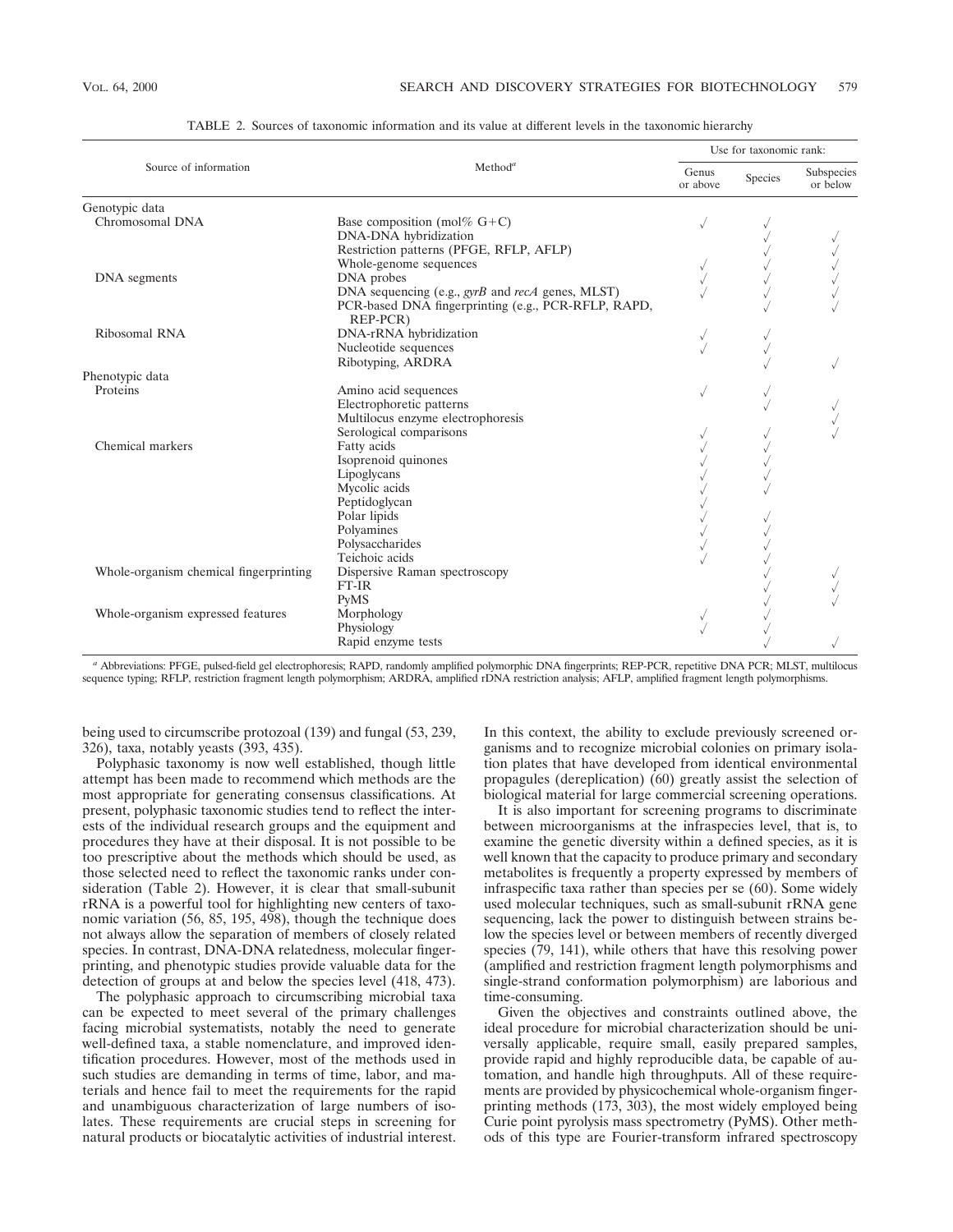TABLE 2. Sources of taxonomic information and its value at different levels in the taxonomic hierarchy

| Source of information | Method[a] | Use for taxonomic rank: Genus or above | Species | Subspecies or below |
|---|---|---|---|---|
| Genotypic data | | | | |
| Chromosomal DNA | Base composition (mol% G+C) | √ | √ | |
| | DNA-DNA hybridization | | √ | √ |
| | Restriction patterns (PFGE, RFLP, AFLP) | | √ | √ |
| | Whole-genome sequences | √ | √ | √ |
| DNA segments | DNA probes | √ | √ | √ |
| | DNA sequencing (e.g., *gyrB* and *recA* genes, MLST) | √ | √ | √ |
| | PCR-based DNA fingerprinting (e.g., PCR-RFLP, RAPD, REP-PCR) | | √ | √ |
| Ribosomal RNA | DNA-rRNA hybridization | √ | √ | |
| | Nucleotide sequences | √ | √ | |
| | Ribotyping, ARDRA | | √ | √ |
| Phenotypic data | | | | |
| Proteins | Amino acid sequences | √ | √ | |
| | Electrophoretic patterns | | √ | √ |
| | Multilocus enzyme electrophoresis | | | √ |
| | Serological comparisons | √ | √ | √ |
| Chemical markers | Fatty acids | √ | √ | |
| | Isoprenoid quinones | √ | √ | |
| | Lipoglycans | √ | √ | |
| | Mycolic acids | √ | √ | |
| | Peptidoglycan | √ | | |
| | Polar lipids | √ | √ | |
| | Polyamines | √ | √ | |
| | Polysaccharides | √ | √ | |
| | Teichoic acids | √ | √ | |
| Whole-organism chemical fingerprinting | Dispersive Raman spectroscopy | | √ | √ |
| | FT-IR | | √ | √ |
| | PyMS | | √ | √ |
| Whole-organism expressed features | Morphology | √ | √ | |
| | Physiology | √ | √ | |
| | Rapid enzyme tests | | √ | √ |

[a] Abbreviations: PFGE, pulsed-field gel electrophoresis; RAPD, randomly amplified polymorphic DNA fingerprints; REP-PCR, repetitive DNA PCR; MLST, multilocus sequence typing; RFLP, restriction fragment length polymorphism; ARDRA, amplified rDNA restriction analysis; AFLP, amplified fragment length polymorphisms.

being used to circumscribe protozoal (139) and fungal (53, 239, 326), taxa, notably yeasts (393, 435).

Polyphasic taxonomy is now well established, though little attempt has been made to recommend which methods are the most appropriate for generating consensus classifications. At present, polyphasic taxonomic studies tend to reflect the interests of the individual research groups and the equipment and procedures they have at their disposal. It is not possible to be too prescriptive about the methods which should be used, as those selected need to reflect the taxonomic ranks under consideration (Table 2). However, it is clear that small-subunit rRNA is a powerful tool for highlighting new centers of taxonomic variation (56, 85, 195, 498), though the technique does not always allow the separation of members of closely related species. In contrast, DNA-DNA relatedness, molecular fingerprinting, and phenotypic studies provide valuable data for the detection of groups at and below the species level (418, 473).

The polyphasic approach to circumscribing microbial taxa can be expected to meet several of the primary challenges facing microbial systematists, notably the need to generate well-defined taxa, a stable nomenclature, and improved identification procedures. However, most of the methods used in such studies are demanding in terms of time, labor, and materials and hence fail to meet the requirements for the rapid and unambiguous characterization of large numbers of isolates. These requirements are crucial steps in screening for natural products or biocatalytic activities of industrial interest. In this context, the ability to exclude previously screened organisms and to recognize microbial colonies on primary isolation plates that have developed from identical environmental propagules (dereplication) (60) greatly assist the selection of biological material for large commercial screening operations.

It is also important for screening programs to discriminate between microorganisms at the infraspecies level, that is, to examine the genetic diversity within a defined species, as it is well known that the capacity to produce primary and secondary metabolites is frequently a property expressed by members of infraspecific taxa rather than species per se (60). Some widely used molecular techniques, such as small-subunit rRNA gene sequencing, lack the power to distinguish between strains below the species level or between members of recently diverged species (79, 141), while others that have this resolving power (amplified and restriction fragment length polymorphisms and single-strand conformation polymorphism) are laborious and time-consuming.

Given the objectives and constraints outlined above, the ideal procedure for microbial characterization should be universally applicable, require small, easily prepared samples, provide rapid and highly reproducible data, be capable of automation, and handle high throughputs. All of these requirements are provided by physicochemical whole-organism fingerprinting methods (173, 303), the most widely employed being Curie point pyrolysis mass spectrometry (PyMS). Other methods of this type are Fourier-transform infrared spectroscopy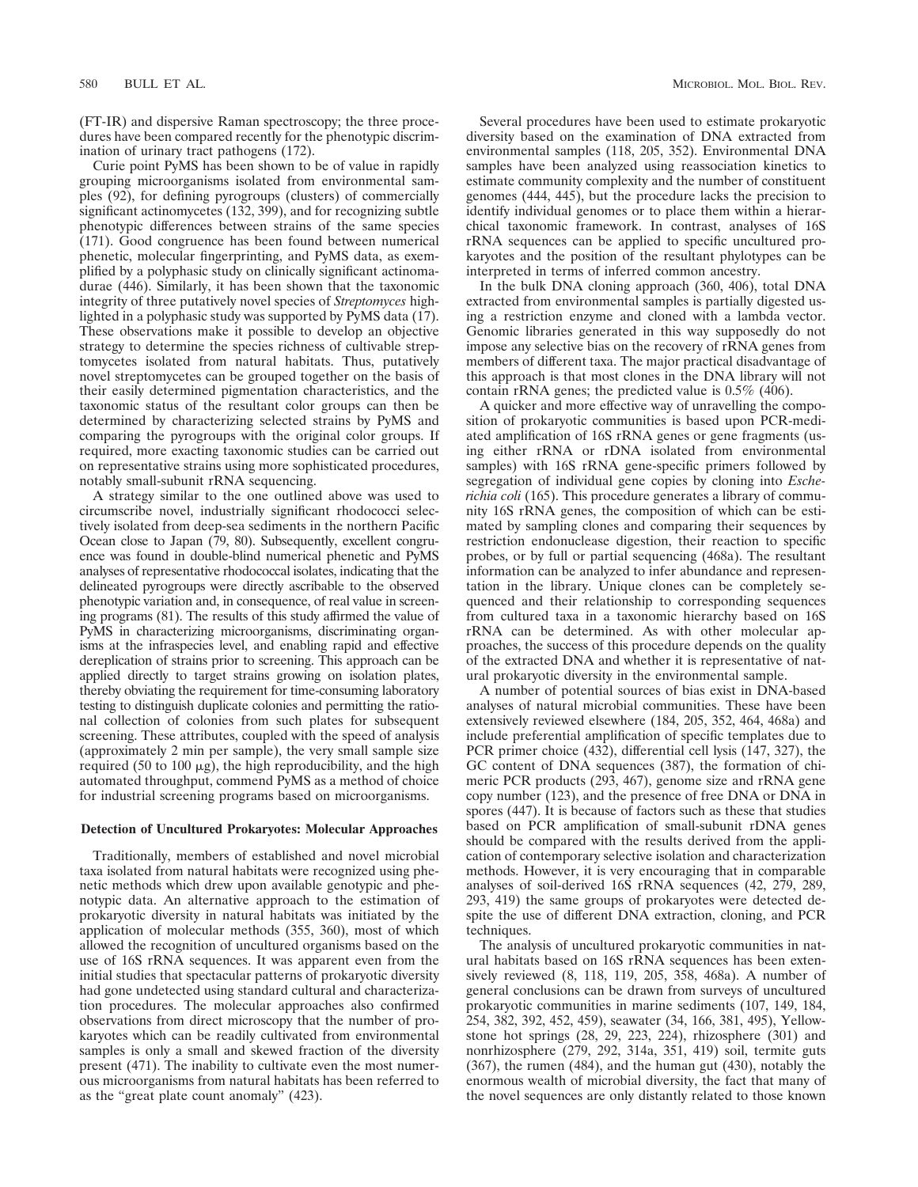(FT-IR) and dispersive Raman spectroscopy; the three procedures have been compared recently for the phenotypic discrimination of urinary tract pathogens (172).

Curie point PyMS has been shown to be of value in rapidly grouping microorganisms isolated from environmental samples (92), for defining pyrogroups (clusters) of commercially significant actinomycetes (132, 399), and for recognizing subtle phenotypic differences between strains of the same species (171). Good congruence has been found between numerical phenetic, molecular fingerprinting, and PyMS data, as exemplified by a polyphasic study on clinically significant actinomadurae (446). Similarly, it has been shown that the taxonomic integrity of three putatively novel species of *Streptomyces* highlighted in a polyphasic study was supported by PyMS data (17). These observations make it possible to develop an objective strategy to determine the species richness of cultivable streptomycetes isolated from natural habitats. Thus, putatively novel streptomycetes can be grouped together on the basis of their easily determined pigmentation characteristics, and the taxonomic status of the resultant color groups can then be determined by characterizing selected strains by PyMS and comparing the pyrogroups with the original color groups. If required, more exacting taxonomic studies can be carried out on representative strains using more sophisticated procedures, notably small-subunit rRNA sequencing.

A strategy similar to the one outlined above was used to circumscribe novel, industrially significant rhodococci selectively isolated from deep-sea sediments in the northern Pacific Ocean close to Japan (79, 80). Subsequently, excellent congruence was found in double-blind numerical phenetic and PyMS analyses of representative rhodococcal isolates, indicating that the delineated pyrogroups were directly ascribable to the observed phenotypic variation and, in consequence, of real value in screening programs (81). The results of this study affirmed the value of PyMS in characterizing microorganisms, discriminating organisms at the infraspecies level, and enabling rapid and effective dereplication of strains prior to screening. This approach can be applied directly to target strains growing on isolation plates, thereby obviating the requirement for time-consuming laboratory testing to distinguish duplicate colonies and permitting the rational collection of colonies from such plates for subsequent screening. These attributes, coupled with the speed of analysis (approximately 2 min per sample), the very small sample size required (50 to 100 μg), the high reproducibility, and the high automated throughput, commend PyMS as a method of choice for industrial screening programs based on microorganisms.

### Detection of Uncultured Prokaryotes: Molecular Approaches

Traditionally, members of established and novel microbial taxa isolated from natural habitats were recognized using phenetic methods which drew upon available genotypic and phenotypic data. An alternative approach to the estimation of prokaryotic diversity in natural habitats was initiated by the application of molecular methods (355, 360), most of which allowed the recognition of uncultured organisms based on the use of 16S rRNA sequences. It was apparent even from the initial studies that spectacular patterns of prokaryotic diversity had gone undetected using standard cultural and characterization procedures. The molecular approaches also confirmed observations from direct microscopy that the number of prokaryotes which can be readily cultivated from environmental samples is only a small and skewed fraction of the diversity present (471). The inability to cultivate even the most numerous microorganisms from natural habitats has been referred to as the "great plate count anomaly" (423).

Several procedures have been used to estimate prokaryotic diversity based on the examination of DNA extracted from environmental samples (118, 205, 352). Environmental DNA samples have been analyzed using reassociation kinetics to estimate community complexity and the number of constituent genomes (444, 445), but the procedure lacks the precision to identify individual genomes or to place them within a hierarchical taxonomic framework. In contrast, analyses of 16S rRNA sequences can be applied to specific uncultured prokaryotes and the position of the resultant phylotypes can be interpreted in terms of inferred common ancestry.

In the bulk DNA cloning approach (360, 406), total DNA extracted from environmental samples is partially digested using a restriction enzyme and cloned with a lambda vector. Genomic libraries generated in this way supposedly do not impose any selective bias on the recovery of rRNA genes from members of different taxa. The major practical disadvantage of this approach is that most clones in the DNA library will not contain rRNA genes; the predicted value is 0.5% (406).

A quicker and more effective way of unravelling the composition of prokaryotic communities is based upon PCR-mediated amplification of 16S rRNA genes or gene fragments (using either rRNA or rDNA isolated from environmental samples) with 16S rRNA gene-specific primers followed by segregation of individual gene copies by cloning into *Escherichia coli* (165). This procedure generates a library of community 16S rRNA genes, the composition of which can be estimated by sampling clones and comparing their sequences by restriction endonuclease digestion, their reaction to specific probes, or by full or partial sequencing (468a). The resultant information can be analyzed to infer abundance and representation in the library. Unique clones can be completely sequenced and their relationship to corresponding sequences from cultured taxa in a taxonomic hierarchy based on 16S rRNA can be determined. As with other molecular approaches, the success of this procedure depends on the quality of the extracted DNA and whether it is representative of natural prokaryotic diversity in the environmental sample.

A number of potential sources of bias exist in DNA-based analyses of natural microbial communities. These have been extensively reviewed elsewhere (184, 205, 352, 464, 468a) and include preferential amplification of specific templates due to PCR primer choice (432), differential cell lysis (147, 327), the GC content of DNA sequences (387), the formation of chimeric PCR products (293, 467), genome size and rRNA gene copy number (123), and the presence of free DNA or DNA in spores (447). It is because of factors such as these that studies based on PCR amplification of small-subunit rDNA genes should be compared with the results derived from the application of contemporary selective isolation and characterization methods. However, it is very encouraging that in comparable analyses of soil-derived 16S rRNA sequences (42, 279, 289, 293, 419) the same groups of prokaryotes were detected despite the use of different DNA extraction, cloning, and PCR techniques.

The analysis of uncultured prokaryotic communities in natural habitats based on 16S rRNA sequences has been extensively reviewed (8, 118, 119, 205, 358, 468a). A number of general conclusions can be drawn from surveys of uncultured prokaryotic communities in marine sediments (107, 149, 184, 254, 382, 392, 452, 459), seawater (34, 166, 381, 495), Yellowstone hot springs (28, 29, 223, 224), rhizosphere (301) and nonrhizosphere (279, 292, 314a, 351, 419) soil, termite guts (367), the rumen (484), and the human gut (430), notably the enormous wealth of microbial diversity, the fact that many of the novel sequences are only distantly related to those known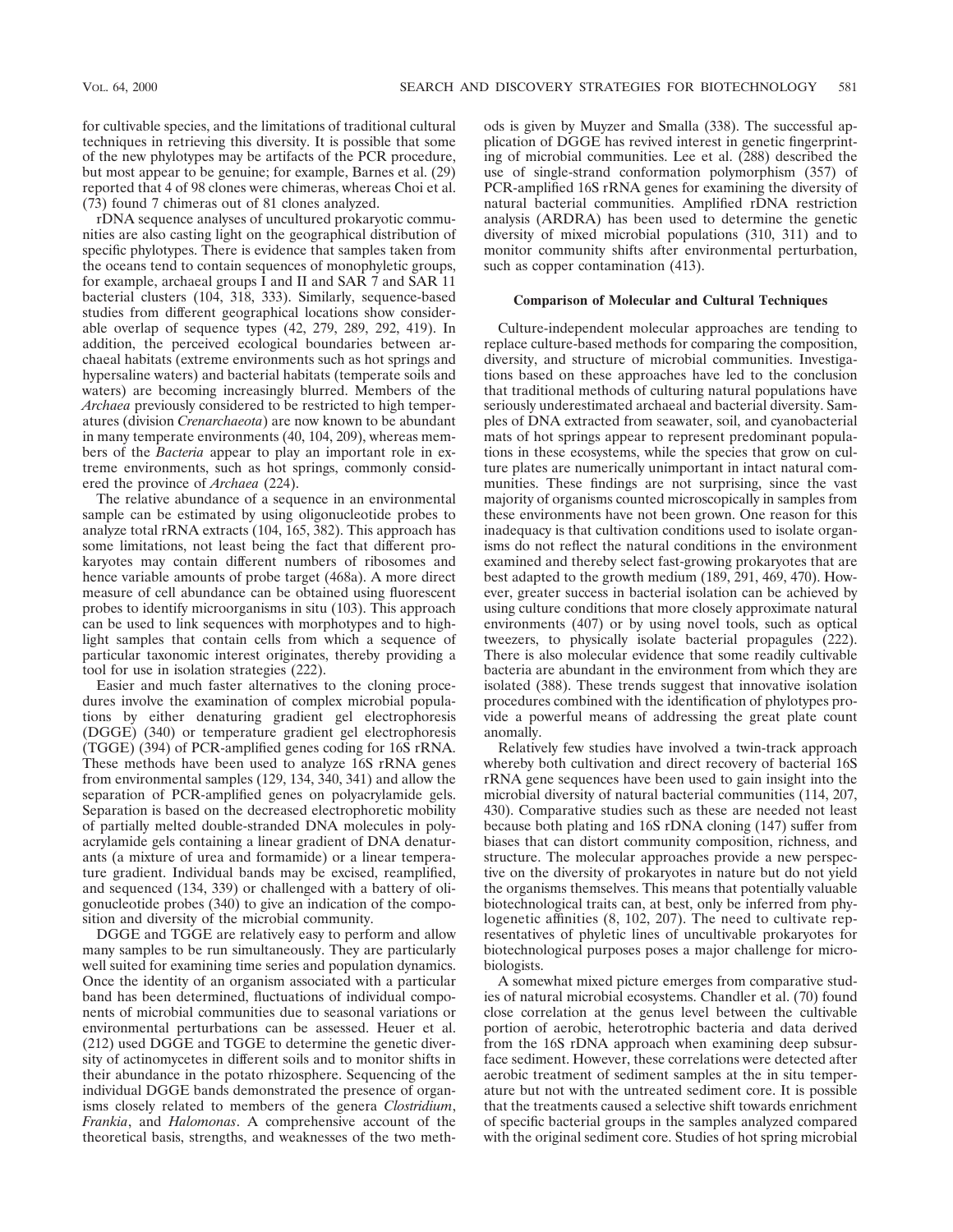for cultivable species, and the limitations of traditional cultural techniques in retrieving this diversity. It is possible that some of the new phylotypes may be artifacts of the PCR procedure, but most appear to be genuine; for example, Barnes et al. (29) reported that 4 of 98 clones were chimeras, whereas Choi et al. (73) found 7 chimeras out of 81 clones analyzed.

rDNA sequence analyses of uncultured prokaryotic communities are also casting light on the geographical distribution of specific phylotypes. There is evidence that samples taken from the oceans tend to contain sequences of monophyletic groups, for example, archaeal groups I and II and SAR 7 and SAR 11 bacterial clusters (104, 318, 333). Similarly, sequence-based studies from different geographical locations show considerable overlap of sequence types (42, 279, 289, 292, 419). In addition, the perceived ecological boundaries between archaeal habitats (extreme environments such as hot springs and hypersaline waters) and bacterial habitats (temperate soils and waters) are becoming increasingly blurred. Members of the *Archaea* previously considered to be restricted to high temperatures (division *Crenarchaeota*) are now known to be abundant in many temperate environments (40, 104, 209), whereas members of the *Bacteria* appear to play an important role in extreme environments, such as hot springs, commonly considered the province of *Archaea* (224).

The relative abundance of a sequence in an environmental sample can be estimated by using oligonucleotide probes to analyze total rRNA extracts (104, 165, 382). This approach has some limitations, not least being the fact that different prokaryotes may contain different numbers of ribosomes and hence variable amounts of probe target (468a). A more direct measure of cell abundance can be obtained using fluorescent probes to identify microorganisms in situ (103). This approach can be used to link sequences with morphotypes and to highlight samples that contain cells from which a sequence of particular taxonomic interest originates, thereby providing a tool for use in isolation strategies (222).

Easier and much faster alternatives to the cloning procedures involve the examination of complex microbial populations by either denaturing gradient gel electrophoresis (DGGE) (340) or temperature gradient gel electrophoresis (TGGE) (394) of PCR-amplified genes coding for 16S rRNA. These methods have been used to analyze 16S rRNA genes from environmental samples (129, 134, 340, 341) and allow the separation of PCR-amplified genes on polyacrylamide gels. Separation is based on the decreased electrophoretic mobility of partially melted double-stranded DNA molecules in polyacrylamide gels containing a linear gradient of DNA denaturants (a mixture of urea and formamide) or a linear temperature gradient. Individual bands may be excised, reamplified, and sequenced (134, 339) or challenged with a battery of oligonucleotide probes (340) to give an indication of the composition and diversity of the microbial community.

DGGE and TGGE are relatively easy to perform and allow many samples to be run simultaneously. They are particularly well suited for examining time series and population dynamics. Once the identity of an organism associated with a particular band has been determined, fluctuations of individual components of microbial communities due to seasonal variations or environmental perturbations can be assessed. Heuer et al. (212) used DGGE and TGGE to determine the genetic diversity of actinomycetes in different soils and to monitor shifts in their abundance in the potato rhizosphere. Sequencing of the individual DGGE bands demonstrated the presence of organisms closely related to members of the genera *Clostridium*, *Frankia*, and *Halomonas*. A comprehensive account of the theoretical basis, strengths, and weaknesses of the two methods is given by Muyzer and Smalla (338). The successful application of DGGE has revived interest in genetic fingerprinting of microbial communities. Lee et al. (288) described the use of single-strand conformation polymorphism (357) of PCR-amplified 16S rRNA genes for examining the diversity of natural bacterial communities. Amplified rDNA restriction analysis (ARDRA) has been used to determine the genetic diversity of mixed microbial populations (310, 311) and to monitor community shifts after environmental perturbation, such as copper contamination (413).

### Comparison of Molecular and Cultural Techniques

Culture-independent molecular approaches are tending to replace culture-based methods for comparing the composition, diversity, and structure of microbial communities. Investigations based on these approaches have led to the conclusion that traditional methods of culturing natural populations have seriously underestimated archaeal and bacterial diversity. Samples of DNA extracted from seawater, soil, and cyanobacterial mats of hot springs appear to represent predominant populations in these ecosystems, while the species that grow on culture plates are numerically unimportant in intact natural communities. These findings are not surprising, since the vast majority of organisms counted microscopically in samples from these environments have not been grown. One reason for this inadequacy is that cultivation conditions used to isolate organisms do not reflect the natural conditions in the environment examined and thereby select fast-growing prokaryotes that are best adapted to the growth medium (189, 291, 469, 470). However, greater success in bacterial isolation can be achieved by using culture conditions that more closely approximate natural environments (407) or by using novel tools, such as optical tweezers, to physically isolate bacterial propagules (222). There is also molecular evidence that some readily cultivable bacteria are abundant in the environment from which they are isolated (388). These trends suggest that innovative isolation procedures combined with the identification of phylotypes provide a powerful means of addressing the great plate count anomally.

Relatively few studies have involved a twin-track approach whereby both cultivation and direct recovery of bacterial 16S rRNA gene sequences have been used to gain insight into the microbial diversity of natural bacterial communities (114, 207, 430). Comparative studies such as these are needed not least because both plating and 16S rDNA cloning (147) suffer from biases that can distort community composition, richness, and structure. The molecular approaches provide a new perspective on the diversity of prokaryotes in nature but do not yield the organisms themselves. This means that potentially valuable biotechnological traits can, at best, only be inferred from phylogenetic affinities (8, 102, 207). The need to cultivate representatives of phyletic lines of uncultivable prokaryotes for biotechnological purposes poses a major challenge for microbiologists.

A somewhat mixed picture emerges from comparative studies of natural microbial ecosystems. Chandler et al. (70) found close correlation at the genus level between the cultivable portion of aerobic, heterotrophic bacteria and data derived from the 16S rDNA approach when examining deep subsurface sediment. However, these correlations were detected after aerobic treatment of sediment samples at the in situ temperature but not with the untreated sediment core. It is possible that the treatments caused a selective shift towards enrichment of specific bacterial groups in the samples analyzed compared with the original sediment core. Studies of hot spring microbial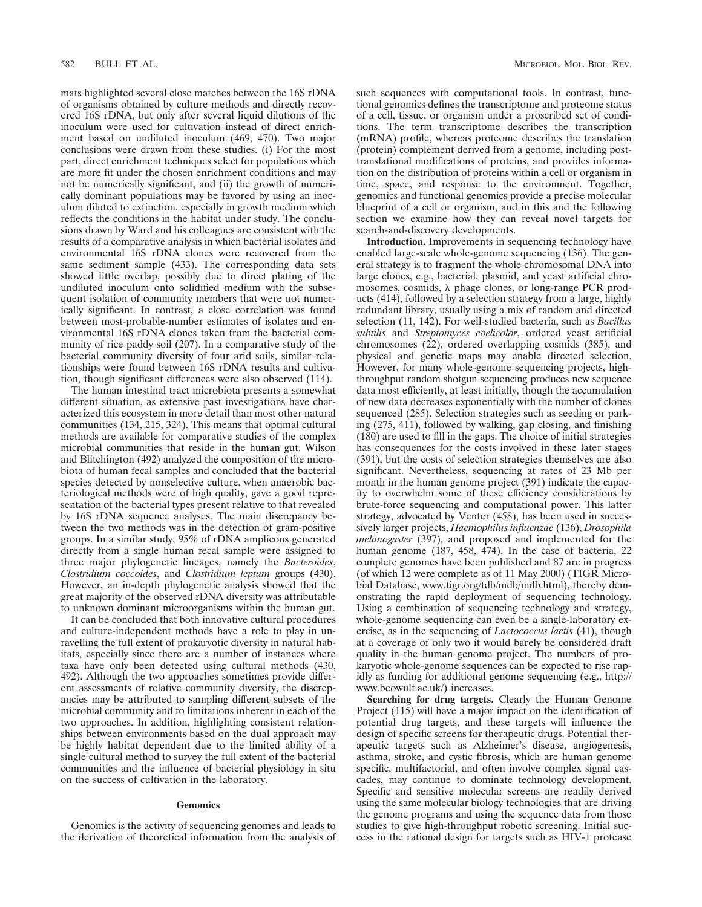mats highlighted several close matches between the 16S rDNA of organisms obtained by culture methods and directly recovered 16S rDNA, but only after several liquid dilutions of the inoculum were used for cultivation instead of direct enrichment based on undiluted inoculum (469, 470). Two major conclusions were drawn from these studies. (i) For the most part, direct enrichment techniques select for populations which are more fit under the chosen enrichment conditions and may not be numerically significant, and (ii) the growth of numerically dominant populations may be favored by using an inoculum diluted to extinction, especially in growth medium which reflects the conditions in the habitat under study. The conclusions drawn by Ward and his colleagues are consistent with the results of a comparative analysis in which bacterial isolates and environmental 16S rDNA clones were recovered from the same sediment sample (433). The corresponding data sets showed little overlap, possibly due to direct plating of the undiluted inoculum onto solidified medium with the subsequent isolation of community members that were not numerically significant. In contrast, a close correlation was found between most-probable-number estimates of isolates and environmental 16S rDNA clones taken from the bacterial community of rice paddy soil (207). In a comparative study of the bacterial community diversity of four arid soils, similar relationships were found between 16S rDNA results and cultivation, though significant differences were also observed (114).

The human intestinal tract microbiota presents a somewhat different situation, as extensive past investigations have characterized this ecosystem in more detail than most other natural communities (134, 215, 324). This means that optimal cultural methods are available for comparative studies of the complex microbial communities that reside in the human gut. Wilson and Blitchington (492) analyzed the composition of the microbiota of human fecal samples and concluded that the bacterial species detected by nonselective culture, when anaerobic bacteriological methods were of high quality, gave a good representation of the bacterial types present relative to that revealed by 16S rDNA sequence analyses. The main discrepancy between the two methods was in the detection of gram-positive groups. In a similar study, 95% of rDNA amplicons generated directly from a single human fecal sample were assigned to three major phylogenetic lineages, namely the *Bacteroides*, *Clostridium coccoides*, and *Clostridium leptum* groups (430). However, an in-depth phylogenetic analysis showed that the great majority of the observed rDNA diversity was attributable to unknown dominant microorganisms within the human gut.

It can be concluded that both innovative cultural procedures and culture-independent methods have a role to play in unravelling the full extent of prokaryotic diversity in natural habitats, especially since there are a number of instances where taxa have only been detected using cultural methods (430, 492). Although the two approaches sometimes provide different assessments of relative community diversity, the discrepancies may be attributed to sampling different subsets of the microbial community and to limitations inherent in each of the two approaches. In addition, highlighting consistent relationships between environments based on the dual approach may be highly habitat dependent due to the limited ability of a single cultural method to survey the full extent of the bacterial communities and the influence of bacterial physiology in situ on the success of cultivation in the laboratory.

## Genomics

Genomics is the activity of sequencing genomes and leads to the derivation of theoretical information from the analysis of such sequences with computational tools. In contrast, functional genomics defines the transcriptome and proteome status of a cell, tissue, or organism under a proscribed set of conditions. The term transcriptome describes the transcription (mRNA) profile, whereas proteome describes the translation (protein) complement derived from a genome, including post-translational modifications of proteins, and provides information on the distribution of proteins within a cell or organism in time, space, and response to the environment. Together, genomics and functional genomics provide a precise molecular blueprint of a cell or organism, and in this and the following section we examine how they can reveal novel targets for search-and-discovery developments.

**Introduction.** Improvements in sequencing technology have enabled large-scale whole-genome sequencing (136). The general strategy is to fragment the whole chromosomal DNA into large clones, e.g., bacterial, plasmid, and yeast artificial chromosomes, cosmids, λ phage clones, or long-range PCR products (414), followed by a selection strategy from a large, highly redundant library, usually using a mix of random and directed selection (11, 142). For well-studied bacteria, such as *Bacillus subtilis* and *Streptomyces coelicolor*, ordered yeast artificial chromosomes (22), ordered overlapping cosmids (385), and physical and genetic maps may enable directed selection. However, for many whole-genome sequencing projects, high-throughput random shotgun sequencing produces new sequence data most efficiently, at least initially, though the accumulation of new data decreases exponentially with the number of clones sequenced (285). Selection strategies such as seeding or parking (275, 411), followed by walking, gap closing, and finishing (180) are used to fill in the gaps. The choice of initial strategies has consequences for the costs involved in these later stages (391), but the costs of selection strategies themselves are also significant. Nevertheless, sequencing at rates of 23 Mb per month in the human genome project (391) indicate the capacity to overwhelm some of these efficiency considerations by brute-force sequencing and computational power. This latter strategy, advocated by Venter (458), has been used in successively larger projects, *Haemophilus influenzae* (136), *Drosophila melanogaster* (397), and proposed and implemented for the human genome (187, 458, 474). In the case of bacteria, 22 complete genomes have been published and 87 are in progress (of which 12 were complete as of 11 May 2000) (TIGR Microbial Database, www.tigr.org/tdb/mdb/mdb.html), thereby demonstrating the rapid deployment of sequencing technology. Using a combination of sequencing technology and strategy, whole-genome sequencing can even be a single-laboratory exercise, as in the sequencing of *Lactococcus lactis* (41), though at a coverage of only two it would barely be considered draft quality in the human genome project. The numbers of prokaryotic whole-genome sequences can be expected to rise rapidly as funding for additional genome sequencing (e.g., http://www.beowulf.ac.uk/) increases.

**Searching for drug targets.** Clearly the Human Genome Project (115) will have a major impact on the identification of potential drug targets, and these targets will influence the design of specific screens for therapeutic drugs. Potential therapeutic targets such as Alzheimer's disease, angiogenesis, asthma, stroke, and cystic fibrosis, which are human genome specific, multifactorial, and often involve complex signal cascades, may continue to dominate technology development. Specific and sensitive molecular screens are readily derived using the same molecular biology technologies that are driving the genome programs and using the sequence data from those studies to give high-throughput robotic screening. Initial success in the rational design for targets such as HIV-1 protease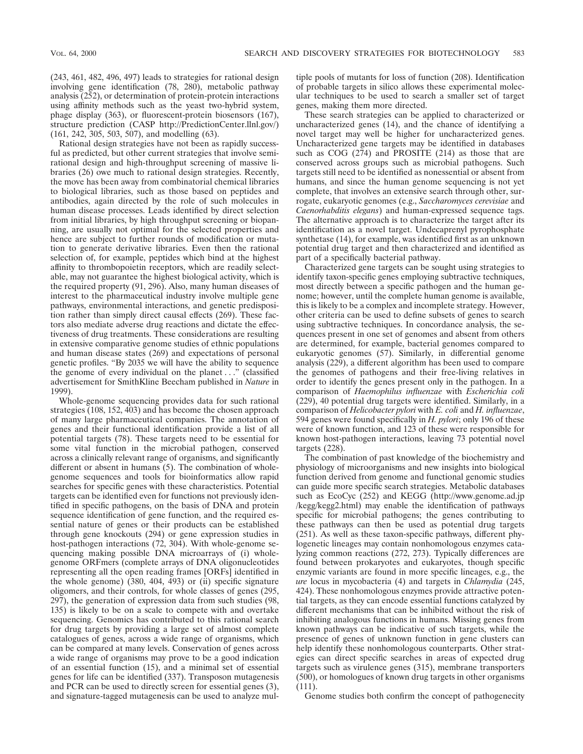(243, 461, 482, 496, 497) leads to strategies for rational design involving gene identification (78, 280), metabolic pathway analysis (252), or determination of protein-protein interactions using affinity methods such as the yeast two-hybrid system, phage display (363), or fluorescent-protein biosensors (167), structure prediction (CASP http://PredictionCenter.llnl.gov/) (161, 242, 305, 503, 507), and modelling (63).

Rational design strategies have not been as rapidly successful as predicted, but other current strategies that involve semirational design and high-throughput screening of massive libraries (26) owe much to rational design strategies. Recently, the move has been away from combinatorial chemical libraries to biological libraries, such as those based on peptides and antibodies, again directed by the role of such molecules in human disease processes. Leads identified by direct selection from initial libraries, by high throughput screening or biopanning, are usually not optimal for the selected properties and hence are subject to further rounds of modification or mutation to generate derivative libraries. Even then the rational selection of, for example, peptides which bind at the highest affinity to thrombopoietin receptors, which are readily selectable, may not guarantee the highest biological activity, which is the required property (91, 296). Also, many human diseases of interest to the pharmaceutical industry involve multiple gene pathways, environmental interactions, and genetic predisposition rather than simply direct causal effects (269). These factors also mediate adverse drug reactions and dictate the effectiveness of drug treatments. These considerations are resulting in extensive comparative genome studies of ethnic populations and human disease states (269) and expectations of personal genetic profiles. "By 2035 we will have the ability to sequence the genome of every individual on the planet . . ." (classified advertisement for SmithKline Beecham published in *Nature* in 1999).

Whole-genome sequencing provides data for such rational strategies (108, 152, 403) and has become the chosen approach of many large pharmaceutical companies. The annotation of genes and their functional identification provide a list of all potential targets (78). These targets need to be essential for some vital function in the microbial pathogen, conserved across a clinically relevant range of organisms, and significantly different or absent in humans (5). The combination of whole-genome sequences and tools for bioinformatics allow rapid searches for specific genes with these characteristics. Potential targets can be identified even for functions not previously identified in specific pathogens, on the basis of DNA and protein sequence identification of gene function, and the required essential nature of genes or their products can be established through gene knockouts (294) or gene expression studies in host-pathogen interactions (72, 304). With whole-genome sequencing making possible DNA microarrays of (i) whole-genome ORFmers (complete arrays of DNA oligonucleotides representing all the open reading frames [ORFs] identified in the whole genome) (380, 404, 493) or (ii) specific signature oligomers, and their controls, for whole classes of genes (295, 297), the generation of expression data from such studies (98, 135) is likely to be on a scale to compete with and overtake sequencing. Genomics has contributed to this rational search for drug targets by providing a large set of almost complete catalogues of genes, across a wide range of organisms, which can be compared at many levels. Conservation of genes across a wide range of organisms may prove to be a good indication of an essential function (15), and a minimal set of essential genes for life can be identified (337). Transposon mutagenesis and PCR can be used to directly screen for essential genes (3), and signature-tagged mutagenesis can be used to analyze multiple pools of mutants for loss of function (208). Identification of probable targets in silico allows these experimental molecular techniques to be used to search a smaller set of target genes, making them more directed.

These search strategies can be applied to characterized or uncharacterized genes (14), and the chance of identifying a novel target may well be higher for uncharacterized genes. Uncharacterized gene targets may be identified in databases such as COG (274) and PROSITE (214) as those that are conserved across groups such as microbial pathogens. Such targets still need to be identified as nonessential or absent from humans, and since the human genome sequencing is not yet complete, that involves an extensive search through other, surrogate, eukaryotic genomes (e.g., *Saccharomyces cerevisiae* and *Caenorhabditis elegans*) and human-expressed sequence tags. The alternative approach is to characterize the target after its identification as a novel target. Undecaprenyl pyrophosphate synthetase (14), for example, was identified first as an unknown potential drug target and then characterized and identified as part of a specifically bacterial pathway.

Characterized gene targets can be sought using strategies to identify taxon-specific genes employing subtractive techniques, most directly between a specific pathogen and the human genome; however, until the complete human genome is available, this is likely to be a complex and incomplete strategy. However, other criteria can be used to define subsets of genes to search using subtractive techniques. In concordance analysis, the sequences present in one set of genomes and absent from others are determined, for example, bacterial genomes compared to eukaryotic genomes (57). Similarly, in differential genome analysis (229), a different algorithm has been used to compare the genomes of pathogens and their free-living relatives in order to identify the genes present only in the pathogen. In a comparison of *Haemophilus influenzae* with *Escherichia coli* (229), 40 potential drug targets were identified. Similarly, in a comparison of *Helicobacter pylori* with *E. coli* and *H. influenzae*, 594 genes were found specifically in *H. pylori*; only 196 of these were of known function, and 123 of these were responsible for known host-pathogen interactions, leaving 73 potential novel targets (228).

The combination of past knowledge of the biochemistry and physiology of microorganisms and new insights into biological function derived from genome and functional genomic studies can guide more specific search strategies. Metabolic databases such as EcoCyc (252) and KEGG (http://www.genome.ad.jp/kegg/kegg2.html) may enable the identification of pathways specific for microbial pathogens; the genes contributing to these pathways can then be used as potential drug targets (251). As well as these taxon-specific pathways, different phylogenetic lineages may contain nonhomologous enzymes catalyzing common reactions (272, 273). Typically differences are found between prokaryotes and eukaryotes, though specific enzymic variants are found in more specific lineages, e.g., the *ure* locus in mycobacteria (4) and targets in *Chlamydia* (245, 424). These nonhomologous enzymes provide attractive potential targets, as they can encode essential functions catalyzed by different mechanisms that can be inhibited without the risk of inhibiting analogous functions in humans. Missing genes from known pathways can be indicative of such targets, while the presence of genes of unknown function in gene clusters can help identify these nonhomologous counterparts. Other strategies can direct specific searches in areas of expected drug targets such as virulence genes (315), membrane transporters (500), or homologues of known drug targets in other organisms (111).

Genome studies both confirm the concept of pathogenecity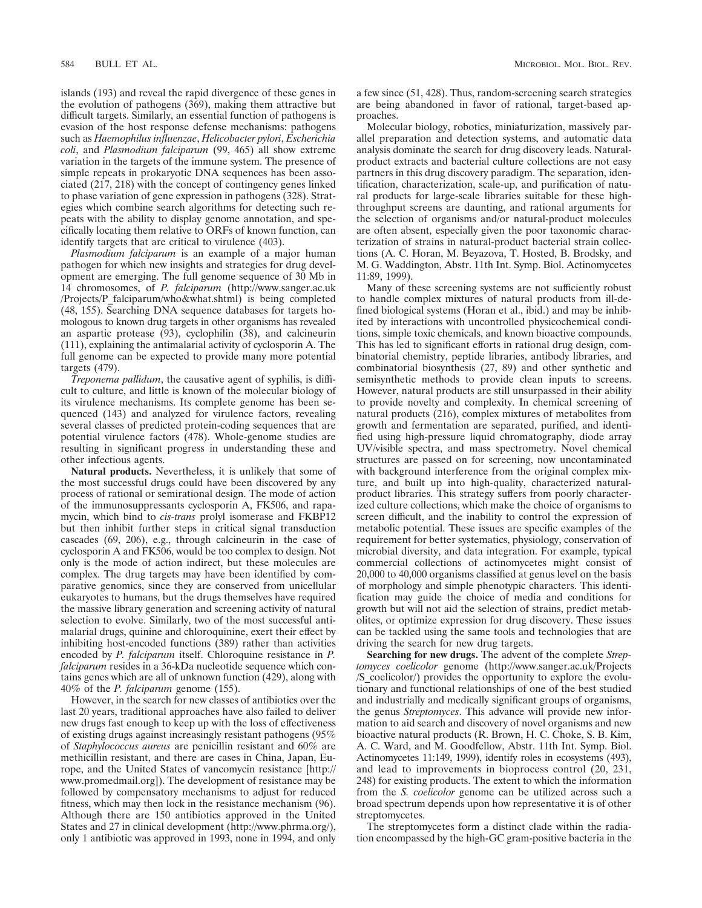islands (193) and reveal the rapid divergence of these genes in the evolution of pathogens (369), making them attractive but difficult targets. Similarly, an essential function of pathogens is evasion of the host response defense mechanisms: pathogens such as *Haemophilus influenzae*, *Helicobacter pylori*, *Escherichia coli*, and *Plasmodium falciparum* (99, 465) all show extreme variation in the targets of the immune system. The presence of simple repeats in prokaryotic DNA sequences has been associated (217, 218) with the concept of contingency genes linked to phase variation of gene expression in pathogens (328). Strategies which combine search algorithms for detecting such repeats with the ability to display genome annotation, and specifically locating them relative to ORFs of known function, can identify targets that are critical to virulence (403).

*Plasmodium falciparum* is an example of a major human pathogen for which new insights and strategies for drug development are emerging. The full genome sequence of 30 Mb in 14 chromosomes, of *P. falciparum* (http://www.sanger.ac.uk/Projects/P_falciparum/who&what.shtml) is being completed (48, 155). Searching DNA sequence databases for targets homologous to known drug targets in other organisms has revealed an aspartic protease (93), cyclophilin (38), and calcineurin (111), explaining the antimalarial activity of cyclosporin A. The full genome can be expected to provide many more potential targets (479).

*Treponema pallidum*, the causative agent of syphilis, is difficult to culture, and little is known of the molecular biology of its virulence mechanisms. Its complete genome has been sequenced (143) and analyzed for virulence factors, revealing several classes of predicted protein-coding sequences that are potential virulence factors (478). Whole-genome studies are resulting in significant progress in understanding these and other infectious agents.

**Natural products.** Nevertheless, it is unlikely that some of the most successful drugs could have been discovered by any process of rational or semirational design. The mode of action of the immunosuppressants cyclosporin A, FK506, and rapamycin, which bind to *cis-trans* prolyl isomerase and FKBP12 but then inhibit further steps in critical signal transduction cascades (69, 206), e.g., through calcineurin in the case of cyclosporin A and FK506, would be too complex to design. Not only is the mode of action indirect, but these molecules are complex. The drug targets may have been identified by comparative genomics, since they are conserved from unicellular eukaryotes to humans, but the drugs themselves have required the massive library generation and screening activity of natural selection to evolve. Similarly, two of the most successful antimalarial drugs, quinine and chloroquinine, exert their effect by inhibiting host-encoded functions (389) rather than activities encoded by *P. falciparum* itself. Chloroquine resistance in *P. falciparum* resides in a 36-kDa nucleotide sequence which contains genes which are all of unknown function (429), along with 40% of the *P. falciparum* genome (155).

However, in the search for new classes of antibiotics over the last 20 years, traditional approaches have also failed to deliver new drugs fast enough to keep up with the loss of effectiveness of existing drugs against increasingly resistant pathogens (95% of *Staphylococcus aureus* are penicillin resistant and 60% are methicillin resistant, and there are cases in China, Japan, Europe, and the United States of vancomycin resistance [http://www.promedmail.org]). The development of resistance may be followed by compensatory mechanisms to adjust for reduced fitness, which may then lock in the resistance mechanism (96). Although there are 150 antibiotics approved in the United States and 27 in clinical development (http://www.phrma.org/), only 1 antibiotic was approved in 1993, none in 1994, and only a few since (51, 428). Thus, random-screening search strategies are being abandoned in favor of rational, target-based approaches.

Molecular biology, robotics, miniaturization, massively parallel preparation and detection systems, and automatic data analysis dominate the search for drug discovery leads. Natural-product extracts and bacterial culture collections are not easy partners in this drug discovery paradigm. The separation, identification, characterization, scale-up, and purification of natural products for large-scale libraries suitable for these high-throughput screens are daunting, and rational arguments for the selection of organisms and/or natural-product molecules are often absent, especially given the poor taxonomic characterization of strains in natural-product bacterial strain collections (A. C. Horan, M. Beyazova, T. Hosted, B. Brodsky, and M. G. Waddington, Abstr. 11th Int. Symp. Biol. Actinomycetes 11:89, 1999).

Many of these screening systems are not sufficiently robust to handle complex mixtures of natural products from ill-defined biological systems (Horan et al., ibid.) and may be inhibited by interactions with uncontrolled physicochemical conditions, simple toxic chemicals, and known bioactive compounds. This has led to significant efforts in rational drug design, combinatorial chemistry, peptide libraries, antibody libraries, and combinatorial biosynthesis (27, 89) and other synthetic and semisynthetic methods to provide clean inputs to screens. However, natural products are still unsurpassed in their ability to provide novelty and complexity. In chemical screening of natural products (216), complex mixtures of metabolites from growth and fermentation are separated, purified, and identified using high-pressure liquid chromatography, diode array UV/visible spectra, and mass spectrometry. Novel chemical structures are passed on for screening, now uncontaminated with background interference from the original complex mixture, and built up into high-quality, characterized natural-product libraries. This strategy suffers from poorly characterized culture collections, which make the choice of organisms to screen difficult, and the inability to control the expression of metabolic potential. These issues are specific examples of the requirement for better systematics, physiology, conservation of microbial diversity, and data integration. For example, typical commercial collections of actinomycetes might consist of 20,000 to 40,000 organisms classified at genus level on the basis of morphology and simple phenotypic characters. This identification may guide the choice of media and conditions for growth but will not aid the selection of strains, predict metabolites, or optimize expression for drug discovery. These issues can be tackled using the same tools and technologies that are driving the search for new drug targets.

**Searching for new drugs.** The advent of the complete *Streptomyces coelicolor* genome (http://www.sanger.ac.uk/Projects/S_coelicolor/) provides the opportunity to explore the evolutionary and functional relationships of one of the best studied and industrially and medically significant groups of organisms, the genus *Streptomyces*. This advance will provide new information to aid search and discovery of novel organisms and new bioactive natural products (R. Brown, H. C. Choke, S. B. Kim, A. C. Ward, and M. Goodfellow, Abstr. 11th Int. Symp. Biol. Actinomycetes 11:149, 1999), identify roles in ecosystems (493), and lead to improvements in bioprocess control (20, 231, 248) for existing products. The extent to which the information from the *S. coelicolor* genome can be utilized across such a broad spectrum depends upon how representative it is of other streptomycetes.

The streptomycetes form a distinct clade within the radiation encompassed by the high-GC gram-positive bacteria in the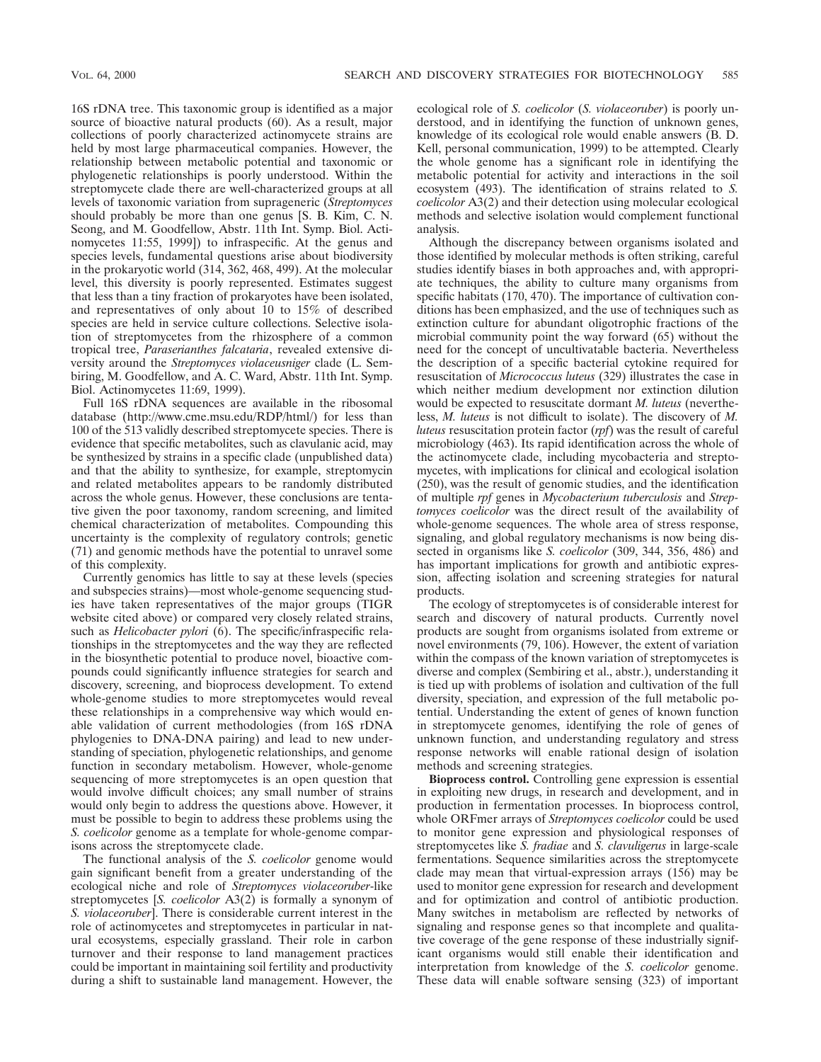16S rDNA tree. This taxonomic group is identified as a major source of bioactive natural products (60). As a result, major collections of poorly characterized actinomycete strains are held by most large pharmaceutical companies. However, the relationship between metabolic potential and taxonomic or phylogenetic relationships is poorly understood. Within the streptomycete clade there are well-characterized groups at all levels of taxonomic variation from suprageneric (*Streptomyces* should probably be more than one genus [S. B. Kim, C. N. Seong, and M. Goodfellow, Abstr. 11th Int. Symp. Biol. Actinomycetes 11:55, 1999]) to infraspecific. At the genus and species levels, fundamental questions arise about biodiversity in the prokaryotic world (314, 362, 468, 499). At the molecular level, this diversity is poorly represented. Estimates suggest that less than a tiny fraction of prokaryotes have been isolated, and representatives of only about 10 to 15% of described species are held in service culture collections. Selective isolation of streptomycetes from the rhizosphere of a common tropical tree, *Paraserianthes falcataria*, revealed extensive diversity around the *Streptomyces violaceusniger* clade (L. Sembiring, M. Goodfellow, and A. C. Ward, Abstr. 11th Int. Symp. Biol. Actinomycetes 11:69, 1999).

Full 16S rDNA sequences are available in the ribosomal database (http://www.cme.msu.edu/RDP/html/) for less than 100 of the 513 validly described streptomycete species. There is evidence that specific metabolites, such as clavulanic acid, may be synthesized by strains in a specific clade (unpublished data) and that the ability to synthesize, for example, streptomycin and related metabolites appears to be randomly distributed across the whole genus. However, these conclusions are tentative given the poor taxonomy, random screening, and limited chemical characterization of metabolites. Compounding this uncertainty is the complexity of regulatory controls; genetic (71) and genomic methods have the potential to unravel some of this complexity.

Currently genomics has little to say at these levels (species and subspecies strains)—most whole-genome sequencing studies have taken representatives of the major groups (TIGR website cited above) or compared very closely related strains, such as *Helicobacter pylori* (6). The specific/infraspecific relationships in the streptomycetes and the way they are reflected in the biosynthetic potential to produce novel, bioactive compounds could significantly influence strategies for search and discovery, screening, and bioprocess development. To extend whole-genome studies to more streptomycetes would reveal these relationships in a comprehensive way which would enable validation of current methodologies (from 16S rDNA phylogenies to DNA-DNA pairing) and lead to new understanding of speciation, phylogenetic relationships, and genome function in secondary metabolism. However, whole-genome sequencing of more streptomycetes is an open question that would involve difficult choices; any small number of strains would only begin to address the questions above. However, it must be possible to begin to address these problems using the *S. coelicolor* genome as a template for whole-genome comparisons across the streptomycete clade.

The functional analysis of the *S. coelicolor* genome would gain significant benefit from a greater understanding of the ecological niche and role of *Streptomyces violaceoruber*-like streptomycetes [*S. coelicolor* A3(2) is formally a synonym of *S. violaceoruber*]. There is considerable current interest in the role of actinomycetes and streptomycetes in particular in natural ecosystems, especially grassland. Their role in carbon turnover and their response to land management practices could be important in maintaining soil fertility and productivity during a shift to sustainable land management. However, the ecological role of *S. coelicolor* (*S. violaceoruber*) is poorly understood, and in identifying the function of unknown genes, knowledge of its ecological role would enable answers (B. D. Kell, personal communication, 1999) to be attempted. Clearly the whole genome has a significant role in identifying the metabolic potential for activity and interactions in the soil ecosystem (493). The identification of strains related to *S. coelicolor* A3(2) and their detection using molecular ecological methods and selective isolation would complement functional analysis.

Although the discrepancy between organisms isolated and those identified by molecular methods is often striking, careful studies identify biases in both approaches and, with appropriate techniques, the ability to culture many organisms from specific habitats (170, 470). The importance of cultivation conditions has been emphasized, and the use of techniques such as extinction culture for abundant oligotrophic fractions of the microbial community point the way forward (65) without the need for the concept of uncultivatable bacteria. Nevertheless the description of a specific bacterial cytokine required for resuscitation of *Micrococcus luteus* (329) illustrates the case in which neither medium development nor extinction dilution would be expected to resuscitate dormant *M. luteus* (nevertheless, *M. luteus* is not difficult to isolate). The discovery of *M. luteus* resuscitation protein factor (*rpf*) was the result of careful microbiology (463). Its rapid identification across the whole of the actinomycete clade, including mycobacteria and streptomycetes, with implications for clinical and ecological isolation (250), was the result of genomic studies, and the identification of multiple *rpf* genes in *Mycobacterium tuberculosis* and *Streptomyces coelicolor* was the direct result of the availability of whole-genome sequences. The whole area of stress response, signaling, and global regulatory mechanisms is now being dissected in organisms like *S. coelicolor* (309, 344, 356, 486) and has important implications for growth and antibiotic expression, affecting isolation and screening strategies for natural products.

The ecology of streptomycetes is of considerable interest for search and discovery of natural products. Currently novel products are sought from organisms isolated from extreme or novel environments (79, 106). However, the extent of variation within the compass of the known variation of streptomycetes is diverse and complex (Sembiring et al., abstr.), understanding it is tied up with problems of isolation and cultivation of the full diversity, speciation, and expression of the full metabolic potential. Understanding the extent of genes of known function in streptomycete genomes, identifying the role of genes of unknown function, and understanding regulatory and stress response networks will enable rational design of isolation methods and screening strategies.

**Bioprocess control.** Controlling gene expression is essential in exploiting new drugs, in research and development, and in production in fermentation processes. In bioprocess control, whole ORFmer arrays of *Streptomyces coelicolor* could be used to monitor gene expression and physiological responses of streptomycetes like *S. fradiae* and *S. clavuligerus* in large-scale fermentations. Sequence similarities across the streptomycete clade may mean that virtual-expression arrays (156) may be used to monitor gene expression for research and development and for optimization and control of antibiotic production. Many switches in metabolism are reflected by networks of signaling and response genes so that incomplete and qualitative coverage of the gene response of these industrially significant organisms would still enable their identification and interpretation from knowledge of the *S. coelicolor* genome. These data will enable software sensing (323) of important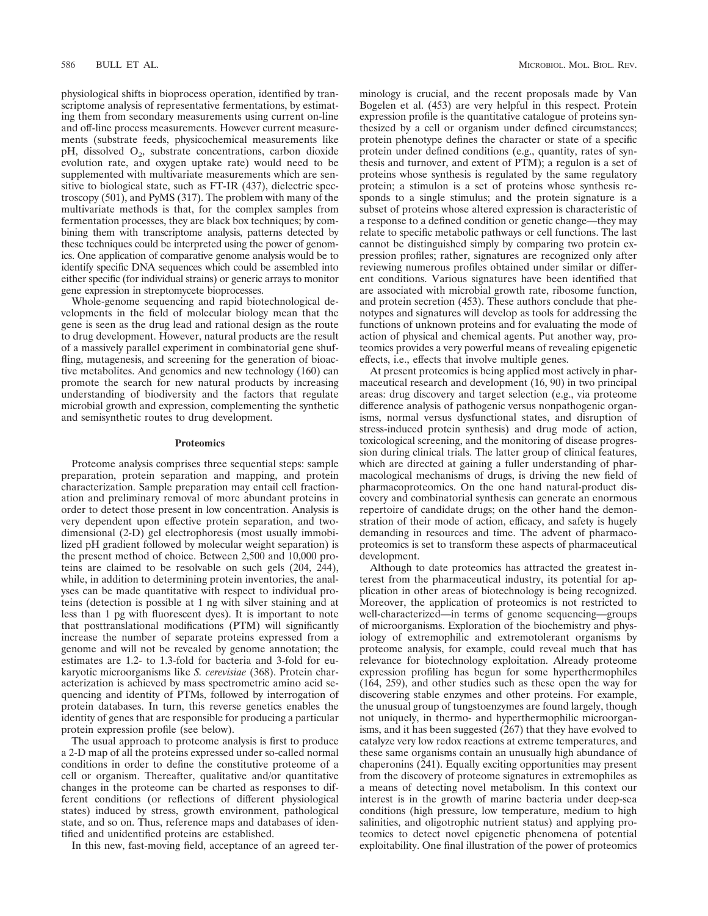physiological shifts in bioprocess operation, identified by transcriptome analysis of representative fermentations, by estimating them from secondary measurements using current on-line and off-line process measurements. However current measurements (substrate feeds, physicochemical measurements like pH, dissolved $O_2$, substrate concentrations, carbon dioxide evolution rate, and oxygen uptake rate) would need to be supplemented with multivariate measurements which are sensitive to biological state, such as FT-IR (437), dielectric spectroscopy (501), and PyMS (317). The problem with many of the multivariate methods is that, for the complex samples from fermentation processes, they are black box techniques; by combining them with transcriptome analysis, patterns detected by these techniques could be interpreted using the power of genomics. One application of comparative genome analysis would be to identify specific DNA sequences which could be assembled into either specific (for individual strains) or generic arrays to monitor gene expression in streptomycete bioprocesses.

Whole-genome sequencing and rapid biotechnological developments in the field of molecular biology mean that the gene is seen as the drug lead and rational design as the route to drug development. However, natural products are the result of a massively parallel experiment in combinatorial gene shuffling, mutagenesis, and screening for the generation of bioactive metabolites. And genomics and new technology (160) can promote the search for new natural products by increasing understanding of biodiversity and the factors that regulate microbial growth and expression, complementing the synthetic and semisynthetic routes to drug development.

### Proteomics

Proteome analysis comprises three sequential steps: sample preparation, protein separation and mapping, and protein characterization. Sample preparation may entail cell fractionation and preliminary removal of more abundant proteins in order to detect those present in low concentration. Analysis is very dependent upon effective protein separation, and two-dimensional (2-D) gel electrophoresis (most usually immobilized pH gradient followed by molecular weight separation) is the present method of choice. Between 2,500 and 10,000 proteins are claimed to be resolvable on such gels (204, 244), while, in addition to determining protein inventories, the analyses can be made quantitative with respect to individual proteins (detection is possible at 1 ng with silver staining and at less than 1 pg with fluorescent dyes). It is important to note that posttranslational modifications (PTM) will significantly increase the number of separate proteins expressed from a genome and will not be revealed by genome annotation; the estimates are 1.2- to 1.3-fold for bacteria and 3-fold for eukaryotic microorganisms like *S. cerevisiae* (368). Protein characterization is achieved by mass spectrometric amino acid sequencing and identity of PTMs, followed by interrogation of protein databases. In turn, this reverse genetics enables the identity of genes that are responsible for producing a particular protein expression profile (see below).

The usual approach to proteome analysis is first to produce a 2-D map of all the proteins expressed under so-called normal conditions in order to define the constitutive proteome of a cell or organism. Thereafter, qualitative and/or quantitative changes in the proteome can be charted as responses to different conditions (or reflections of different physiological states) induced by stress, growth environment, pathological state, and so on. Thus, reference maps and databases of identified and unidentified proteins are established.

In this new, fast-moving field, acceptance of an agreed terminology is crucial, and the recent proposals made by Van Bogelen et al. (453) are very helpful in this respect. Protein expression profile is the quantitative catalogue of proteins synthesized by a cell or organism under defined circumstances; protein phenotype defines the character or state of a specific protein under defined conditions (e.g., quantity, rates of synthesis and turnover, and extent of PTM); a regulon is a set of proteins whose synthesis is regulated by the same regulatory protein; a stimulon is a set of proteins whose synthesis responds to a single stimulus; and the protein signature is a subset of proteins whose altered expression is characteristic of a response to a defined condition or genetic change—they may relate to specific metabolic pathways or cell functions. The last cannot be distinguished simply by comparing two protein expression profiles; rather, signatures are recognized only after reviewing numerous profiles obtained under similar or different conditions. Various signatures have been identified that are associated with microbial growth rate, ribosome function, and protein secretion (453). These authors conclude that phenotypes and signatures will develop as tools for addressing the functions of unknown proteins and for evaluating the mode of action of physical and chemical agents. Put another way, proteomics provides a very powerful means of revealing epigenetic effects, i.e., effects that involve multiple genes.

At present proteomics is being applied most actively in pharmaceutical research and development (16, 90) in two principal areas: drug discovery and target selection (e.g., via proteome difference analysis of pathogenic versus nonpathogenic organisms, normal versus dysfunctional states, and disruption of stress-induced protein synthesis) and drug mode of action, toxicological screening, and the monitoring of disease progression during clinical trials. The latter group of clinical features, which are directed at gaining a fuller understanding of pharmacological mechanisms of drugs, is driving the new field of pharmacoproteomics. On the one hand natural-product discovery and combinatorial synthesis can generate an enormous repertoire of candidate drugs; on the other hand the demonstration of their mode of action, efficacy, and safety is hugely demanding in resources and time. The advent of pharmacoproteomics is set to transform these aspects of pharmaceutical development.

Although to date proteomics has attracted the greatest interest from the pharmaceutical industry, its potential for application in other areas of biotechnology is being recognized. Moreover, the application of proteomics is not restricted to well-characterized—in terms of genome sequencing—groups of microorganisms. Exploration of the biochemistry and physiology of extremophilic and extremotolerant organisms by proteome analysis, for example, could reveal much that has relevance for biotechnology exploitation. Already proteome expression profiling has begun for some hyperthermophiles (164, 259), and other studies such as these open the way for discovering stable enzymes and other proteins. For example, the unusual group of tungstoenzymes are found largely, though not uniquely, in thermo- and hyperthermophilic microorganisms, and it has been suggested (267) that they have evolved to catalyze very low redox reactions at extreme temperatures, and these same organisms contain an unusually high abundance of chaperonins (241). Equally exciting opportunities may present from the discovery of proteome signatures in extremophiles as a means of detecting novel metabolism. In this context our interest is in the growth of marine bacteria under deep-sea conditions (high pressure, low temperature, medium to high salinities, and oligotrophic nutrient status) and applying proteomics to detect novel epigenetic phenomena of potential exploitability. One final illustration of the power of proteomics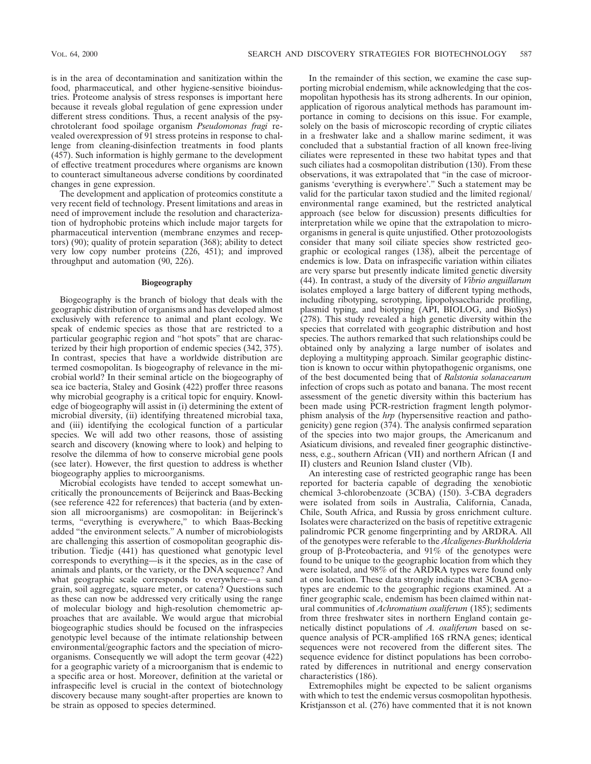is in the area of decontamination and sanitization within the food, pharmaceutical, and other hygiene-sensitive bioindustries. Proteome analysis of stress responses is important here because it reveals global regulation of gene expression under different stress conditions. Thus, a recent analysis of the psychrotolerant food spoilage organism *Pseudomonas fragi* revealed overexpression of 91 stress proteins in response to challenge from cleaning-disinfection treatments in food plants (457). Such information is highly germane to the development of effective treatment procedures where organisms are known to counteract simultaneous adverse conditions by coordinated changes in gene expression.

The development and application of proteomics constitute a very recent field of technology. Present limitations and areas in need of improvement include the resolution and characterization of hydrophobic proteins which include major targets for pharmaceutical intervention (membrane enzymes and receptors) (90); quality of protein separation (368); ability to detect very low copy number proteins (226, 451); and improved throughput and automation (90, 226).

### Biogeography

Biogeography is the branch of biology that deals with the geographic distribution of organisms and has developed almost exclusively with reference to animal and plant ecology. We speak of endemic species as those that are restricted to a particular geographic region and "hot spots" that are characterized by their high proportion of endemic species (342, 375). In contrast, species that have a worldwide distribution are termed cosmopolitan. Is biogeography of relevance in the microbial world? In their seminal article on the biogeography of sea ice bacteria, Staley and Gosink (422) proffer three reasons why microbial geography is a critical topic for enquiry. Knowledge of biogeography will assist in (i) determining the extent of microbial diversity, (ii) identifying threatened microbial taxa, and (iii) identifying the ecological function of a particular species. We will add two other reasons, those of assisting search and discovery (knowing where to look) and helping to resolve the dilemma of how to conserve microbial gene pools (see later). However, the first question to address is whether biogeography applies to microorganisms.

Microbial ecologists have tended to accept somewhat uncritically the pronouncements of Beijerinck and Baas-Becking (see reference 422 for references) that bacteria (and by extension all microorganisms) are cosmopolitan: in Beijerinck's terms, "everything is everywhere," to which Baas-Becking added "the environment selects." A number of microbiologists are challenging this assertion of cosmopolitan geographic distribution. Tiedje (441) has questioned what genotypic level corresponds to everything—is it the species, as in the case of animals and plants, or the variety, or the DNA sequence? And what geographic scale corresponds to everywhere—a sand grain, soil aggregate, square meter, or catena? Questions such as these can now be addressed very critically using the range of molecular biology and high-resolution chemometric approaches that are available. We would argue that microbial biogeographic studies should be focused on the infraspecies genotypic level because of the intimate relationship between environmental/geographic factors and the speciation of microorganisms. Consequently we will adopt the term geovar (422) for a geographic variety of a microorganism that is endemic to a specific area or host. Moreover, definition at the varietal or infraspecific level is crucial in the context of biotechnology discovery because many sought-after properties are known to be strain as opposed to species determined.

In the remainder of this section, we examine the case supporting microbial endemism, while acknowledging that the cosmopolitan hypothesis has its strong adherents. In our opinion, application of rigorous analytical methods has paramount importance in coming to decisions on this issue. For example, solely on the basis of microscopic recording of cryptic ciliates in a freshwater lake and a shallow marine sediment, it was concluded that a substantial fraction of all known free-living ciliates were represented in these two habitat types and that such ciliates had a cosmopolitan distribution (130). From these observations, it was extrapolated that "in the case of microorganisms 'everything is everywhere'." Such a statement may be valid for the particular taxon studied and the limited regional/environmental range examined, but the restricted analytical approach (see below for discussion) presents difficulties for interpretation while we opine that the extrapolation to microorganisms in general is quite unjustified. Other protozoologists consider that many soil ciliate species show restricted geographic or ecological ranges (138), albeit the percentage of endemics is low. Data on infraspecific variation within ciliates are very sparse but presently indicate limited genetic diversity (44). In contrast, a study of the diversity of *Vibrio anguillarum* isolates employed a large battery of different typing methods, including ribotyping, serotyping, lipopolysaccharide profiling, plasmid typing, and biotyping (API, BIOLOG, and BioSys) (278). This study revealed a high genetic diversity within the species that correlated with geographic distribution and host species. The authors remarked that such relationships could be obtained only by analyzing a large number of isolates and deploying a multityping approach. Similar geographic distinction is known to occur within phytopathogenic organisms, one of the best documented being that of *Ralstonia solanacearum* infection of crops such as potato and banana. The most recent assessment of the genetic diversity within this bacterium has been made using PCR-restriction fragment length polymorphism analysis of the *hrp* (hypersensitive reaction and pathogenicity) gene region (374). The analysis confirmed separation of the species into two major groups, the Americanum and Asiaticum divisions, and revealed finer geographic distinctiveness, e.g., southern African (VII) and northern African (I and II) clusters and Reunion Island cluster (VIb).

An interesting case of restricted geographic range has been reported for bacteria capable of degrading the xenobiotic chemical 3-chlorobenzoate (3CBA) (150). 3-CBA degraders were isolated from soils in Australia, California, Canada, Chile, South Africa, and Russia by gross enrichment culture. Isolates were characterized on the basis of repetitive extragenic palindromic PCR genome fingerprinting and by ARDRA. All of the genotypes were referable to the *Alcaligenes-Burkholderia* group of β-Proteobacteria, and 91% of the genotypes were found to be unique to the geographic location from which they were isolated, and 98% of the ARDRA types were found only at one location. These data strongly indicate that 3CBA genotypes are endemic to the geographic regions examined. At a finer geographic scale, endemism has been claimed within natural communities of *Achromatium oxaliferum* (185); sediments from three freshwater sites in northern England contain genetically distinct populations of *A. oxaliferum* based on sequence analysis of PCR-amplified 16S rRNA genes; identical sequences were not recovered from the different sites. The sequence evidence for distinct populations has been corroborated by differences in nutritional and energy conservation characteristics (186).

Extremophiles might be expected to be salient organisms with which to test the endemic versus cosmopolitan hypothesis. Kristjansson et al. (276) have commented that it is not known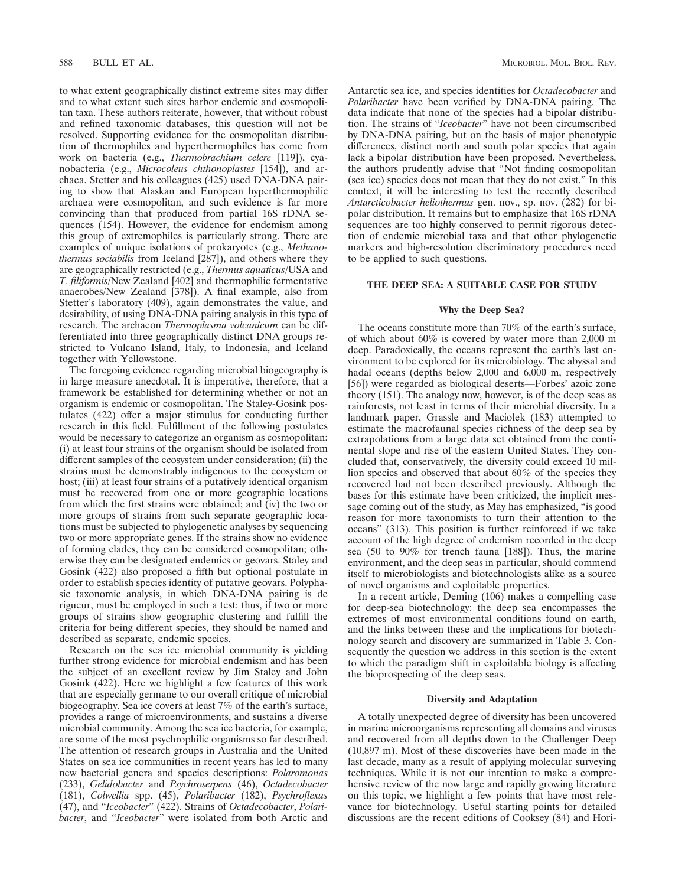to what extent geographically distinct extreme sites may differ and to what extent such sites harbor endemic and cosmopolitan taxa. These authors reiterate, however, that without robust and refined taxonomic databases, this question will not be resolved. Supporting evidence for the cosmopolitan distribution of thermophiles and hyperthermophiles has come from work on bacteria (e.g., *Thermobrachium celere* [119]), cyanobacteria (e.g., *Microcoleus chthonoplastes* [154]), and archaea. Stetter and his colleagues (425) used DNA-DNA pairing to show that Alaskan and European hyperthermophilic archaea were cosmopolitan, and such evidence is far more convincing than that produced from partial 16S rDNA sequences (154). However, the evidence for endemism among this group of extremophiles is particularly strong. There are examples of unique isolations of prokaryotes (e.g., *Methanothermus sociabilis* from Iceland [287]), and others where they are geographically restricted (e.g., *Thermus aquaticus*/USA and *T. filiformis*/New Zealand [402] and thermophilic fermentative anaerobes/New Zealand [378]). A final example, also from Stetter's laboratory (409), again demonstrates the value, and desirability, of using DNA-DNA pairing analysis in this type of research. The archaeon *Thermoplasma volcanicum* can be differentiated into three geographically distinct DNA groups restricted to Vulcano Island, Italy, to Indonesia, and Iceland together with Yellowstone.

The foregoing evidence regarding microbial biogeography is in large measure anecdotal. It is imperative, therefore, that a framework be established for determining whether or not an organism is endemic or cosmopolitan. The Staley-Gosink postulates (422) offer a major stimulus for conducting further research in this field. Fulfillment of the following postulates would be necessary to categorize an organism as cosmopolitan: (i) at least four strains of the organism should be isolated from different samples of the ecosystem under consideration; (ii) the strains must be demonstrably indigenous to the ecosystem or host; (iii) at least four strains of a putatively identical organism must be recovered from one or more geographic locations from which the first strains were obtained; and (iv) the two or more groups of strains from such separate geographic locations must be subjected to phylogenetic analyses by sequencing two or more appropriate genes. If the strains show no evidence of forming clades, they can be considered cosmopolitan; otherwise they can be designated endemics or geovars. Staley and Gosink (422) also proposed a fifth but optional postulate in order to establish species identity of putative geovars. Polyphasic taxonomic analysis, in which DNA-DNA pairing is de rigueur, must be employed in such a test: thus, if two or more groups of strains show geographic clustering and fulfill the criteria for being different species, they should be named and described as separate, endemic species.

Research on the sea ice microbial community is yielding further strong evidence for microbial endemism and has been the subject of an excellent review by Jim Staley and John Gosink (422). Here we highlight a few features of this work that are especially germane to our overall critique of microbial biogeography. Sea ice covers at least 7% of the earth's surface, provides a range of microenvironments, and sustains a diverse microbial community. Among the sea ice bacteria, for example, are some of the most psychrophilic organisms so far described. The attention of research groups in Australia and the United States on sea ice communities in recent years has led to many new bacterial genera and species descriptions: *Polaromonas* (233), *Gelidobacter* and *Psychroserpens* (46), *Octadecobacter* (181), *Colwellia* spp. (45), *Polaribacter* (182), *Psychroflexus* (47), and "*Iceobacter*" (422). Strains of *Octadecobacter*, *Polaribacter*, and "*Iceobacter*" were isolated from both Arctic and Antarctic sea ice, and species identities for *Octadecobacter* and *Polaribacter* have been verified by DNA-DNA pairing. The data indicate that none of the species had a bipolar distribution. The strains of "*Iceobacter*" have not been circumscribed by DNA-DNA pairing, but on the basis of major phenotypic differences, distinct north and south polar species that again lack a bipolar distribution have been proposed. Nevertheless, the authors prudently advise that "Not finding cosmopolitan (sea ice) species does not mean that they do not exist." In this context, it will be interesting to test the recently described *Antarcticobacter heliothermus* gen. nov., sp. nov. (282) for bipolar distribution. It remains but to emphasize that 16S rDNA sequences are too highly conserved to permit rigorous detection of endemic microbial taxa and that other phylogenetic markers and high-resolution discriminatory procedures need to be applied to such questions.

## THE DEEP SEA: A SUITABLE CASE FOR STUDY

### Why the Deep Sea?

The oceans constitute more than 70% of the earth's surface, of which about 60% is covered by water more than 2,000 m deep. Paradoxically, the oceans represent the earth's last environment to be explored for its microbiology. The abyssal and hadal oceans (depths below 2,000 and 6,000 m, respectively [56]) were regarded as biological deserts—Forbes' azoic zone theory (151). The analogy now, however, is of the deep seas as rainforests, not least in terms of their microbial diversity. In a landmark paper, Grassle and Maciolek (183) attempted to estimate the macrofaunal species richness of the deep sea by extrapolations from a large data set obtained from the continental slope and rise of the eastern United States. They concluded that, conservatively, the diversity could exceed 10 million species and observed that about 60% of the species they recovered had not been described previously. Although the bases for this estimate have been criticized, the implicit message coming out of the study, as May has emphasized, "is good reason for more taxonomists to turn their attention to the oceans" (313). This position is further reinforced if we take account of the high degree of endemism recorded in the deep sea (50 to 90% for trench fauna [188]). Thus, the marine environment, and the deep seas in particular, should commend itself to microbiologists and biotechnologists alike as a source of novel organisms and exploitable properties.

In a recent article, Deming (106) makes a compelling case for deep-sea biotechnology: the deep sea encompasses the extremes of most environmental conditions found on earth, and the links between these and the implications for biotechnology search and discovery are summarized in Table 3. Consequently the question we address in this section is the extent to which the paradigm shift in exploitable biology is affecting the bioprospecting of the deep seas.

### Diversity and Adaptation

A totally unexpected degree of diversity has been uncovered in marine microorganisms representing all domains and viruses and recovered from all depths down to the Challenger Deep (10,897 m). Most of these discoveries have been made in the last decade, many as a result of applying molecular surveying techniques. While it is not our intention to make a comprehensive review of the now large and rapidly growing literature on this topic, we highlight a few points that have most relevance for biotechnology. Useful starting points for detailed discussions are the recent editions of Cooksey (84) and Hori-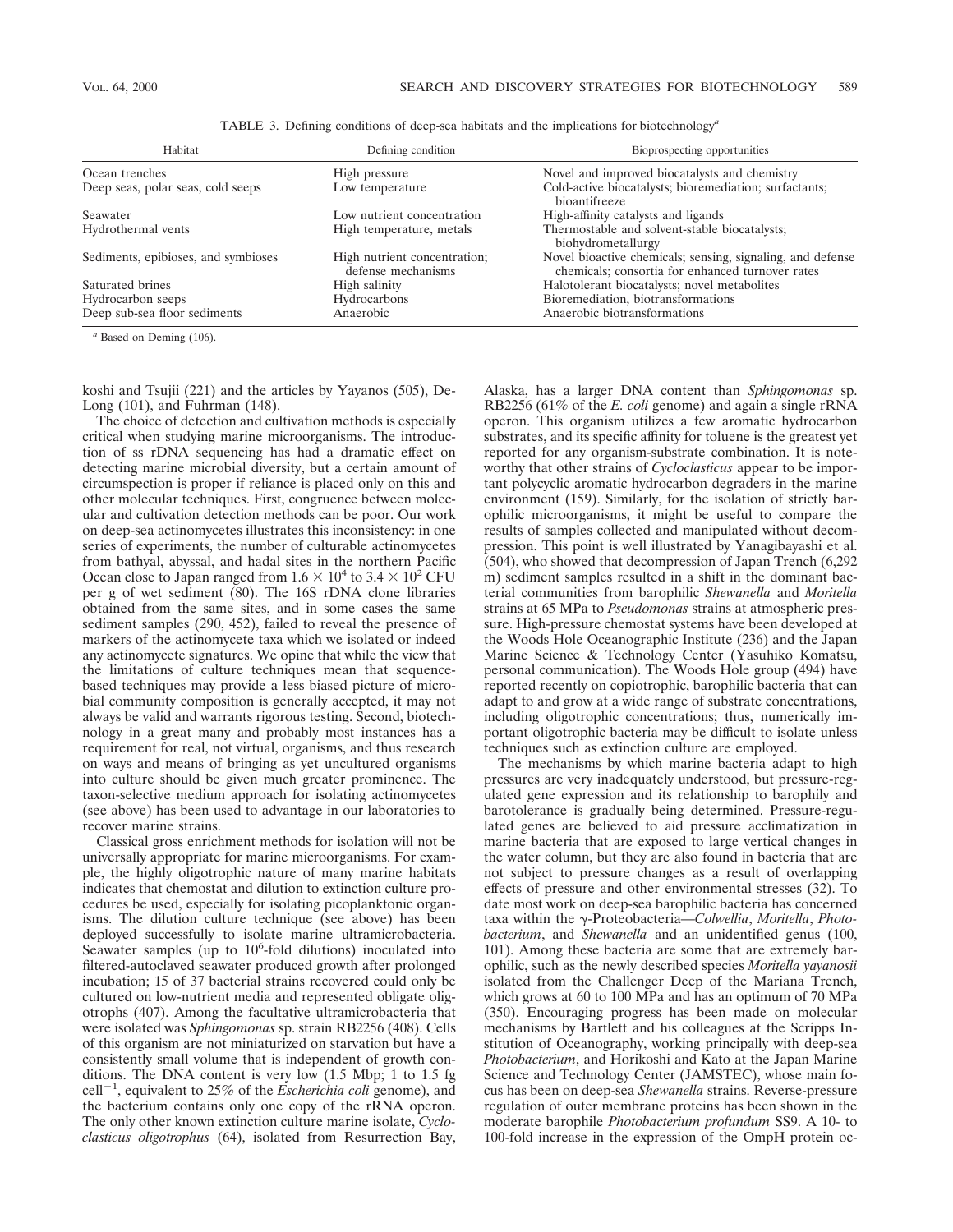TABLE 3. Defining conditions of deep-sea habitats and the implications for biotechnology[a]

| Habitat | Defining condition | Bioprospecting opportunities |
|---|---|---|
| Ocean trenches | High pressure | Novel and improved biocatalysts and chemistry |
| Deep seas, polar seas, cold seeps | Low temperature | Cold-active biocatalysts; bioremediation; surfactants; bioantifreeze |
| Seawater | Low nutrient concentration | High-affinity catalysts and ligands |
| Hydrothermal vents | High temperature, metals | Thermostable and solvent-stable biocatalysts; biohydrometallurgy |
| Sediments, epibioses, and symbioses | High nutrient concentration; defense mechanisms | Novel bioactive chemicals; sensing, signaling, and defense chemicals; consortia for enhanced turnover rates |
| Saturated brines | High salinity | Halotolerant biocatalysts; novel metabolites |
| Hydrocarbon seeps | Hydrocarbons | Bioremediation, biotransformations |
| Deep sub-sea floor sediments | Anaerobic | Anaerobic biotransformations |

[a] Based on Deming (106).

koshi and Tsujii (221) and the articles by Yayanos (505), DeLong (101), and Fuhrman (148).

The choice of detection and cultivation methods is especially critical when studying marine microorganisms. The introduction of ss rDNA sequencing has had a dramatic effect on detecting marine microbial diversity, but a certain amount of circumspection is proper if reliance is placed only on this and other molecular techniques. First, congruence between molecular and cultivation detection methods can be poor. Our work on deep-sea actinomycetes illustrates this inconsistency: in one series of experiments, the number of culturable actinomycetes from bathyal, abyssal, and hadal sites in the northern Pacific Ocean close to Japan ranged from $1.6 \times 10^4$ to $3.4 \times 10^2$ CFU per g of wet sediment (80). The 16S rDNA clone libraries obtained from the same sites, and in some cases the same sediment samples (290, 452), failed to reveal the presence of markers of the actinomycete taxa which we isolated or indeed any actinomycete signatures. We opine that while the view that the limitations of culture techniques mean that sequence-based techniques may provide a less biased picture of microbial community composition is generally accepted, it may not always be valid and warrants rigorous testing. Second, biotechnology in a great many and probably most instances has a requirement for real, not virtual, organisms, and thus research on ways and means of bringing as yet uncultured organisms into culture should be given much greater prominence. The taxon-selective medium approach for isolating actinomycetes (see above) has been used to advantage in our laboratories to recover marine strains.

Classical gross enrichment methods for isolation will not be universally appropriate for marine microorganisms. For example, the highly oligotrophic nature of many marine habitats indicates that chemostat and dilution to extinction culture procedures be used, especially for isolating picoplanktonic organisms. The dilution culture technique (see above) has been deployed successfully to isolate marine ultramicrobacteria. Seawater samples (up to $10^6$-fold dilutions) inoculated into filtered-autoclaved seawater produced growth after prolonged incubation; 15 of 37 bacterial strains recovered could only be cultured on low-nutrient media and represented obligate oligotrophs (407). Among the facultative ultramicrobacteria that were isolated was *Sphingomonas* sp. strain RB2256 (408). Cells of this organism are not miniaturized on starvation but have a consistently small volume that is independent of growth conditions. The DNA content is very low (1.5 Mbp; 1 to 1.5 fg cell$^{-1}$, equivalent to 25% of the *Escherichia coli* genome), and the bacterium contains only one copy of the rRNA operon. The only other known extinction culture marine isolate, *Cycloclasticus oligotrophus* (64), isolated from Resurrection Bay, Alaska, has a larger DNA content than *Sphingomonas* sp. RB2256 (61% of the *E. coli* genome) and again a single rRNA operon. This organism utilizes a few aromatic hydrocarbon substrates, and its specific affinity for toluene is the greatest yet reported for any organism-substrate combination. It is noteworthy that other strains of *Cycloclasticus* appear to be important polycyclic aromatic hydrocarbon degraders in the marine environment (159). Similarly, for the isolation of strictly barophilic microorganisms, it might be useful to compare the results of samples collected and manipulated without decompression. This point is well illustrated by Yanagibayashi et al. (504), who showed that decompression of Japan Trench (6,292 m) sediment samples resulted in a shift in the dominant bacterial communities from barophilic *Shewanella* and *Moritella* strains at 65 MPa to *Pseudomonas* strains at atmospheric pressure. High-pressure chemostat systems have been developed at the Woods Hole Oceanographic Institute (236) and the Japan Marine Science & Technology Center (Yasuhiko Komatsu, personal communication). The Woods Hole group (494) have reported recently on copiotrophic, barophilic bacteria that can adapt to and grow at a wide range of substrate concentrations, including oligotrophic concentrations; thus, numerically important oligotrophic bacteria may be difficult to isolate unless techniques such as extinction culture are employed.

The mechanisms by which marine bacteria adapt to high pressures are very inadequately understood, but pressure-regulated gene expression and its relationship to barophily and barotolerance is gradually being determined. Pressure-regulated genes are believed to aid pressure acclimatization in marine bacteria that are exposed to large vertical changes in the water column, but they are also found in bacteria that are not subject to pressure changes as a result of overlapping effects of pressure and other environmental stresses (32). To date most work on deep-sea barophilic bacteria has concerned taxa within the γ-Proteobacteria—*Colwellia*, *Moritella*, *Photobacterium*, and *Shewanella* and an unidentified genus (100, 101). Among these bacteria are some that are extremely barophilic, such as the newly described species *Moritella yayanosii* isolated from the Challenger Deep of the Mariana Trench, which grows at 60 to 100 MPa and has an optimum of 70 MPa (350). Encouraging progress has been made on molecular mechanisms by Bartlett and his colleagues at the Scripps Institution of Oceanography, working principally with deep-sea *Photobacterium*, and Horikoshi and Kato at the Japan Marine Science and Technology Center (JAMSTEC), whose main focus has been on deep-sea *Shewanella* strains. Reverse-pressure regulation of outer membrane proteins has been shown in the moderate barophile *Photobacterium profundum* SS9. A 10- to 100-fold increase in the expression of the OmpH protein oc-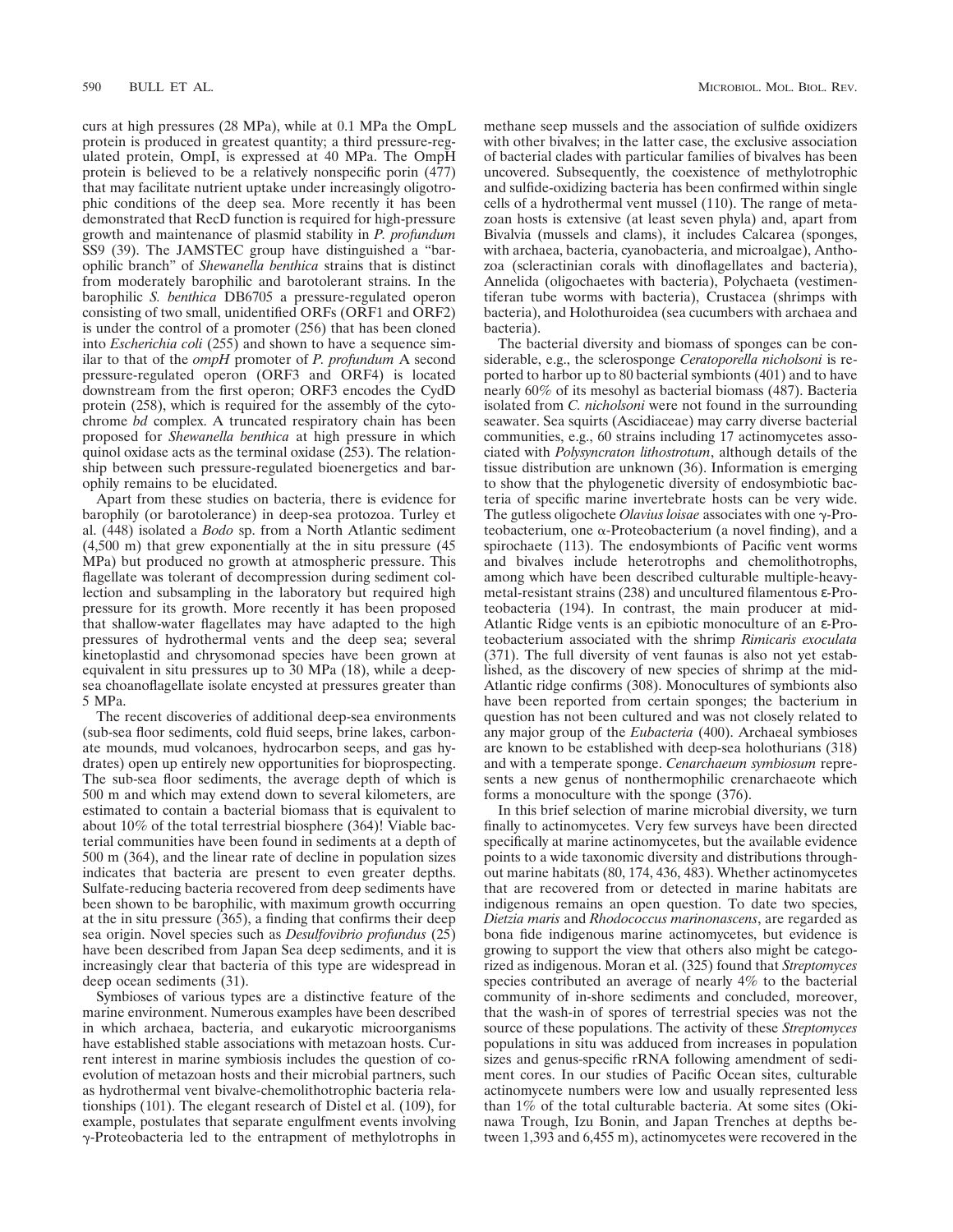curs at high pressures (28 MPa), while at 0.1 MPa the OmpL protein is produced in greatest quantity; a third pressure-regulated protein, OmpI, is expressed at 40 MPa. The OmpH protein is believed to be a relatively nonspecific porin (477) that may facilitate nutrient uptake under increasingly oligotrophic conditions of the deep sea. More recently it has been demonstrated that RecD function is required for high-pressure growth and maintenance of plasmid stability in *P. profundum* SS9 (39). The JAMSTEC group have distinguished a "barophilic branch" of *Shewanella benthica* strains that is distinct from moderately barophilic and barotolerant strains. In the barophilic *S. benthica* DB6705 a pressure-regulated operon consisting of two small, unidentified ORFs (ORF1 and ORF2) is under the control of a promoter (256) that has been cloned into *Escherichia coli* (255) and shown to have a sequence similar to that of the *ompH* promoter of *P. profundum* A second pressure-regulated operon (ORF3 and ORF4) is located downstream from the first operon; ORF3 encodes the CydD protein (258), which is required for the assembly of the cytochrome *bd* complex. A truncated respiratory chain has been proposed for *Shewanella benthica* at high pressure in which quinol oxidase acts as the terminal oxidase (253). The relationship between such pressure-regulated bioenergetics and barophily remains to be elucidated.

Apart from these studies on bacteria, there is evidence for barophily (or barotolerance) in deep-sea protozoa. Turley et al. (448) isolated a *Bodo* sp. from a North Atlantic sediment (4,500 m) that grew exponentially at the in situ pressure (45 MPa) but produced no growth at atmospheric pressure. This flagellate was tolerant of decompression during sediment collection and subsampling in the laboratory but required high pressure for its growth. More recently it has been proposed that shallow-water flagellates may have adapted to the high pressures of hydrothermal vents and the deep sea; several kinetoplastid and chrysomonad species have been grown at equivalent in situ pressures up to 30 MPa (18), while a deep-sea choanoflagellate isolate encysted at pressures greater than 5 MPa.

The recent discoveries of additional deep-sea environments (sub-sea floor sediments, cold fluid seeps, brine lakes, carbonate mounds, mud volcanoes, hydrocarbon seeps, and gas hydrates) open up entirely new opportunities for bioprospecting. The sub-sea floor sediments, the average depth of which is 500 m and which may extend down to several kilometers, are estimated to contain a bacterial biomass that is equivalent to about 10% of the total terrestrial biosphere (364)! Viable bacterial communities have been found in sediments at a depth of 500 m (364), and the linear rate of decline in population sizes indicates that bacteria are present to even greater depths. Sulfate-reducing bacteria recovered from deep sediments have been shown to be barophilic, with maximum growth occurring at the in situ pressure (365), a finding that confirms their deep sea origin. Novel species such as *Desulfovibrio profundus* (25) have been described from Japan Sea deep sediments, and it is increasingly clear that bacteria of this type are widespread in deep ocean sediments (31).

Symbioses of various types are a distinctive feature of the marine environment. Numerous examples have been described in which archaea, bacteria, and eukaryotic microorganisms have established stable associations with metazoan hosts. Current interest in marine symbiosis includes the question of coevolution of metazoan hosts and their microbial partners, such as hydrothermal vent bivalve-chemolithotrophic bacteria relationships (101). The elegant research of Distel et al. (109), for example, postulates that separate engulfment events involving γ-Proteobacteria led to the entrapment of methylotrophs in methane seep mussels and the association of sulfide oxidizers with other bivalves; in the latter case, the exclusive association of bacterial clades with particular families of bivalves has been uncovered. Subsequently, the coexistence of methylotrophic and sulfide-oxidizing bacteria has been confirmed within single cells of a hydrothermal vent mussel (110). The range of metazoan hosts is extensive (at least seven phyla) and, apart from Bivalvia (mussels and clams), it includes Calcarea (sponges, with archaea, bacteria, cyanobacteria, and microalgae), Anthozoa (scleractinian corals with dinoflagellates and bacteria), Annelida (oligochaetes with bacteria), Polychaeta (vestimentiferan tube worms with bacteria), Crustacea (shrimps with bacteria), and Holothuroidea (sea cucumbers with archaea and bacteria).

The bacterial diversity and biomass of sponges can be considerable, e.g., the sclerosponge *Ceratoporella nicholsoni* is reported to harbor up to 80 bacterial symbionts (401) and to have nearly 60% of its mesohyl as bacterial biomass (487). Bacteria isolated from *C. nicholsoni* were not found in the surrounding seawater. Sea squirts (Ascidiaceae) may carry diverse bacterial communities, e.g., 60 strains including 17 actinomycetes associated with *Polysyncraton lithostrotum*, although details of the tissue distribution are unknown (36). Information is emerging to show that the phylogenetic diversity of endosymbiotic bacteria of specific marine invertebrate hosts can be very wide. The gutless oligochete *Olavius loisae* associates with one γ-Proteobacterium, one α-Proteobacterium (a novel finding), and a spirochaete (113). The endosymbionts of Pacific vent worms and bivalves include heterotrophs and chemolithotrophs, among which have been described culturable multiple-heavy-metal-resistant strains (238) and uncultured filamentous ε-Proteobacteria (194). In contrast, the main producer at mid-Atlantic Ridge vents is an epibiotic monoculture of an ε-Proteobacterium associated with the shrimp *Rimicaris exoculata* (371). The full diversity of vent faunas is also not yet established, as the discovery of new species of shrimp at the mid-Atlantic ridge confirms (308). Monocultures of symbionts also have been reported from certain sponges; the bacterium in question has not been cultured and was not closely related to any major group of the *Eubacteria* (400). Archaeal symbioses are known to be established with deep-sea holothurians (318) and with a temperate sponge. *Cenarchaeum symbiosum* represents a new genus of nonthermophilic crenarchaeote which forms a monoculture with the sponge (376).

In this brief selection of marine microbial diversity, we turn finally to actinomycetes. Very few surveys have been directed specifically at marine actinomycetes, but the available evidence points to a wide taxonomic diversity and distributions throughout marine habitats (80, 174, 436, 483). Whether actinomycetes that are recovered from or detected in marine habitats are indigenous remains an open question. To date two species, *Dietzia maris* and *Rhodococcus marinonascens*, are regarded as bona fide indigenous marine actinomycetes, but evidence is growing to support the view that others also might be categorized as indigenous. Moran et al. (325) found that *Streptomyces* species contributed an average of nearly 4% to the bacterial community of in-shore sediments and concluded, moreover, that the wash-in of spores of terrestrial species was not the source of these populations. The activity of these *Streptomyces* populations in situ was adduced from increases in population sizes and genus-specific rRNA following amendment of sediment cores. In our studies of Pacific Ocean sites, culturable actinomycete numbers were low and usually represented less than 1% of the total culturable bacteria. At some sites (Okinawa Trough, Izu Bonin, and Japan Trenches at depths between 1,393 and 6,455 m), actinomycetes were recovered in the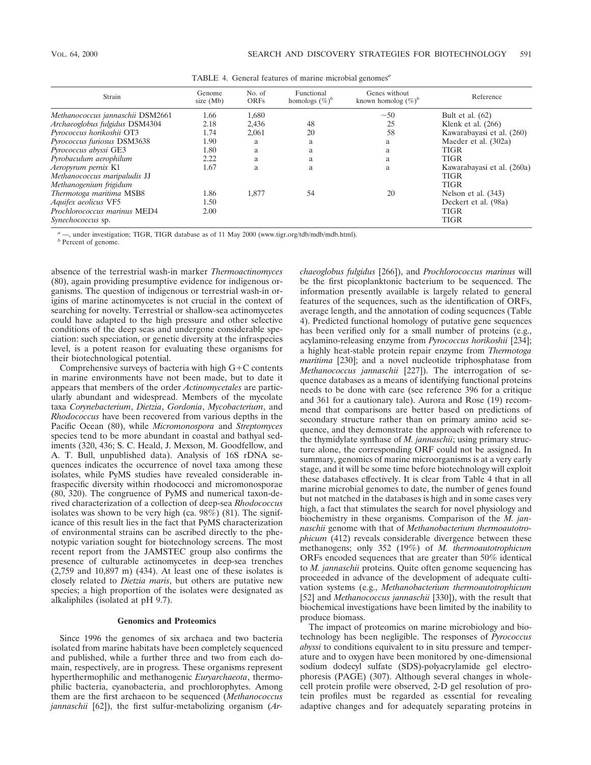TABLE 4. General features of marine microbial genomes[a]

| Strain | Genome size (Mb) | No. of ORFs | Functional homologs (%)[b] | Genes without known homolog (%)[b] | Reference |
|---|---|---|---|---|---|
| *Methanococcus jannaschii* DSM2661 | 1.66 | 1,680 | | ~50 | Bult et al. (62) |
| *Archaeoglobus fulgidus* DSM4304 | 2.18 | 2,436 | 48 | 25 | Klenk et al. (266) |
| *Pyrococcus horikoshii* OT3 | 1.74 | 2,061 | 20 | 58 | Kawarabayasi et al. (260) |
| *Pyrococcus furiosus* DSM3638 | 1.90 | a | a | a | Maeder et al. (302a) |
| *Pyrococcus abyssi* GE3 | 1.80 | a | a | a | TIGR |
| *Pyrobaculum aerophilum* | 2.22 | a | a | a | TIGR |
| *Aeropyrum pernix* K1 | 1.67 | a | a | a | Kawarabayasi et al. (260a) |
| *Methanococcus maripaludis* JJ | | | | | TIGR |
| *Methanogenium frigidum* | | | | | TIGR |
| *Thermotoga maritima* MSB8 | 1.86 | 1,877 | 54 | 20 | Nelson et al. (343) |
| *Aquifex aeolicus* VF5 | 1.50 | | | | Deckert et al. (98a) |
| *Prochlorococcus marinus* MED4 | 2.00 | | | | TIGR |
| *Synechococcus* sp. | | | | | TIGR |

[a] —, under investigation; TIGR, TIGR database as of 11 May 2000 (www.tigr.org/tdb/mdb/mdb.html).
[b] Percent of genome.

absence of the terrestrial wash-in marker *Thermoactinomyces* (80), again providing presumptive evidence for indigenous organisms. The question of indigenous or terrestrial wash-in origins of marine actinomycetes is not crucial in the context of searching for novelty. Terrestrial or shallow-sea actinomycetes could have adapted to the high pressure and other selective conditions of the deep seas and undergone considerable speciation: such speciation, or genetic diversity at the infraspecies level, is a potent reason for evaluating these organisms for their biotechnological potential.

Comprehensive surveys of bacteria with high G+C contents in marine environments have not been made, but to date it appears that members of the order *Actinomycetales* are particularly abundant and widespread. Members of the mycolate taxa *Corynebacterium*, *Dietzia*, *Gordonia*, *Mycobacterium*, and *Rhodococcus* have been recovered from various depths in the Pacific Ocean (80), while *Micromonospora* and *Streptomyces* species tend to be more abundant in coastal and bathyal sediments (320, 436; S. C. Heald, J. Mexson, M. Goodfellow, and A. T. Bull, unpublished data). Analysis of 16S rDNA sequences indicates the occurrence of novel taxa among these isolates, while PyMS studies have revealed considerable infraspecific diversity within rhodococci and micromonosporae (80, 320). The congruence of PyMS and numerical taxon-derived characterization of a collection of deep-sea *Rhodococcus* isolates was shown to be very high (ca. 98%) (81). The significance of this result lies in the fact that PyMS characterization of environmental strains can be ascribed directly to the phenotypic variation sought for biotechnology screens. The most recent report from the JAMSTEC group also confirms the presence of culturable actinomycetes in deep-sea trenches (2,759 and 10,897 m) (434). At least one of these isolates is closely related to *Dietzia maris*, but others are putative new species; a high proportion of the isolates were designated as alkaliphiles (isolated at pH 9.7).

### Genomics and Proteomics

Since 1996 the genomes of six archaea and two bacteria isolated from marine habitats have been completely sequenced and published, while a further three and two from each domain, respectively, are in progress. These organisms represent hyperthermophilic and methanogenic *Euryarchaeota*, thermophilic bacteria, cyanobacteria, and prochlorophytes. Among them are the first archaeon to be sequenced (*Methanococcus jannaschii* [62]), the first sulfur-metabolizing organism (*Archaeoglobus fulgidus* [266]), and *Prochlorococcus marinus* will be the first picoplanktonic bacterium to be sequenced. The information presently available is largely related to general features of the sequences, such as the identification of ORFs, average length, and the annotation of coding sequences (Table 4). Predicted functional homology of putative gene sequences has been verified only for a small number of proteins (e.g., acylamino-releasing enzyme from *Pyrococcus horikoshii* [234]; a highly heat-stable protein repair enzyme from *Thermotoga maritima* [230]; and a novel nucleotide triphosphatase from *Methanococcus jannaschii* [227]). The interrogation of sequence databases as a means of identifying functional proteins needs to be done with care (see reference 396 for a critique and 361 for a cautionary tale). Aurora and Rose (19) recommend that comparisons are better based on predictions of secondary structure rather than on primary amino acid sequence, and they demonstrate the approach with reference to the thymidylate synthase of *M. jannaschii*; using primary structure alone, the corresponding ORF could not be assigned. In summary, genomics of marine microorganisms is at a very early stage, and it will be some time before biotechnology will exploit these databases effectively. It is clear from Table 4 that in all marine microbial genomes to date, the number of genes found but not matched in the databases is high and in some cases very high, a fact that stimulates the search for novel physiology and biochemistry in these organisms. Comparison of the *M. jannaschii* genome with that of *Methanobacterium thermoautotrophicum* (412) reveals considerable divergence between these methanogens; only 352 (19%) of *M. thermoautotrophicum* ORFs encoded sequences that are greater than 50% identical to *M. jannaschii* proteins. Quite often genome sequencing has proceeded in advance of the development of adequate cultivation systems (e.g., *Methanobacterium thermoautotrophicum* [52] and *Methanococcus jannaschii* [330]), with the result that biochemical investigations have been limited by the inability to produce biomass.

The impact of proteomics on marine microbiology and biotechnology has been negligible. The responses of *Pyrococcus abyssi* to conditions equivalent to in situ pressure and temperature and to oxygen have been monitored by one-dimensional sodium dodecyl sulfate (SDS)-polyacrylamide gel electrophoresis (PAGE) (307). Although several changes in whole-cell protein profile were observed, 2-D gel resolution of protein profiles must be regarded as essential for revealing adaptive changes and for adequately separating proteins in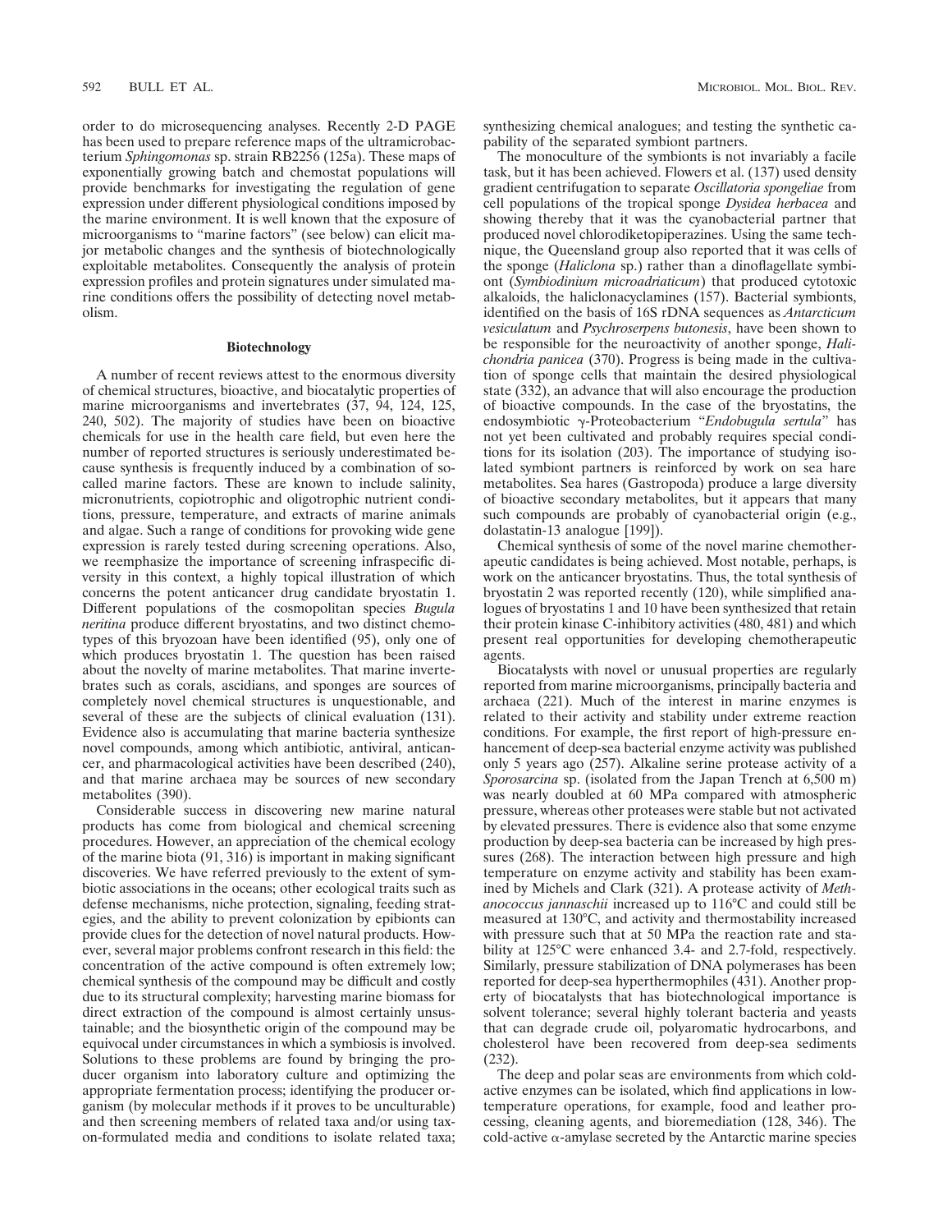order to do microsequencing analyses. Recently 2-D PAGE has been used to prepare reference maps of the ultramicrobacterium *Sphingomonas* sp. strain RB2256 (125a). These maps of exponentially growing batch and chemostat populations will provide benchmarks for investigating the regulation of gene expression under different physiological conditions imposed by the marine environment. It is well known that the exposure of microorganisms to "marine factors" (see below) can elicit major metabolic changes and the synthesis of biotechnologically exploitable metabolites. Consequently the analysis of protein expression profiles and protein signatures under simulated marine conditions offers the possibility of detecting novel metabolism.

### Biotechnology

A number of recent reviews attest to the enormous diversity of chemical structures, bioactive, and biocatalytic properties of marine microorganisms and invertebrates (37, 94, 124, 125, 240, 502). The majority of studies have been on bioactive chemicals for use in the health care field, but even here the number of reported structures is seriously underestimated because synthesis is frequently induced by a combination of so-called marine factors. These are known to include salinity, micronutrients, copiotrophic and oligotrophic nutrient conditions, pressure, temperature, and extracts of marine animals and algae. Such a range of conditions for provoking wide gene expression is rarely tested during screening operations. Also, we reemphasize the importance of screening infraspecific diversity in this context, a highly topical illustration of which concerns the potent anticancer drug candidate bryostatin 1. Different populations of the cosmopolitan species *Bugula neritina* produce different bryostatins, and two distinct chemotypes of this bryozoan have been identified (95), only one of which produces bryostatin 1. The question has been raised about the novelty of marine metabolites. That marine invertebrates such as corals, ascidians, and sponges are sources of completely novel chemical structures is unquestionable, and several of these are the subjects of clinical evaluation (131). Evidence also is accumulating that marine bacteria synthesize novel compounds, among which antibiotic, antiviral, anticancer, and pharmacological activities have been described (240), and that marine archaea may be sources of new secondary metabolites (390).

Considerable success in discovering new marine natural products has come from biological and chemical screening procedures. However, an appreciation of the chemical ecology of the marine biota (91, 316) is important in making significant discoveries. We have referred previously to the extent of symbiotic associations in the oceans; other ecological traits such as defense mechanisms, niche protection, signaling, feeding strategies, and the ability to prevent colonization by epibionts can provide clues for the detection of novel natural products. However, several major problems confront research in this field: the concentration of the active compound is often extremely low; chemical synthesis of the compound may be difficult and costly due to its structural complexity; harvesting marine biomass for direct extraction of the compound is almost certainly unsustainable; and the biosynthetic origin of the compound may be equivocal under circumstances in which a symbiosis is involved. Solutions to these problems are found by bringing the producer organism into laboratory culture and optimizing the appropriate fermentation process; identifying the producer organism (by molecular methods if it proves to be unculturable) and then screening members of related taxa and/or using taxon-formulated media and conditions to isolate related taxa; synthesizing chemical analogues; and testing the synthetic capability of the separated symbiont partners.

The monoculture of the symbionts is not invariably a facile task, but it has been achieved. Flowers et al. (137) used density gradient centrifugation to separate *Oscillatoria spongeliae* from cell populations of the tropical sponge *Dysidea herbacea* and showing thereby that it was the cyanobacterial partner that produced novel chlorodiketopiperazines. Using the same technique, the Queensland group also reported that it was cells of the sponge (*Haliclona* sp.) rather than a dinoflagellate symbiont (*Symbiodinium microadriaticum*) that produced cytotoxic alkaloids, the haliclonacyclamines (157). Bacterial symbionts, identified on the basis of 16S rDNA sequences as *Antarcticum vesiculatum* and *Psychroserpens butonesis*, have been shown to be responsible for the neuroactivity of another sponge, *Halichondria panicea* (370). Progress is being made in the cultivation of sponge cells that maintain the desired physiological state (332), an advance that will also encourage the production of bioactive compounds. In the case of the bryostatins, the endosymbiotic γ-Proteobacterium "*Endobugula sertula*" has not yet been cultivated and probably requires special conditions for its isolation (203). The importance of studying isolated symbiont partners is reinforced by work on sea hare metabolites. Sea hares (Gastropoda) produce a large diversity of bioactive secondary metabolites, but it appears that many such compounds are probably of cyanobacterial origin (e.g., dolastatin-13 analogue [199]).

Chemical synthesis of some of the novel marine chemotherapeutic candidates is being achieved. Most notable, perhaps, is work on the anticancer bryostatins. Thus, the total synthesis of bryostatin 2 was reported recently (120), while simplified analogues of bryostatins 1 and 10 have been synthesized that retain their protein kinase C-inhibitory activities (480, 481) and which present real opportunities for developing chemotherapeutic agents.

Biocatalysts with novel or unusual properties are regularly reported from marine microorganisms, principally bacteria and archaea (221). Much of the interest in marine enzymes is related to their activity and stability under extreme reaction conditions. For example, the first report of high-pressure enhancement of deep-sea bacterial enzyme activity was published only 5 years ago (257). Alkaline serine protease activity of a *Sporosarcina* sp. (isolated from the Japan Trench at 6,500 m) was nearly doubled at 60 MPa compared with atmospheric pressure, whereas other proteases were stable but not activated by elevated pressures. There is evidence also that some enzyme production by deep-sea bacteria can be increased by high pressures (268). The interaction between high pressure and high temperature on enzyme activity and stability has been examined by Michels and Clark (321). A protease activity of *Methanococcus jannaschii* increased up to 116°C and could still be measured at 130°C, and activity and thermostability increased with pressure such that at 50 MPa the reaction rate and stability at 125°C were enhanced 3.4- and 2.7-fold, respectively. Similarly, pressure stabilization of DNA polymerases has been reported for deep-sea hyperthermophiles (431). Another property of biocatalysts that has biotechnological importance is solvent tolerance; several highly tolerant bacteria and yeasts that can degrade crude oil, polyaromatic hydrocarbons, and cholesterol have been recovered from deep-sea sediments (232).

The deep and polar seas are environments from which cold-active enzymes can be isolated, which find applications in low-temperature operations, for example, food and leather processing, cleaning agents, and bioremediation (128, 346). The cold-active α-amylase secreted by the Antarctic marine species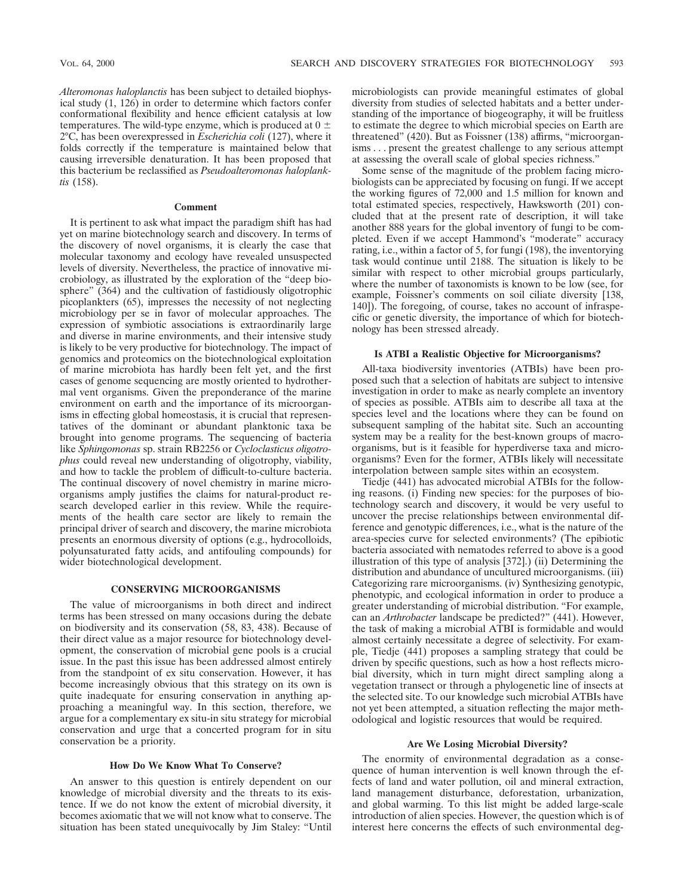*Alteromonas haloplanctis* has been subject to detailed biophysical study (1, 126) in order to determine which factors confer conformational flexibility and hence efficient catalysis at low temperatures. The wild-type enzyme, which is produced at 0 ± 2°C, has been overexpressed in *Escherichia coli* (127), where it folds correctly if the temperature is maintained below that causing irreversible denaturation. It has been proposed that this bacterium be reclassified as *Pseudoalteromonas haloplanktis* (158).

### Comment

It is pertinent to ask what impact the paradigm shift has had yet on marine biotechnology search and discovery. In terms of the discovery of novel organisms, it is clearly the case that molecular taxonomy and ecology have revealed unsuspected levels of diversity. Nevertheless, the practice of innovative microbiology, as illustrated by the exploration of the "deep biosphere" (364) and the cultivation of fastidiously oligotrophic picoplankters (65), impresses the necessity of not neglecting microbiology per se in favor of molecular approaches. The expression of symbiotic associations is extraordinarily large and diverse in marine environments, and their intensive study is likely to be very productive for biotechnology. The impact of genomics and proteomics on the biotechnological exploitation of marine microbiota has hardly been felt yet, and the first cases of genome sequencing are mostly oriented to hydrothermal vent organisms. Given the preponderance of the marine environment on earth and the importance of its microorganisms in effecting global homeostasis, it is crucial that representatives of the dominant or abundant planktonic taxa be brought into genome programs. The sequencing of bacteria like *Sphingomonas* sp. strain RB2256 or *Cycloclasticus oligotrophus* could reveal new understanding of oligotrophy, viability, and how to tackle the problem of difficult-to-culture bacteria. The continual discovery of novel chemistry in marine microorganisms amply justifies the claims for natural-product research developed earlier in this review. While the requirements of the health care sector are likely to remain the principal driver of search and discovery, the marine microbiota presents an enormous diversity of options (e.g., hydrocolloids, polyunsaturated fatty acids, and antifouling compounds) for wider biotechnological development.

## CONSERVING MICROORGANISMS

The value of microorganisms in both direct and indirect terms has been stressed on many occasions during the debate on biodiversity and its conservation (58, 83, 438). Because of their direct value as a major resource for biotechnology development, the conservation of microbial gene pools is a crucial issue. In the past this issue has been addressed almost entirely from the standpoint of ex situ conservation. However, it has become increasingly obvious that this strategy on its own is quite inadequate for ensuring conservation in anything approaching a meaningful way. In this section, therefore, we argue for a complementary ex situ-in situ strategy for microbial conservation and urge that a concerted program for in situ conservation be a priority.

### How Do We Know What To Conserve?

An answer to this question is entirely dependent on our knowledge of microbial diversity and the threats to its existence. If we do not know the extent of microbial diversity, it becomes axiomatic that we will not know what to conserve. The situation has been stated unequivocally by Jim Staley: "Until microbiologists can provide meaningful estimates of global diversity from studies of selected habitats and a better understanding of the importance of biogeography, it will be fruitless to estimate the degree to which microbial species on Earth are threatened" (420). But as Foissner (138) affirms, "microorganisms . . . present the greatest challenge to any serious attempt at assessing the overall scale of global species richness."

Some sense of the magnitude of the problem facing microbiologists can be appreciated by focusing on fungi. If we accept the working figures of 72,000 and 1.5 million for known and total estimated species, respectively, Hawksworth (201) concluded that at the present rate of description, it will take another 888 years for the global inventory of fungi to be completed. Even if we accept Hammond's "moderate" accuracy rating, i.e., within a factor of 5, for fungi (198), the inventorying task would continue until 2188. The situation is likely to be similar with respect to other microbial groups particularly, where the number of taxonomists is known to be low (see, for example, Foissner's comments on soil ciliate diversity [138, 140]). The foregoing, of course, takes no account of infraspecific or genetic diversity, the importance of which for biotechnology has been stressed already.

### Is ATBI a Realistic Objective for Microorganisms?

All-taxa biodiversity inventories (ATBIs) have been proposed such that a selection of habitats are subject to intensive investigation in order to make as nearly complete an inventory of species as possible. ATBIs aim to describe all taxa at the species level and the locations where they can be found on subsequent sampling of the habitat site. Such an accounting system may be a reality for the best-known groups of macroorganisms, but is it feasible for hyperdiverse taxa and microorganisms? Even for the former, ATBIs likely will necessitate interpolation between sample sites within an ecosystem.

Tiedje (441) has advocated microbial ATBIs for the following reasons. (i) Finding new species: for the purposes of biotechnology search and discovery, it would be very useful to uncover the precise relationships between environmental difference and genotypic differences, i.e., what is the nature of the area-species curve for selected environments? (The epibiotic bacteria associated with nematodes referred to above is a good illustration of this type of analysis [372].) (ii) Determining the distribution and abundance of uncultured microorganisms. (iii) Categorizing rare microorganisms. (iv) Synthesizing genotypic, phenotypic, and ecological information in order to produce a greater understanding of microbial distribution. "For example, can an *Arthrobacter* landscape be predicted?" (441). However, the task of making a microbial ATBI is formidable and would almost certainly necessitate a degree of selectivity. For example, Tiedje (441) proposes a sampling strategy that could be driven by specific questions, such as how a host reflects microbial diversity, which in turn might direct sampling along a vegetation transect or through a phylogenetic line of insects at the selected site. To our knowledge such microbial ATBIs have not yet been attempted, a situation reflecting the major methodological and logistic resources that would be required.

### Are We Losing Microbial Diversity?

The enormity of environmental degradation as a consequence of human intervention is well known through the effects of land and water pollution, oil and mineral extraction, land management disturbance, deforestation, urbanization, and global warming. To this list might be added large-scale introduction of alien species. However, the question which is of interest here concerns the effects of such environmental deg-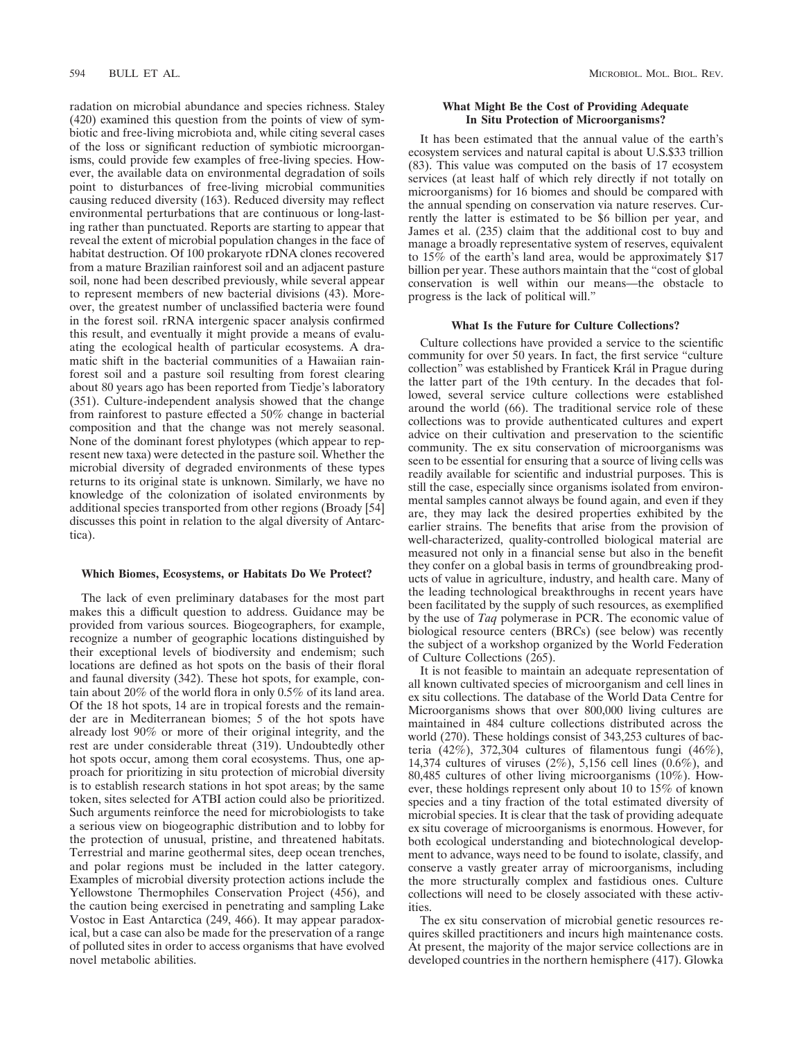radiation on microbial abundance and species richness. Staley (420) examined this question from the points of view of symbiotic and free-living microbiota and, while citing several cases of the loss or significant reduction of symbiotic microorganisms, could provide few examples of free-living species. However, the available data on environmental degradation of soils point to disturbances of free-living microbial communities causing reduced diversity (163). Reduced diversity may reflect environmental perturbations that are continuous or long-lasting rather than punctuated. Reports are starting to appear that reveal the extent of microbial population changes in the face of habitat destruction. Of 100 prokaryote rDNA clones recovered from a mature Brazilian rainforest soil and an adjacent pasture soil, none had been described previously, while several appear to represent members of new bacterial divisions (43). Moreover, the greatest number of unclassified bacteria were found in the forest soil. rRNA intergenic spacer analysis confirmed this result, and eventually it might provide a means of evaluating the ecological health of particular ecosystems. A dramatic shift in the bacterial communities of a Hawaiian rainforest soil and a pasture soil resulting from forest clearing about 80 years ago has been reported from Tiedje's laboratory (351). Culture-independent analysis showed that the change from rainforest to pasture effected a 50% change in bacterial composition and that the change was not merely seasonal. None of the dominant forest phylotypes (which appear to represent new taxa) were detected in the pasture soil. Whether the microbial diversity of degraded environments of these types returns to its original state is unknown. Similarly, we have no knowledge of the colonization of isolated environments by additional species transported from other regions (Broady [54] discusses this point in relation to the algal diversity of Antarctica).

#### Which Biomes, Ecosystems, or Habitats Do We Protect?

The lack of even preliminary databases for the most part makes this a difficult question to address. Guidance may be provided from various sources. Biogeographers, for example, recognize a number of geographic locations distinguished by their exceptional levels of biodiversity and endemism; such locations are defined as hot spots on the basis of their floral and faunal diversity (342). These hot spots, for example, contain about 20% of the world flora in only 0.5% of its land area. Of the 18 hot spots, 14 are in tropical forests and the remainder are in Mediterranean biomes; 5 of the hot spots have already lost 90% or more of their original integrity, and the rest are under considerable threat (319). Undoubtedly other hot spots occur, among them coral ecosystems. Thus, one approach for prioritizing in situ protection of microbial diversity is to establish research stations in hot spot areas; by the same token, sites selected for ATBI action could also be prioritized. Such arguments reinforce the need for microbiologists to take a serious view on biogeographic distribution and to lobby for the protection of unusual, pristine, and threatened habitats. Terrestrial and marine geothermal sites, deep ocean trenches, and polar regions must be included in the latter category. Examples of microbial diversity protection actions include the Yellowstone Thermophiles Conservation Project (456), and the caution being exercised in penetrating and sampling Lake Vostoc in East Antarctica (249, 466). It may appear paradoxical, but a case can also be made for the preservation of a range of polluted sites in order to access organisms that have evolved novel metabolic abilities.

#### What Might Be the Cost of Providing Adequate In Situ Protection of Microorganisms?

It has been estimated that the annual value of the earth's ecosystem services and natural capital is about U.S.$33 trillion (83). This value was computed on the basis of 17 ecosystem services (at least half of which rely directly if not totally on microorganisms) for 16 biomes and should be compared with the annual spending on conservation via nature reserves. Currently the latter is estimated to be $6 billion per year, and James et al. (235) claim that the additional cost to buy and manage a broadly representative system of reserves, equivalent to 15% of the earth's land area, would be approximately $17 billion per year. These authors maintain that the "cost of global conservation is well within our means—the obstacle to progress is the lack of political will."

#### What Is the Future for Culture Collections?

Culture collections have provided a service to the scientific community for over 50 years. In fact, the first service "culture collection" was established by Franticek Král in Prague during the latter part of the 19th century. In the decades that followed, several service culture collections were established around the world (66). The traditional service role of these collections was to provide authenticated cultures and expert advice on their cultivation and preservation to the scientific community. The ex situ conservation of microorganisms was seen to be essential for ensuring that a source of living cells was readily available for scientific and industrial purposes. This is still the case, especially since organisms isolated from environmental samples cannot always be found again, and even if they are, they may lack the desired properties exhibited by the earlier strains. The benefits that arise from the provision of well-characterized, quality-controlled biological material are measured not only in a financial sense but also in the benefit they confer on a global basis in terms of groundbreaking products of value in agriculture, industry, and health care. Many of the leading technological breakthroughs in recent years have been facilitated by the supply of such resources, as exemplified by the use of *Taq* polymerase in PCR. The economic value of biological resource centers (BRCs) (see below) was recently the subject of a workshop organized by the World Federation of Culture Collections (265).

It is not feasible to maintain an adequate representation of all known cultivated species of microorganism and cell lines in ex situ collections. The database of the World Data Centre for Microorganisms shows that over 800,000 living cultures are maintained in 484 culture collections distributed across the world (270). These holdings consist of 343,253 cultures of bacteria (42%), 372,304 cultures of filamentous fungi (46%), 14,374 cultures of viruses (2%), 5,156 cell lines (0.6%), and 80,485 cultures of other living microorganisms (10%). However, these holdings represent only about 10 to 15% of known species and a tiny fraction of the total estimated diversity of microbial species. It is clear that the task of providing adequate ex situ coverage of microorganisms is enormous. However, for both ecological understanding and biotechnological development to advance, ways need to be found to isolate, classify, and conserve a vastly greater array of microorganisms, including the more structurally complex and fastidious ones. Culture collections will need to be closely associated with these activities.

The ex situ conservation of microbial genetic resources requires skilled practitioners and incurs high maintenance costs. At present, the majority of the major service collections are in developed countries in the northern hemisphere (417). Glowka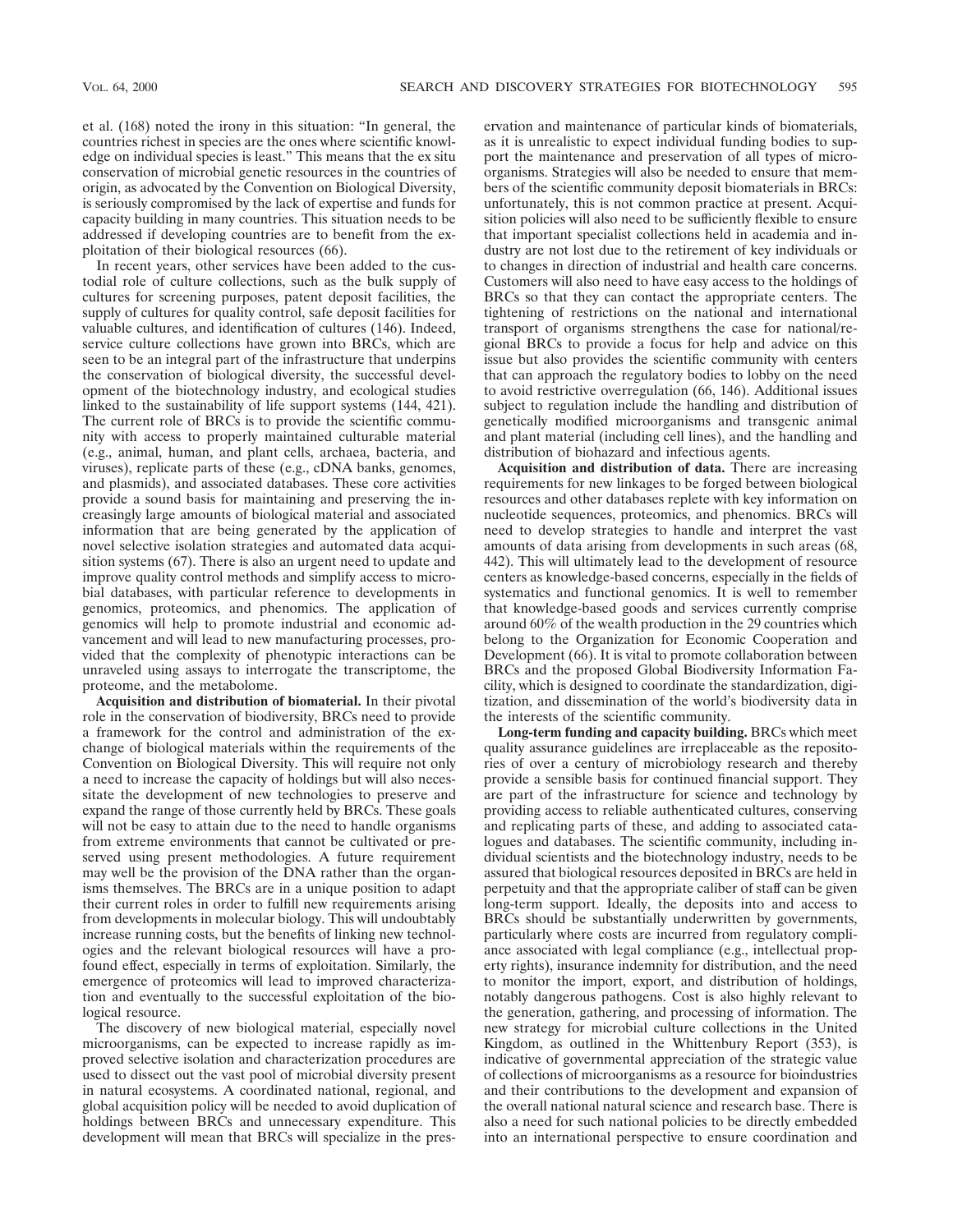et al. (168) noted the irony in this situation: "In general, the countries richest in species are the ones where scientific knowledge on individual species is least." This means that the ex situ conservation of microbial genetic resources in the countries of origin, as advocated by the Convention on Biological Diversity, is seriously compromised by the lack of expertise and funds for capacity building in many countries. This situation needs to be addressed if developing countries are to benefit from the exploitation of their biological resources (66).

In recent years, other services have been added to the custodial role of culture collections, such as the bulk supply of cultures for screening purposes, patent deposit facilities, the supply of cultures for quality control, safe deposit facilities for valuable cultures, and identification of cultures (146). Indeed, service culture collections have grown into BRCs, which are seen to be an integral part of the infrastructure that underpins the conservation of biological diversity, the successful development of the biotechnology industry, and ecological studies linked to the sustainability of life support systems (144, 421). The current role of BRCs is to provide the scientific community with access to properly maintained culturable material (e.g., animal, human, and plant cells, archaea, bacteria, and viruses), replicate parts of these (e.g., cDNA banks, genomes, and plasmids), and associated databases. These core activities provide a sound basis for maintaining and preserving the increasingly large amounts of biological material and associated information that are being generated by the application of novel selective isolation strategies and automated data acquisition systems (67). There is also an urgent need to update and improve quality control methods and simplify access to microbial databases, with particular reference to developments in genomics, proteomics, and phenomics. The application of genomics will help to promote industrial and economic advancement and will lead to new manufacturing processes, provided that the complexity of phenotypic interactions can be unraveled using assays to interrogate the transcriptome, the proteome, and the metabolome.

**Acquisition and distribution of biomaterial.** In their pivotal role in the conservation of biodiversity, BRCs need to provide a framework for the control and administration of the exchange of biological materials within the requirements of the Convention on Biological Diversity. This will require not only a need to increase the capacity of holdings but will also necessitate the development of new technologies to preserve and expand the range of those currently held by BRCs. These goals will not be easy to attain due to the need to handle organisms from extreme environments that cannot be cultivated or preserved using present methodologies. A future requirement may well be the provision of the DNA rather than the organisms themselves. The BRCs are in a unique position to adapt their current roles in order to fulfill new requirements arising from developments in molecular biology. This will undoubtably increase running costs, but the benefits of linking new technologies and the relevant biological resources will have a profound effect, especially in terms of exploitation. Similarly, the emergence of proteomics will lead to improved characterization and eventually to the successful exploitation of the biological resource.

The discovery of new biological material, especially novel microorganisms, can be expected to increase rapidly as improved selective isolation and characterization procedures are used to dissect out the vast pool of microbial diversity present in natural ecosystems. A coordinated national, regional, and global acquisition policy will be needed to avoid duplication of holdings between BRCs and unnecessary expenditure. This development will mean that BRCs will specialize in the preservation and maintenance of particular kinds of biomaterials, as it is unrealistic to expect individual funding bodies to support the maintenance and preservation of all types of microorganisms. Strategies will also be needed to ensure that members of the scientific community deposit biomaterials in BRCs: unfortunately, this is not common practice at present. Acquisition policies will also need to be sufficiently flexible to ensure that important specialist collections held in academia and industry are not lost due to the retirement of key individuals or to changes in direction of industrial and health care concerns. Customers will also need to have easy access to the holdings of BRCs so that they can contact the appropriate centers. The tightening of restrictions on the national and international transport of organisms strengthens the case for national/regional BRCs to provide a focus for help and advice on this issue but also provides the scientific community with centers that can approach the regulatory bodies to lobby on the need to avoid restrictive overregulation (66, 146). Additional issues subject to regulation include the handling and distribution of genetically modified microorganisms and transgenic animal and plant material (including cell lines), and the handling and distribution of biohazard and infectious agents.

**Acquisition and distribution of data.** There are increasing requirements for new linkages to be forged between biological resources and other databases replete with key information on nucleotide sequences, proteomics, and phenomics. BRCs will need to develop strategies to handle and interpret the vast amounts of data arising from developments in such areas (68, 442). This will ultimately lead to the development of resource centers as knowledge-based concerns, especially in the fields of systematics and functional genomics. It is well to remember that knowledge-based goods and services currently comprise around 60% of the wealth production in the 29 countries which belong to the Organization for Economic Cooperation and Development (66). It is vital to promote collaboration between BRCs and the proposed Global Biodiversity Information Facility, which is designed to coordinate the standardization, digitization, and dissemination of the world's biodiversity data in the interests of the scientific community.

**Long-term funding and capacity building.** BRCs which meet quality assurance guidelines are irreplaceable as the repositories of over a century of microbiology research and thereby provide a sensible basis for continued financial support. They are part of the infrastructure for science and technology by providing access to reliable authenticated cultures, conserving and replicating parts of these, and adding to associated catalogues and databases. The scientific community, including individual scientists and the biotechnology industry, needs to be assured that biological resources deposited in BRCs are held in perpetuity and that the appropriate caliber of staff can be given long-term support. Ideally, the deposits into and access to BRCs should be substantially underwritten by governments, particularly where costs are incurred from regulatory compliance associated with legal compliance (e.g., intellectual property rights), insurance indemnity for distribution, and the need to monitor the import, export, and distribution of holdings, notably dangerous pathogens. Cost is also highly relevant to the generation, gathering, and processing of information. The new strategy for microbial culture collections in the United Kingdom, as outlined in the Whittenbury Report (353), is indicative of governmental appreciation of the strategic value of collections of microorganisms as a resource for bioindustries and their contributions to the development and expansion of the overall natural science and research base. There is also a need for such national policies to be directly embedded into an international perspective to ensure coordination and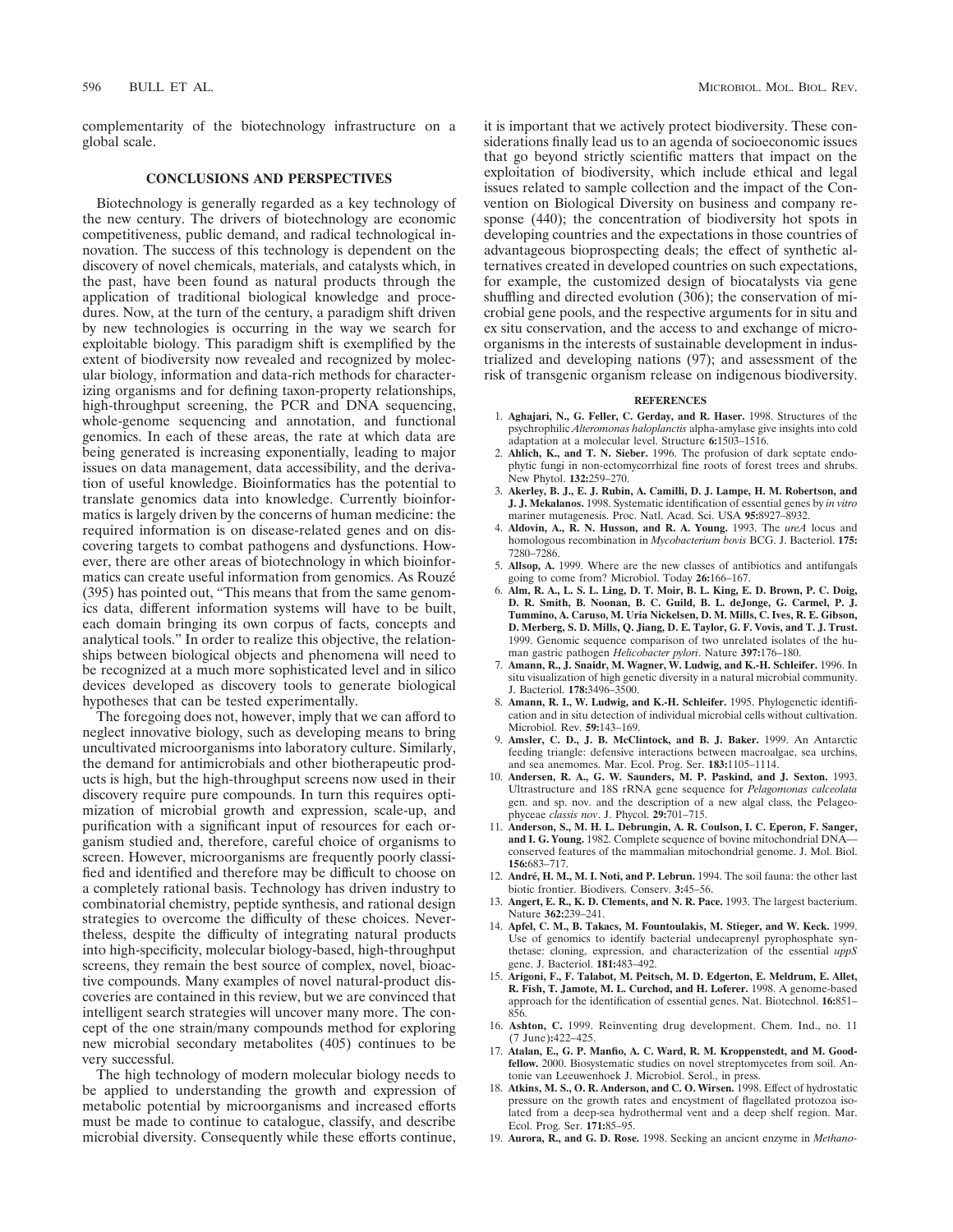complementarity of the biotechnology infrastructure on a global scale.

## CONCLUSIONS AND PERSPECTIVES

Biotechnology is generally regarded as a key technology of the new century. The drivers of biotechnology are economic competitiveness, public demand, and radical technological innovation. The success of this technology is dependent on the discovery of novel chemicals, materials, and catalysts which, in the past, have been found as natural products through the application of traditional biological knowledge and procedures. Now, at the turn of the century, a paradigm shift driven by new technologies is occurring in the way we search for exploitable biology. This paradigm shift is exemplified by the extent of biodiversity now revealed and recognized by molecular biology, information and data-rich methods for characterizing organisms and for defining taxon-property relationships, high-throughput screening, the PCR and DNA sequencing, whole-genome sequencing and annotation, and functional genomics. In each of these areas, the rate at which data are being generated is increasing exponentially, leading to major issues on data management, data accessibility, and the derivation of useful knowledge. Bioinformatics has the potential to translate genomics data into knowledge. Currently bioinformatics is largely driven by the concerns of human medicine: the required information is on disease-related genes and on discovering targets to combat pathogens and dysfunctions. However, there are other areas of biotechnology in which bioinformatics can create useful information from genomics. As Rouzé (395) has pointed out, "This means that from the same genomics data, different information systems will have to be built, each domain bringing its own corpus of facts, concepts and analytical tools." In order to realize this objective, the relationships between biological objects and phenomena will need to be recognized at a much more sophisticated level and in silico devices developed as discovery tools to generate biological hypotheses that can be tested experimentally.

The foregoing does not, however, imply that we can afford to neglect innovative biology, such as developing means to bring uncultivated microorganisms into laboratory culture. Similarly, the demand for antimicrobials and other biotherapeutic products is high, but the high-throughput screens now used in their discovery require pure compounds. In turn this requires optimization of microbial growth and expression, scale-up, and purification with a significant input of resources for each organism studied and, therefore, careful choice of organisms to screen. However, microorganisms are frequently poorly classified and identified and therefore may be difficult to choose on a completely rational basis. Technology has driven industry to combinatorial chemistry, peptide synthesis, and rational design strategies to overcome the difficulty of these choices. Nevertheless, despite the difficulty of integrating natural products into high-specificity, molecular biology-based, high-throughput screens, they remain the best source of complex, novel, bioactive compounds. Many examples of novel natural-product discoveries are contained in this review, but we are convinced that intelligent search strategies will uncover many more. The concept of the one strain/many compounds method for exploring new microbial secondary metabolites (405) continues to be very successful.

The high technology of modern molecular biology needs to be applied to understanding the growth and expression of metabolic potential by microorganisms and increased efforts must be made to continue to catalogue, classify, and describe microbial diversity. Consequently while these efforts continue, it is important that we actively protect biodiversity. These considerations finally lead us to an agenda of socioeconomic issues that go beyond strictly scientific matters that impact on the exploitation of biodiversity, which include ethical and legal issues related to sample collection and the impact of the Convention on Biological Diversity on business and company response (440); the concentration of biodiversity hot spots in developing countries and the expectations in those countries of advantageous bioprospecting deals; the effect of synthetic alternatives created in developed countries on such expectations, for example, the customized design of biocatalysts via gene shuffling and directed evolution (306); the conservation of microbial gene pools, and the respective arguments for in situ and ex situ conservation, and the access to and exchange of microorganisms in the interests of sustainable development in industrialized and developing nations (97); and assessment of the risk of transgenic organism release on indigenous biodiversity.

## REFERENCES

1. **Aghajari, N., G. Feller, C. Gerday, and R. Haser.** 1998. Structures of the psychrophilic *Alteromonas haloplanctis* alpha-amylase give insights into cold adaptation at a molecular level. Structure **6:**1503–1516.
2. **Ahlich, K., and T. N. Sieber.** 1996. The profusion of dark septate endophytic fungi in non-ectomycorrhizal fine roots of forest trees and shrubs. New Phytol. **132:**259–270.
3. **Akerley, B. J., E. J. Rubin, A. Camilli, D. J. Lampe, H. M. Robertson, and J. J. Mekalanos.** 1998. Systematic identification of essential genes by *in vitro* mariner mutagenesis. Proc. Natl. Acad. Sci. USA **95:**8927–8932.
4. **Aldovin, A., R. N. Husson, and R. A. Young.** 1993. The *ureA* locus and homologous recombination in *Mycobacterium bovis* BCG. J. Bacteriol. **175:**7280–7286.
5. **Allsop, A.** 1999. Where are the new classes of antibiotics and antifungals going to come from? Microbiol. Today **26:**166–167.
6. **Alm, R. A., L. S. L. Ling, D. T. Moir, B. L. King, E. D. Brown, P. C. Doig, D. R. Smith, B. Noonan, B. C. Guild, B. L. deJonge, G. Carmel, P. J. Tummino, A. Caruso, M. Uria Nickelsen, D. M. Mills, C. Ives, R. E. Gibson, D. Merberg, S. D. Mills, Q. Jiang, D. E. Taylor, G. F. Vovis, and T. J. Trust.** 1999. Genomic sequence comparison of two unrelated isolates of the human gastric pathogen *Helicobacter pylori*. Nature **397:**176–180.
7. **Amann, R., J. Snaidr, M. Wagner, W. Ludwig, and K.-H. Schleifer.** 1996. In situ visualization of high genetic diversity in a natural microbial community. J. Bacteriol. **178:**3496–3500.
8. **Amann, R. I., W. Ludwig, and K.-H. Schleifer.** 1995. Phylogenetic identification and in situ detection of individual microbial cells without cultivation. Microbiol. Rev. **59:**143–169.
9. **Amsler, C. D., J. B. McClintock, and B. J. Baker.** 1999. An Antarctic feeding triangle: defensive interactions between macroalgae, sea urchins, and sea anemones. Mar. Ecol. Prog. Ser. **183:**1105–1114.
10. **Andersen, R. A., G. W. Saunders, M. P. Paskind, and J. Sexton.** 1993. Ultrastructure and 18S rRNA gene sequence for *Pelagomonas calceolata* gen. and sp. nov. and the description of a new algal class, the Pelageophyceae *classis nov*. J. Phycol. **29:**701–715.
11. **Anderson, S., M. H. L. Debrungin, A. R. Coulson, I. C. Eperon, F. Sanger, and I. G. Young.** 1982. Complete sequence of bovine mitochondrial DNA—conserved features of the mammalian mitochondrial genome. J. Mol. Biol. **156:**683–717.
12. **André, H. M., M. I. Noti, and P. Lebrun.** 1994. The soil fauna: the other last biotic frontier. Biodivers. Conserv. **3:**45–56.
13. **Angert, E. R., K. D. Clements, and N. R. Pace.** 1993. The largest bacterium. Nature **362:**239–241.
14. **Apfel, C. M., B. Takacs, M. Fountoulakis, M. Stieger, and W. Keck.** 1999. Use of genomics to identify bacterial undecaprenyl pyrophosphate synthetase: cloning, expression, and characterization of the essential *uppS* gene. J. Bacteriol. **181:**483–492.
15. **Arigoni, F., F. Talabot, M. Peitsch, M. D. Edgerton, E. Meldrum, E. Allet, R. Fish, T. Jamote, M. L. Curchod, and H. Loferer.** 1998. A genome-based approach for the identification of essential genes. Nat. Biotechnol. **16:**851–856.
16. **Ashton, C.** 1999. Reinventing drug development. Chem. Ind., no. 11 (7 June)**:**422–425.
17. **Atalan, E., G. P. Manfio, A. C. Ward, R. M. Kroppenstedt, and M. Goodfellow.** 2000. Biosystematic studies on novel streptomycetes from soil. Antonie van Leeuwenhoek J. Microbiol. Serol., in press.
18. **Atkins, M. S., O. R. Anderson, and C. O. Wirsen.** 1998. Effect of hydrostatic pressure on the growth rates and encystment of flagellated protozoa isolated from a deep-sea hydrothermal vent and a deep shelf region. Mar. Ecol. Prog. Ser. **171:**85–95.
19. **Aurora, R., and G. D. Rose.** 1998. Seeking an ancient enzyme in *Methano-*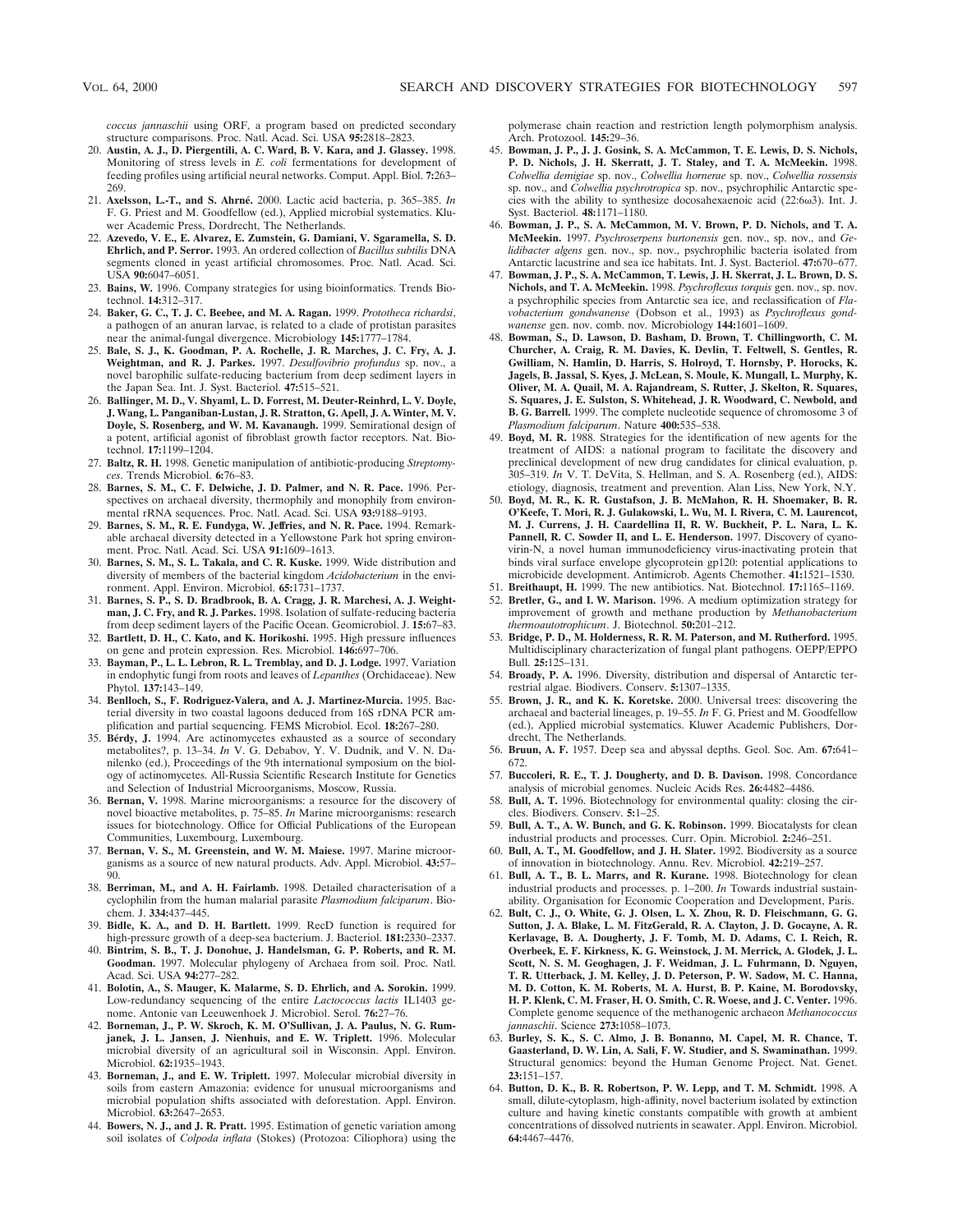*coccus jannaschii* using ORF, a program based on predicted secondary structure comparisons. Proc. Natl. Acad. Sci. USA **95:**2818–2823.

20. **Austin, A. J., D. Piergentili, A. C. Ward, B. V. Kara, and J. Glassey.** 1998. Monitoring of stress levels in *E. coli* fermentations for development of feeding profiles using artificial neural networks. Comput. Appl. Biol. **7:**263–269.
21. **Axelsson, L.-T., and S. Ahrné.** 2000. Lactic acid bacteria, p. 365–385. *In* F. G. Priest and M. Goodfellow (ed.), Applied microbial systematics. Kluwer Academic Press, Dordrecht, The Netherlands.
22. **Azevedo, V. E., E. Alvarez, E. Zumstein, G. Damiani, V. Sgaramella, S. D. Ehrlich, and P. Serror.** 1993. An ordered collection of *Bacillus subtilis* DNA segments cloned in yeast artificial chromosomes. Proc. Natl. Acad. Sci. USA **90:**6047–6051.
23. **Bains, W.** 1996. Company strategies for using bioinformatics. Trends Biotechnol. **14:**312–317.
24. **Baker, G. C., T. J. C. Beebee, and M. A. Ragan.** 1999. *Prototheca richardsi*, a pathogen of an anuran larvae, is related to a clade of protistan parasites near the animal-fungal divergence. Microbiology **145:**1777–1784.
25. **Bale, S. J., K. Goodman, P. A. Rochelle, J. R. Marches, J. C. Fry, A. J. Weightman, and R. J. Parkes.** 1997. *Desulfovibrio profundus* sp. nov., a novel barophilic sulfate-reducing bacterium from deep sediment layers in the Japan Sea. Int. J. Syst. Bacteriol. **47:**515–521.
26. **Ballinger, M. D., V. Shyaml, L. D. Forrest, M. Deuter-Reinhrd, L. V. Doyle, J. Wang, L. Panganiban-Lustan, J. R. Stratton, G. Apell, J. A. Winter, M. V. Doyle, S. Rosenberg, and W. M. Kavanaugh.** 1999. Semirational design of a potent, artificial agonist of fibroblast growth factor receptors. Nat. Biotechnol. **17:**1199–1204.
27. **Baltz, R. H.** 1998. Genetic manipulation of antibiotic-producing *Streptomyces*. Trends Microbiol. **6:**76–83.
28. **Barnes, S. M., C. F. Delwiche, J. D. Palmer, and N. R. Pace.** 1996. Perspectives on archaeal diversity, thermophily and monophily from environmental rRNA sequences. Proc. Natl. Acad. Sci. USA **93:**9188–9193.
29. **Barnes, S. M., R. E. Fundyga, W. Jeffries, and N. R. Pace.** 1994. Remarkable archaeal diversity detected in a Yellowstone Park hot spring environment. Proc. Natl. Acad. Sci. USA **91:**1609–1613.
30. **Barnes, S. M., S. L. Takala, and C. R. Kuske.** 1999. Wide distribution and diversity of members of the bacterial kingdom *Acidobacterium* in the environment. Appl. Environ. Microbiol. **65:**1731–1737.
31. **Barnes, S. P., S. D. Bradbrook, B. A. Cragg, J. R. Marchesi, A. J. Weightman, J. C. Fry, and R. J. Parkes.** 1998. Isolation of sulfate-reducing bacteria from deep sediment layers of the Pacific Ocean. Geomicrobiol. J. **15:**67–83.
32. **Bartlett, D. H., C. Kato, and K. Horikoshi.** 1995. High pressure influences on gene and protein expression. Res. Microbiol. **146:**697–706.
33. **Bayman, P., L. L. Lebron, R. L. Tremblay, and D. J. Lodge.** 1997. Variation in endophytic fungi from roots and leaves of *Lepanthes* (Orchidaceae). New Phytol. **137:**143–149.
34. **Benlloch, S., F. Rodriguez-Valera, and A. J. Martinez-Murcia.** 1995. Bacterial diversity in two coastal lagoons deduced from 16S rDNA PCR amplification and partial sequencing. FEMS Microbiol. Ecol. **18:**267–280.
35. **Bérdy, J.** 1994. Are actinomycetes exhausted as a source of secondary metabolites?, p. 13–34. *In* V. G. Debabov, Y. V. Dudnik, and V. N. Danilenko (ed.), Proceedings of the 9th international symposium on the biology of actinomycetes. All-Russia Scientific Research Institute for Genetics and Selection of Industrial Microorganisms, Moscow, Russia.
36. **Bernan, V.** 1998. Marine microorganisms: a resource for the discovery of novel bioactive metabolites, p. 75–85. *In* Marine microorganisms: research issues for biotechnology. Office for Official Publications of the European Communities, Luxembourg, Luxembourg.
37. **Bernan, V. S., M. Greenstein, and W. M. Maiese.** 1997. Marine microorganisms as a source of new natural products. Adv. Appl. Microbiol. **43:**57–90.
38. **Berriman, M., and A. H. Fairlamb.** 1998. Detailed characterisation of a cyclophilin from the human malarial parasite *Plasmodium falciparum*. Biochem. J. **334:**437–445.
39. **Bidle, K. A., and D. H. Bartlett.** 1999. RecD function is required for high-pressure growth of a deep-sea bacterium. J. Bacteriol. **181:**2330–2337.
40. **Bintrim, S. B., T. J. Donohue, J. Handelsman, G. P. Roberts, and R. M. Goodman.** 1997. Molecular phylogeny of Archaea from soil. Proc. Natl. Acad. Sci. USA **94:**277–282.
41. **Bolotin, A., S. Mauger, K. Malarme, S. D. Ehrlich, and A. Sorokin.** 1999. Low-redundancy sequencing of the entire *Lactococcus lactis* IL1403 genome. Antonie van Leeuwenhoek J. Microbiol. Serol. **76:**27–76.
42. **Borneman, J., P. W. Skroch, K. M. O'Sullivan, J. A. Paulus, N. G. Rumjanek, J. L. Jansen, J. Nienhuis, and E. W. Triplett.** 1996. Molecular microbial diversity of an agricultural soil in Wisconsin. Appl. Environ. Microbiol. **62:**1935–1943.
43. **Borneman, J., and E. W. Triplett.** 1997. Molecular microbial diversity in soils from eastern Amazonia: evidence for unusual microorganisms and microbial population shifts associated with deforestation. Appl. Environ. Microbiol. **63:**2647–2653.
44. **Bowers, N. J., and J. R. Pratt.** 1995. Estimation of genetic variation among soil isolates of *Colpoda inflata* (Stokes) (Protozoa: Ciliophora) using the polymerase chain reaction and restriction length polymorphism analysis. Arch. Protozool. **145:**29–36.
45. **Bowman, J. P., J. J. Gosink, S. A. McCammon, T. E. Lewis, D. S. Nichols, P. D. Nichols, J. H. Skerratt, J. T. Staley, and T. A. McMeekin.** 1998. *Colwellia demigiae* sp. nov., *Colwellia hornerae* sp. nov., *Colwellia rossensis* sp. nov., and *Colwellia psychrotropica* sp. nov., psychrophilic Antarctic species with the ability to synthesize docosahexaenoic acid (22:6ω3). Int. J. Syst. Bacteriol. **48:**1171–1180.
46. **Bowman, J. P., S. A. McCammon, M. V. Brown, P. D. Nichols, and T. A. McMeekin.** 1997. *Psychroserpens burtonensis* gen. nov., sp. nov., and *Gelidibacter algens* gen. nov., sp. nov., psychrophilic bacteria isolated from Antarctic lacustrine and sea ice habitats. Int. J. Syst. Bacteriol. **47:**670–677.
47. **Bowman, J. P., S. A. McCammon, T. Lewis, J. H. Skerrat, J. L. Brown, D. S. Nichols, and T. A. McMeekin.** 1998. *Psychroflexus torquis* gen. nov., sp. nov. a psychrophilic species from Antarctic sea ice, and reclassification of *Flavobacterium gondwanense* (Dobson et al., 1993) as *Psychroflexus gondwanense* gen. nov. comb. nov. Microbiology **144:**1601–1609.
48. **Bowman, S., D. Lawson, D. Basham, D. Brown, T. Chillingworth, C. M. Churcher, A. Craig, R. M. Davies, K. Devlin, T. Feltwell, S. Gentles, R. Gwilliam, N. Hamlin, D. Harris, S. Holroyd, T. Hornsby, P. Horocks, K. Jagels, B. Jassal, S. Kyes, J. McLean, S. Moule, K. Mungall, L. Murphy, K. Oliver, M. A. Quail, M. A. Rajandream, S. Rutter, J. Skelton, R. Squares, S. Squares, J. E. Sulston, S. Whitehead, J. R. Woodward, C. Newbold, and B. G. Barrell.** 1999. The complete nucleotide sequence of chromosome 3 of *Plasmodium falciparum*. Nature **400:**535–538.
49. **Boyd, M. R.** 1988. Strategies for the identification of new agents for the treatment of AIDS: a national program to facilitate the discovery and preclinical development of new drug candidates for clinical evaluation, p. 305–319. *In* V. T. DeVita, S. Hellman, and S. A. Rosenberg (ed.), AIDS: etiology, diagnosis, treatment and prevention. Alan Liss, New York, N.Y.
50. **Boyd, M. R., K. R. Gustafson, J. B. McMahon, R. H. Shoemaker, B. R. O'Keefe, T. Mori, R. J. Gulakowski, L. Wu, M. I. Rivera, C. M. Laurencot, M. J. Currens, J. H. Caardellina II, R. W. Buckheit, P. L. Nara, L. K. Pannell, R. C. Sowder II, and L. E. Henderson.** 1997. Discovery of cyanovirin-N, a novel human immunodeficiency virus-inactivating protein that binds viral surface envelope glycoprotein gp120: potential applications to microbicide development. Antimicrob. Agents Chemother. **41:**1521–1530.
51. **Breithaupt, H.** 1999. The new antibiotics. Nat. Biotechnol. **17:**1165–1169.
52. **Bretler, G., and I. W. Marison.** 1996. A medium optimization strategy for improvement of growth and methane production by *Methanobacterium thermoautotrophicum*. J. Biotechnol. **50:**201–212.
53. **Bridge, P. D., M. Holderness, R. R. M. Paterson, and M. Rutherford.** 1995. Multidisciplinary characterization of fungal plant pathogens. OEPP/EPPO Bull. **25:**125–131.
54. **Broady, P. A.** 1996. Diversity, distribution and dispersal of Antarctic terrestrial algae. Biodivers. Conserv. **5:**1307–1335.
55. **Brown, J. R., and K. K. Koretske.** 2000. Universal trees: discovering the archaeal and bacterial lineages, p. 19–55. *In* F. G. Priest and M. Goodfellow (ed.), Applied microbial systematics. Kluwer Academic Publishers, Dordrecht, The Netherlands.
56. **Bruun, A. F.** 1957. Deep sea and abyssal depths. Geol. Soc. Am. **67:**641–672.
57. **Buccoleri, R. E., T. J. Dougherty, and D. B. Davison.** 1998. Concordance analysis of microbial genomes. Nucleic Acids Res. **26:**4482–4486.
58. **Bull, A. T.** 1996. Biotechnology for environmental quality: closing the circles. Biodivers. Conserv. **5:**1–25.
59. **Bull, A. T., A. W. Bunch, and G. K. Robinson.** 1999. Biocatalysts for clean industrial products and processes. Curr. Opin. Microbiol. **2:**246–251.
60. **Bull, A. T., M. Goodfellow, and J. H. Slater.** 1992. Biodiversity as a source of innovation in biotechnology. Annu. Rev. Microbiol. **42:**219–257.
61. **Bull, A. T., B. L. Marrs, and R. Kurane.** 1998. Biotechnology for clean industrial products and processes. p. 1–200. *In* Towards industrial sustainability. Organisation for Economic Cooperation and Development, Paris.
62. **Bult, C. J., O. White, G. J. Olsen, L. X. Zhou, R. D. Fleischmann, G. G. Sutton, J. A. Blake, L. M. FitzGerald, R. A. Clayton, J. D. Gocayne, A. R. Kerlavage, B. A. Dougherty, J. F. Tomb, M. D. Adams, C. I. Reich, R. Overbeek, E. F. Kirkness, K. G. Weinstock, J. M. Merrick, A. Glodek, J. L. Scott, N. S. M. Geoghagen, J. F. Weidman, J. L. Fuhrmann, D. Nguyen, T. R. Utterback, J. M. Kelley, J. D. Peterson, P. W. Sadow, M. C. Hanna, M. D. Cotton, K. M. Roberts, M. A. Hurst, B. P. Kaine, M. Borodovsky, H. P. Klenk, C. M. Fraser, H. O. Smith, C. R. Woese, and J. C. Venter.** 1996. Complete genome sequence of the methanogenic archaeon *Methanococcus jannaschii*. Science **273:**1058–1073.
63. **Burley, S. K., S. C. Almo, J. B. Bonanno, M. Capel, M. R. Chance, T. Gaasterland, D. W. Lin, A. Sali, F. W. Studier, and S. Swaminathan.** 1999. Structural genomics: beyond the Human Genome Project. Nat. Genet. **23:**151–157.
64. **Button, D. K., B. R. Robertson, P. W. Lepp, and T. M. Schmidt.** 1998. A small, dilute-cytoplasm, high-affinity, novel bacterium isolated by extinction culture and having kinetic constants compatible with growth at ambient concentrations of dissolved nutrients in seawater. Appl. Environ. Microbiol. **64:**4467–4476.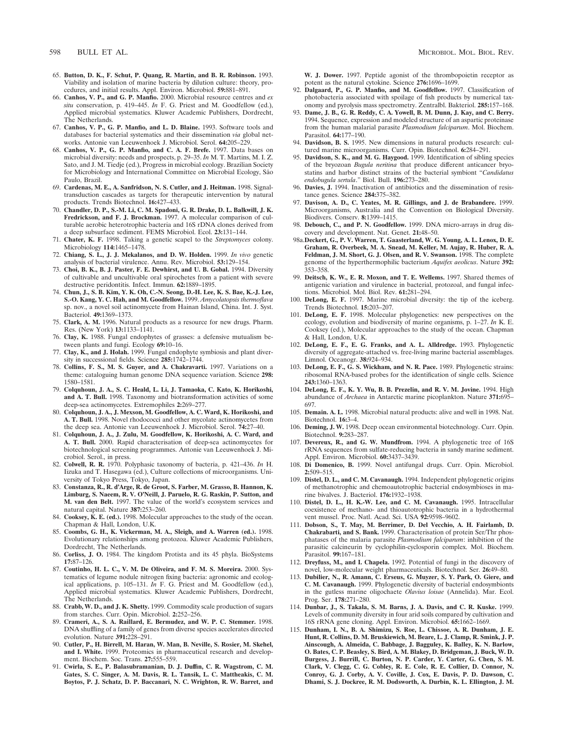65. **Button, D. K., F. Schut, P. Quang, R. Martin, and B. R. Robinson.** 1993. Viability and isolation of marine bacteria by dilution culture: theory, procedures, and initial results. Appl. Environ. Microbiol. **59:**881–891.

66. **Canhos, V. P., and G. P. Manfio.** 2000. Microbial resource centres and *ex situ* conservation, p. 419–445. *In* F. G. Priest and M. Goodfellow (ed.), Applied microbial systematics. Kluwer Academic Publishers, Dordrecht, The Netherlands.

67. **Canhos, V. P., G. P. Manfio, and L. D. Blaine.** 1993. Software tools and databases for bacterial systematics and their dissemination *via* global networks. Antonie van Leeuwenhoek J. Microbiol. Serol. **64:**205–229.

68. **Canhos, V. P., G. P. Manfio, and C. A. F. Brefe.** 1997. Data bases on microbial diversity: needs and prospects, p. 29–35. *In* M. T. Martins, M. I. Z. Sato, and J. M. Tiedje (ed.), Progress in microbial ecology. Brazilian Society for Microbiology and International Committee on Microbial Ecology, São Paulo, Brazil.

69. **Cardenas, M. E., A. Sanfridson, N. S. Cutler, and J. Heitman.** 1998. Signal-transduction cascades as targets for therapeutic intervention by natural products. Trends Biotechnol. **16:**427–433.

70. **Chandler, D. P., S.-M. Li, C. M. Spadoni, G. R. Drake, D. L. Balkwill, J. K. Fredrickson, and F. J. Brockman.** 1997. A molecular comparison of culturable aerobic heterotrophic bacteria and 16S rDNA clones derived from a deep subsurface sediment. FEMS Microbiol. Ecol. **23:**131–144.

71. **Chater, K. F.** 1998. Taking a genetic scapel to the *Streptomyces* colony. Microbiology **114:**1465–1478.

72. **Chiang, S. L., J. J. Mekalanos, and D. W. Holden.** 1999. *In vivo* genetic analysis of bacterial virulence. Annu. Rev. Microbiol. **53:**129–154.

73. **Choi, B. K., B. J. Paster, F. E. Dewhirst, and U. B. Gobal.** 1994. Diversity of cultivable and uncultivable oral spirochetes from a patient with severe destructive peridontitis. Infect. Immun. **62:**1889–1895.

74. **Chun, J., S. B. Kim, Y. K. Oh, C.-N. Seong, D.-H. Lee, K. S. Bae, K.-J. Lee, S.-O. Kang, Y. C. Hah, and M. Goodfellow.** 1999. *Amycolatopsis thermoflava* sp. nov., a novel soil actinomycete from Hainan Island, China. Int. J. Syst. Bacteriol. **49:**1369–1373.

75. **Clark, A. M.** 1996. Natural products as a resource for new drugs. Pharm. Res. (New York) **13:**1133–1141.

76. **Clay, K.** 1988. Fungal endophytes of grasses: a defensive mutualism between plants and fungi. Ecology **69:**10–16.

77. **Clay, K., and J. Holah.** 1999. Fungal endophyte symbiosis and plant diversity in successional fields. Science **285:**1742–1744.

78. **Collins, F. S., M. S. Guyer, and A. Chakravarti.** 1997. Variations on a theme: cataloguing human genome DNA sequence variation. Science **298:**1580–1581.

79. **Colquhoun, J. A., S. C. Heald, L. Li, J. Tamaoka, C. Kato, K. Horikoshi, and A. T. Bull.** 1998. Taxonomy and biotransformation activities of some deep-sea actinomycetes. Extremophiles **2:**269–277.

80. **Colquhoun, J. A., J. Mexson, M. Goodfellow, A. C. Ward, K. Horikoshi, and A. T. Bull.** 1998. Novel rhodococci and other mycolate actinomycetes from the deep sea. Antonie van Leeuwenhoek J. Microbiol. Serol. **74:**27–40.

81. **Colquhoun, J. A., J. Zulu, M. Goodfellow, K. Horikoshi, A. C. Ward, and A. T. Bull.** 2000. Rapid characterisation of deep-sea actinomycetes for biotechnological screening programmes. Antonie van Leeuwenhoek J. Microbiol. Serol., in press.

82. **Colwell, R. R.** 1970. Polyphasic taxonomy of bacteria, p. 421–436. *In* H. Iizuka and T. Hasegawa (ed.), Culture collections of microorganisms. University of Tokyo Press, Tokyo, Japan.

83. **Constanza, R., R. d'Arge, R. de Groot, S. Farber, M. Grasso, B. Hannon, K. Limburg, S. Naeem, R. V. O'Neill, J. Paruelo, R. G. Raskin, P. Sutton, and M. van den Belt.** 1997. The value of the world's ecosystem services and natural capital. Nature **387:**253–260.

84. **Cooksey, K. E. (ed.).** 1998. Molecular approaches to the study of the ocean. Chapman & Hall, London, U.K.

85. **Coombs, G. H., K. Vickerman, M. A., Sleigh, and A. Warren (ed.).** 1998. Evolutionary relationships among protozoa. Kluwer Academic Publishers, Dordrecht, The Netherlands.

86. **Corliss, J. O.** 1984. The kingdom Protista and its 45 phyla. BioSystems **17:**87–126.

87. **Coutinho, H. L. C., V. M. De Oliveira, and F. M. S. Moreira.** 2000. Systematics of legume nodule nitrogen fixing bacteria: agronomic and ecological applications, p. 105–131. *In* F. G. Priest and M. Goodfellow (ed.), Applied microbial systematics. Kluwer Academic Publishers, Dordrecht, The Netherlands.

88. **Crabb, W. D., and J. K. Shetty.** 1999. Commodity scale production of sugars from starches. Curr. Opin. Microbiol. **2:**252–256.

89. **Crameri, A., S. A. Raillard, E. Bermudez, and W. P. C. Stemmer.** 1998. DNA shuffling of a family of genes from diverse species accelerates directed evolution. Nature **391:**228–291.

90. **Cutler, P., H. Birrell, M. Haran, W. Man, B. Neville, S. Rosier, M. Skehel, and I. White.** 1999. Proteomics in pharmaceutical research and development. Biochem. Soc. Trans. **27:**555–559.

91. **Cwirla, S. E., P. Balasubramanian, D. J. Duffin, C. R. Wagstrom, C. M. Gates, S. C. Singer, A. M. Davis, R. L. Tansik, L. C. Mattheakis, C. M. Boytos, P. J. Schatz, D. P. Baccanari, N. C. Wrighton, R. W. Barret, and W. J. Dower.** 1997. Peptide agonist of the thrombopoietin receptor as potent as the natural cytokine. Science **276:**1696–1699.

92. **Dalgaard, P., G. P. Manfio, and M. Goodfellow.** 1997. Classification of photobacteria associated with spoilage of fish products by numerical taxonomy and pyrolysis mass spectrometry. Zentralbl. Bakteriol. **285:**157–168.

93. **Dame, J. B., G. R. Reddy, C. A. Yowell, B. M. Dunn, J. Kay, and C. Berry.** 1994. Sequence, expression and modeled structure of an aspartic proteinase from the human malarial parasite *Plasmodium falciparum*. Mol. Biochem. Parasitol. **64:**177–190.

94. **Davidson, B. S.** 1995. New dimensions in natural products research: cultured marine microorganisms. Curr. Opin. Biotechnol. **6:**284–291.

95. **Davidson, S. K., and M. G. Haygood.** 1999. Identification of sibling species of the bryozoan *Bugula neritina* that produce different anticancer bryostatins and harbor distinct strains of the bacterial symbiont "*Candidatus endobugula sertula*." Biol. Bull. **196:**273–280.

96. **Davies, J.** 1994. Inactivation of antibiotics and the dissemination of resistance genes. Science **284:**375–382.

97. **Davison, A. D., C. Yeates, M. R. Gillings, and J. de Brabandere.** 1999. Microorganisms, Australia and the Convention on Biological Diversity. Biodivers. Conserv. **8:**1399–1415.

98. **Debouch, C., and P. N. Goodfellow.** 1999. DNA micro-arrays in drug discovery and development. Nat. Genet. **21:**48–50.

98a. **Deckert, G., P. V. Warren, T. Gaasterland, W. G. Young, A. L. Lenox, D. E. Graham, R. Overbeek, M. A. Snead, M. Keller, M. Aujay, R. Huber, R. A. Feldman, J. M. Short, G. J. Olsen, and R. V. Swanson.** 1998. The complete genome of the hyperthermophilic bacterium *Aquifex aeolicus*. Nature **392:**353–358.

99. **Deitsch, K. W., E. R. Moxon, and T. E. Wellems.** 1997. Shared themes of antigenic variation and virulence in bacterial, protozoal, and fungal infections. Microbiol. Mol. Biol. Rev. **61:**281–294.

100. **DeLong, E. F.** 1997. Marine microbial diversity: the tip of the iceberg. Trends Biotechnol. **15:**203–207.

101. **DeLong, E. F.** 1998. Molecular phylogenetics: new perspectives on the ecology, evolution and biodiversity of marine organisms, p. 1–27. *In* K. E. Cooksey (ed.), Molecular approaches to the study of the ocean. Chapman & Hall, London, U.K.

102. **DeLong, E. F., E. G. Franks, and A. L. Alldredge.** 1993. Phylogenetic diversity of aggregate-attached vs. free-living marine bacterial assemblages. Limnol. Oceanogr. **38:**924–934.

103. **DeLong, E. F., G. S. Wickham, and N. R. Pace.** 1989. Phylogenetic strains: ribosomal RNA-based probes for the identification of single cells. Science **243:**1360–1363.

104. **DeLong, E. F., K. Y. Wu, B. B. Prezelin, and R. V. M. Jovine.** 1994. High abundance of *Archaea* in Antarctic marine picoplankton. Nature **371:**695–697.

105. **Demain. A. L.** 1998. Microbial natural products: alive and well in 1998. Nat. Biotechnol. **16:**3–4.

106. **Deming, J. W.** 1998. Deep ocean environmental biotechnology. Curr. Opin. Biotechnol. **9:**283–287.

107. **Devereux, R., and G. W. Mundfrom.** 1994. A phylogenetic tree of 16S rRNA sequences from sulfate-reducing bacteria in sandy marine sediment. Appl. Environ. Microbiol. **60:**3437–3439.

108. **Di Domenico, B.** 1999. Novel antifungal drugs. Curr. Opin. Microbiol. **2:**509–515.

109. **Distel, D. L., and C. M. Cavanaugh.** 1994. Independent phylogenetic origins of methanotrophic and chemoautotrophic bacterial endosymbioses in marine bivalves. J. Bacteriol. **176:**1932–1938.

110. **Distel, D. L., H. K.-W. Lee, and C. M. Cavanaugh.** 1995. Intracellular coexistence of methano- and thioautotrophic bacteria in a hydrothermal vent mussel. Proc. Natl. Acad. Sci. USA **92:**9598–9602.

111. **Dobson, S., T. May, M. Berrimer, D. Del Vecchio, A. H. Fairlamb, D. Chakrabarti, and S. Bank.** 1999. Characterisation of protein Ser/Thr phosphatases of the malaria parasite *Plasmodium falciparum*: inhibition of the parasitic calcineurin by cyclophilin-cyclosporin complex. Mol. Biochem. Parasitol. **99:**167–181.

112. **Dreyfuss, M., and I. Chapela.** 1992. Potential of fungi in the discovery of novel, low-molecular weight pharmaceuticals. Biotechnol. Ser. **26:**49–80.

113. **Dubilier, N., R. Amann, C. Erseus, G. Muyzer, S. Y. Park, O. Giere, and C. M. Cavanaugh.** 1999. Phylogenetic diversity of bacterial endosymbionts in the gutless marine oligochaete *Olavius loisae* (Annelida). Mar. Ecol. Prog. Ser. **178:**271–280.

114. **Dunbar, J., S. Takala, S. M. Barns, J. A. Davis, and C. R. Kuske.** 1999. Levels of community diversity in four arid soils compared by cultivation and 16S rRNA gene cloning. Appl. Environ. Microbiol. **65:**1662–1669.

115. **Dunham, I. N., B. A. Shimizu, S. Roe, L. Chissoe, A. R. Dunham, J. E. Hunt, R. Collins, D. M. Bruskiewich, M. Beare, L. J. Clamp, R. Smink, J. P. Ainscough, A. Almeida, C. Babbage, J. Bagguley, K. Balley, K. N. Barlow, O. Bates, C. P. Beasley, S. Bird, A. M. Blakey, D. Bridgeman, J. Buck, W. D. Burgess, J. Burrill, C. Burton, N. P. Carder, Y. Carter, G. Chen, S. M. Clark, V. Clegg, C. G. Cobley, R. E. Cole, R. E. Collier, D. Connor, N. Conroy, G. J. Corby, A. V. Coville, J. Cox, E. Davis, P. D. Dawson, C. Dhami, S. J. Dockree, R. M. Dodsworth, A. Durbin, K. L. Ellington, J. M.**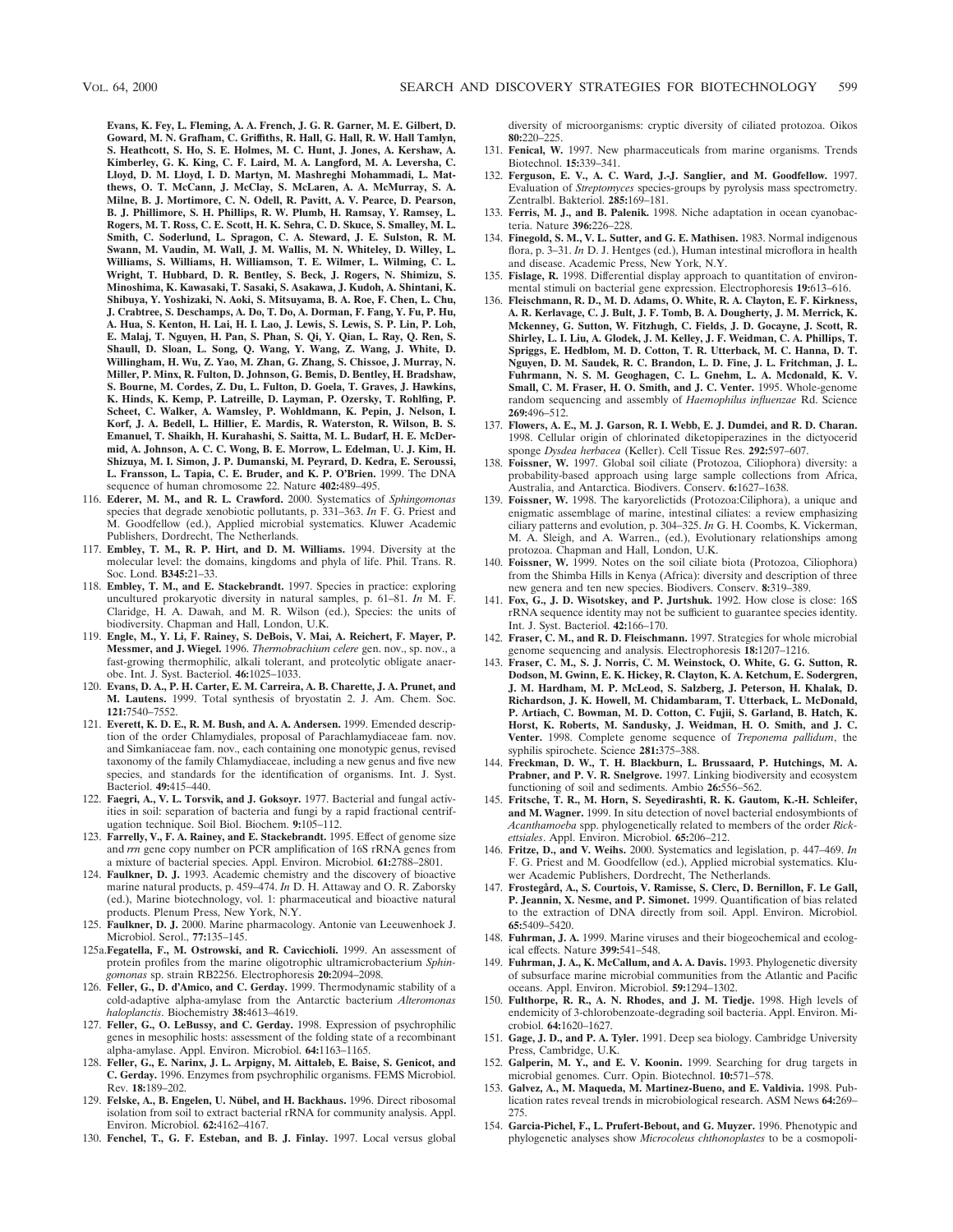**Evans, K. Fey, L. Fleming, A. A. French, J. G. R. Garner, M. E. Gilbert, D. Goward, M. N. Grafham, C. Griffiths, R. Hall, G. Hall, R. W. Hall Tamlyn, S. Heathcott, S. Ho, S. E. Holmes, M. C. Hunt, J. Jones, A. Kershaw, A. Kimberley, G. K. King, C. F. Laird, M. A. Langford, M. A. Leversha, C. Lloyd, D. M. Lloyd, I. D. Martyn, M. Mashreghi Mohammadi, L. Matthews, O. T. McCann, J. McClay, S. McLaren, A. A. McMurray, S. A. Milne, B. J. Mortimore, C. N. Odell, R. Pavitt, A. V. Pearce, D. Pearson, B. J. Phillimore, S. H. Phillips, R. W. Plumb, H. Ramsay, Y. Ramsey, L. Rogers, M. T. Ross, C. E. Scott, H. K. Sehra, C. D. Skuce, S. Smalley, M. L. Smith, C. Soderlund, L. Spragon, C. A. Steward, J. E. Sulston, R. M. Swann, M. Vaudin, M. Wall, J. M. Wallis, M. N. Whiteley, D. Willey, L. Williams, S. Williams, H. Williamson, T. E. Wilmer, L. Wilming, C. L. Wright, T. Hubbard, D. R. Bentley, S. Beck, J. Rogers, N. Shimizu, S. Minoshima, K. Kawasaki, T. Sasaki, S. Asakawa, J. Kudoh, A. Shintani, K. Shibuya, Y. Yoshizaki, N. Aoki, S. Mitsuyama, B. A. Roe, F. Chen, L. Chu, J. Crabtree, S. Deschamps, A. Do, T. Do, A. Dorman, F. Fang, Y. Fu, P. Hu, A. Hua, S. Kenton, H. Lai, H. I. Lao, J. Lewis, S. Lewis, S. P. Lin, P. Loh, E. Malaj, T. Nguyen, H. Pan, S. Phan, S. Qi, Y. Qian, L. Ray, Q. Ren, S. Shaull, D. Sloan, L. Song, Q. Wang, Y. Wang, Z. Wang, J. White, D. Willingham, H. Wu, Z. Yao, M. Zhan, G. Zhang, S. Chissoe, J. Murray, N. Miller, P. Minx, R. Fulton, D. Johnson, G. Bemis, D. Bentley, H. Bradshaw, S. Bourne, M. Cordes, Z. Du, L. Fulton, D. Goela, T. Graves, J. Hawkins, K. Hinds, K. Kemp, P. Latreille, D. Layman, P. Ozersky, T. Rohlfing, P. Scheet, C. Walker, A. Wamsley, P. Wohldmann, K. Pepin, J. Nelson, I. Korf, J. A. Bedell, L. Hillier, E. Mardis, R. Waterston, R. Wilson, B. S. Emanuel, T. Shaikh, H. Kurahashi, S. Saitta, M. L. Budarf, H. E. McDermid, A. Johnson, A. C. C. Wong, B. E. Morrow, L. Edelman, U. J. Kim, H. Shizuya, M. I. Simon, J. P. Dumanski, M. Peyrard, D. Kedra, E. Seroussi, L. Fransson, L. Tapia, C. E. Bruder, and K. P. O'Brien.** 1999. The DNA sequence of human chromosome 22. Nature **402:**489–495.

116. **Ederer, M. M., and R. L. Crawford.** 2000. Systematics of *Sphingomonas* species that degrade xenobiotic pollutants, p. 331–363. *In* F. G. Priest and M. Goodfellow (ed.), Applied microbial systematics. Kluwer Academic Publishers, Dordrecht, The Netherlands.
117. **Embley, T. M., R. P. Hirt, and D. M. Williams.** 1994. Diversity at the molecular level: the domains, kingdoms and phyla of life. Phil. Trans. R. Soc. Lond. **B345:**21–33.
118. **Embley, T. M., and E. Stackebrandt.** 1997. Species in practice: exploring uncultured prokaryotic diversity in natural samples, p. 61–81. *In* M. F. Claridge, H. A. Dawah, and M. R. Wilson (ed.), Species: the units of biodiversity. Chapman and Hall, London, U.K.
119. **Engle, M., Y. Li, F. Rainey, S. DeBois, V. Mai, A. Reichert, F. Mayer, P. Messner, and J. Wiegel.** 1996. *Thermobrachium celere* gen. nov., sp. nov., a fast-growing thermophilic, alkali tolerant, and proteolytic obligate anaerobe. Int. J. Syst. Bacteriol. **46:**1025–1033.
120. **Evans, D. A., P. H. Carter, E. M. Carreira, A. B. Charette, J. A. Prunet, and M. Lautens.** 1999. Total synthesis of bryostatin 2. J. Am. Chem. Soc. **121:**7540–7552.
121. **Everett, K. D. E., R. M. Bush, and A. A. Andersen.** 1999. Emended description of the order Chlamydiales, proposal of Parachlamydiaceae fam. nov. and Simkaniaceae fam. nov., each containing one monotypic genus, revised taxonomy of the family Chlamydiaceae, including a new genus and five new species, and standards for the identification of organisms. Int. J. Syst. Bacteriol. **49:**415–440.
122. **Faegri, A., V. L. Torsvik, and J. Goksoyr.** 1977. Bacterial and fungal activities in soil: separation of bacteria and fungi by a rapid fractional centrifugation technique. Soil Biol. Biochem. **9:**105–112.
123. **Farrelly, V., F. A. Rainey, and E. Stackebrandt.** 1995. Effect of genome size and *rrn* gene copy number on PCR amplification of 16S rRNA genes from a mixture of bacterial species. Appl. Environ. Microbiol. **61:**2788–2801.
124. **Faulkner, D. J.** 1993. Academic chemistry and the discovery of bioactive marine natural products, p. 459–474. *In* D. H. Attaway and O. R. Zaborsky (ed.), Marine biotechnology, vol. 1: pharmaceutical and bioactive natural products. Plenum Press, New York, N.Y.
125. **Faulkner, D. J.** 2000. Marine pharmacology. Antonie van Leeuwenhoek J. Microbiol. Serol., **77:**135–145.

125a. **Fegatella, F., M. Ostrowski, and R. Cavicchioli.** 1999. An assessment of protein profiles from the marine oligotrophic ultramicrobacterium *Sphingomonas* sp. strain RB2256. Electrophoresis **20:**2094–2098.

126. **Feller, G., D. d'Amico, and C. Gerday.** 1999. Thermodynamic stability of a cold-adaptive alpha-amylase from the Antarctic bacterium *Alteromonas haloplanctis*. Biochemistry **38:**4613–4619.
127. **Feller, G., O. LeBussy, and C. Gerday.** 1998. Expression of psychrophilic genes in mesophilic hosts: assessment of the folding state of a recombinant alpha-amylase. Appl. Environ. Microbiol. **64:**1163–1165.
128. **Feller, G., E. Narinx, J. L. Arpigny, M. Aittaleb, E. Baise, S. Genicot, and C. Gerday.** 1996. Enzymes from psychrophilic organisms. FEMS Microbiol. Rev. **18:**189–202.
129. **Felske, A., B. Engelen, U. Nübel, and H. Backhaus.** 1996. Direct ribosomal isolation from soil to extract bacterial rRNA for community analysis. Appl. Environ. Microbiol. **62:**4162–4167.
130. **Fenchel, T., G. F. Esteban, and B. J. Finlay.** 1997. Local versus global diversity of microorganisms: cryptic diversity of ciliated protozoa. Oikos **80:**220–225.
131. **Fenical, W.** 1997. New pharmaceuticals from marine organisms. Trends Biotechnol. **15:**339–341.
132. **Ferguson, E. V., A. C. Ward, J.-J. Sanglier, and M. Goodfellow.** 1997. Evaluation of *Streptomyces* species-groups by pyrolysis mass spectrometry. Zentralbl. Bakteriol. **285:**169–181.
133. **Ferris, M. J., and B. Palenik.** 1998. Niche adaptation in ocean cyanobacteria. Nature **396:**226–228.
134. **Finegold, S. M., V. L. Sutter, and G. E. Mathisen.** 1983. Normal indigenous flora, p. 3–31. *In* D. J. Hentges (ed.), Human intestinal microflora in health and disease. Academic Press, New York, N.Y.
135. **Fislage, R.** 1998. Differential display approach to quantitation of environmental stimuli on bacterial gene expression. Electrophoresis **19:**613–616.
136. **Fleischmann, R. D., M. D. Adams, O. White, R. A. Clayton, E. F. Kirkness, A. R. Kerlavage, C. J. Bult, J. F. Tomb, B. A. Dougherty, J. M. Merrick, K. Mckenney, G. Sutton, W. Fitzhugh, C. Fields, J. D. Gocayne, J. Scott, R. Shirley, L. I. Liu, A. Glodek, J. M. Kelley, J. F. Weidman, C. A. Phillips, T. Spriggs, E. Hedblom, M. D. Cotton, T. R. Utterback, M. C. Hanna, D. T. Nguyen, D. M. Saudek, R. C. Brandon, L. D. Fine, J. L. Fritchman, J. L. Fuhrmann, N. S. M. Geoghagen, C. L. Gnehm, L. A. Mcdonald, K. V. Small, C. M. Fraser, H. O. Smith, and J. C. Venter.** 1995. Whole-genome random sequencing and assembly of *Haemophilus influenzae* Rd. Science **269:**496–512.
137. **Flowers, A. E., M. J. Garson, R. I. Webb, E. J. Dumdei, and R. D. Charan.** 1998. Cellular origin of chlorinated diketopiperazines in the dictyoceratid sponge *Dysdea herbacea* (Keller). Cell Tissue Res. **292:**597–607.
138. **Foissner, W.** 1997. Global soil ciliate (Protozoa, Ciliophora) diversity: a probability-based approach using large sample collections from Africa, Australia, and Antarctica. Biodivers. Conserv. **6:**1627–1638.
139. **Foissner, W.** 1998. The karyorelictids (Protozoa:Ciliphora), a unique and enigmatic assemblage of marine, intestinal ciliates: a review emphasizing ciliary patterns and evolution, p. 304–325. *In* G. H. Coombs, K. Vickerman, M. A. Sleigh, and A. Warren., (ed.), Evolutionary relationships among protozoa. Chapman and Hall, London, U.K.
140. **Foissner, W.** 1999. Notes on the soil ciliate biota (Protozoa, Ciliophora) from the Shimba Hills in Kenya (Africa): diversity and description of three new genera and ten new species. Biodivers. Conserv. **8:**319–389.
141. **Fox, G., J. D. Wisotskey, and P. Jurtshuk.** 1992. How close is close: 16S rRNA sequence identity may not be sufficient to guarantee species identity. Int. J. Syst. Bacteriol. **42:**166–170.
142. **Fraser, C. M., and R. D. Fleischmann.** 1997. Strategies for whole microbial genome sequencing and analysis. Electrophoresis **18:**1207–1216.
143. **Fraser, C. M., S. J. Norris, C. M. Weinstock, O. White, G. G. Sutton, R. Dodson, M. Gwinn, E. K. Hickey, R. Clayton, K. A. Ketchum, E. Sodergren, J. M. Hardham, M. P. McLeod, S. Salzberg, J. Peterson, H. Khalak, D. Richardson, J. K. Howell, M. Chidambaram, T. Utterback, L. McDonald, P. Artiach, C. Bowman, M. D. Cotton, C. Fujii, S. Garland, B. Hatch, K. Horst, K. Roberts, M. Sandusky, J. Weidman, H. O. Smith, and J. C. Venter.** 1998. Complete genome sequence of *Treponema pallidum*, the syphilis spirochete. Science **281:**375–388.
144. **Freckman, D. W., T. H. Blackburn, L. Brussaard, P. Hutchings, M. A. Prabner, and P. V. R. Snelgrove.** 1997. Linking biodiversity and ecosystem functioning of soil and sediments. Ambio **26:**556–562.
145. **Fritsche, T. R., M. Horn, S. Seyedirashti, R. K. Gautom, K.-H. Schleifer, and M. Wagner.** 1999. In situ detection of novel bacterial endosymbionts of *Acanthamoeba* spp. phylogenetically related to members of the order *Rickettsiales*. Appl. Environ. Microbiol. **65:**206–212.
146. **Fritze, D., and V. Weihs.** 2000. Systematics and legislation, p. 447–469. *In* F. G. Priest and M. Goodfellow (ed.), Applied microbial systematics. Kluwer Academic Publishers, Dordrecht, The Netherlands.
147. **Frostegård, A., S. Courtois, V. Ramisse, S. Clerc, D. Bernillon, F. Le Gall, P. Jeannin, X. Nesme, and P. Simonet.** 1999. Quantification of bias related to the extraction of DNA directly from soil. Appl. Environ. Microbiol. **65:**5409–5420.
148. **Fuhrman, J. A.** 1999. Marine viruses and their biogeochemical and ecological effects. Nature **399:**541–548.
149. **Fuhrman, J. A., K. McCallum, and A. A. Davis.** 1993. Phylogenetic diversity of subsurface marine microbial communities from the Atlantic and Pacific oceans. Appl. Environ. Microbiol. **59:**1294–1302.
150. **Fulthorpe, R. R., A. N. Rhodes, and J. M. Tiedje.** 1998. High levels of endemicity of 3-chlorobenzoate-degrading soil bacteria. Appl. Environ. Microbiol. **64:**1620–1627.
151. **Gage, J. D., and P. A. Tyler.** 1991. Deep sea biology. Cambridge University Press, Cambridge, U.K.
152. **Galperin, M. Y., and E. V. Koonin.** 1999. Searching for drug targets in microbial genomes. Curr. Opin. Biotechnol. **10:**571–578.
153. **Galvez, A., M. Maqueda, M. Martinez-Bueno, and E. Valdivia.** 1998. Publication rates reveal trends in microbiological research. ASM News **64:**269–275.
154. **Garcia-Pichel, F., L. Prufert-Bebout, and G. Muyzer.** 1996. Phenotypic and phylogenetic analyses show *Microcoleus chthonoplastes* to be a cosmopoli-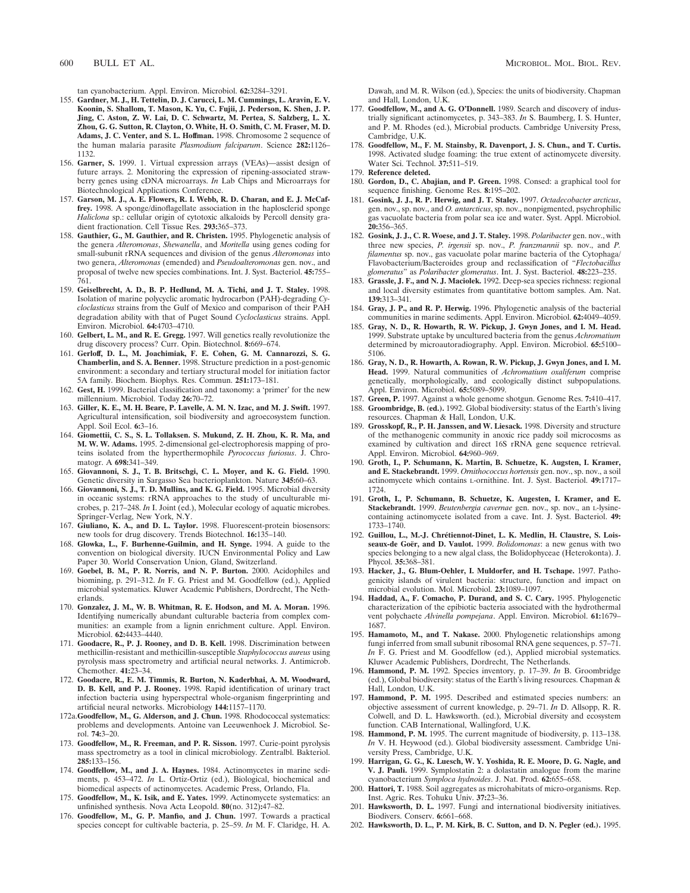tan cyanobacterium. Appl. Environ. Microbiol. **62:**3284–3291.

155. **Gardner, M. J., H. Tettelin, D. J. Carucci, L. M. Cummings, L. Aravin, E. V. Koonin, S. Shallom, T. Mason, K. Yu, C. Fujii, J. Pederson, K. Shen, J. P. Jing, C. Aston, Z. W. Lai, D. C. Schwartz, M. Pertea, S. Salzberg, L. X. Zhou, G. G. Sutton, R. Clayton, O. White, H. O. Smith, C. M. Fraser, M. D. Adams, J. C. Venter, and S. L. Hoffman.** 1998. Chromosome 2 sequence of the human malaria parasite *Plasmodium falciparum*. Science **282:**1126–1132.
156. **Garner, S.** 1999. 1. Virtual expression arrays (VEAs)—assist design of future arrays. 2. Monitoring the expression of ripening-associated strawberry genes using cDNA microarrays. *In* Lab Chips and Microarrays for Biotechnological Applications Conference.
157. **Garson, M. J., A. E. Flowers, R. I. Webb, R. D. Charan, and E. J. McCaffrey.** 1998. A sponge/dinoflagellate association in the haplosclerid sponge *Haliclona* sp.: cellular origin of cytotoxic alkaloids by Percoll density gradient fractionation. Cell Tissue Res. **293:**365–373.
158. **Gauthier, G., M. Gauthier, and R. Christen.** 1995. Phylogenetic analysis of the genera *Alteromonas*, *Shewanella*, and *Moritella* using genes coding for small-subunit rRNA sequences and division of the genus *Alteromonas* into two genera, *Alteromonas* (emended) and *Pseudoalteromonas* gen. nov., and proposal of twelve new species combinations. Int. J. Syst. Bacteriol. **45:**755–761.
159. **Geiselbrecht, A. D., B. P. Hedlund, M. A. Tichi, and J. T. Staley.** 1998. Isolation of marine polycyclic aromatic hydrocarbon (PAH)-degrading *Cycloclasticus* strains from the Gulf of Mexico and comparison of their PAH degradation ability with that of Puget Sound *Cycloclasticus* strains. Appl. Environ. Microbiol. **64:**4703–4710.
160. **Gelbert, L. M., and R. E. Gregg.** 1997. Will genetics really revolutionize the drug discovery process? Curr. Opin. Biotechnol. **8:**669–674.
161. **Gerloff, D. L., M. Joachimiak, F. E. Cohen, G. M. Cannarozzi, S. G. Chamberlin, and S. A. Benner.** 1998. Structure prediction in a post-genomic environment: a secondary and tertiary structural model for initiation factor 5A family. Biochem. Biophys. Res. Commun. **251:**173–181.
162. **Gest, H.** 1999. Bacterial classification and taxonomy: a 'primer' for the new millennium. Microbiol. Today **26:**70–72.
163. **Giller, K. E., M. H. Beare, P. Lavelle, A. M. N. Izac, and M. J. Swift.** 1997. Agricultural intensification, soil biodiversity and agroecosystem function. Appl. Soil Ecol. **6:**3–16.
164. **Giometti, C. S., S. L. Tollaksen. S. Mukund, Z. H. Zhou, K. R. Ma, and M. W. W. Adams.** 1995. 2-dimensional gel-electrophoresis mapping of proteins isolated from the hyperthermophile *Pyrococcus furiosus*. J. Chromatogr. A **698:**341–349.
165. **Giovannoni, S. J., T. B. Britschgi, C. L. Moyer, and K. G. Field.** 1990. Genetic diversity in Sargasso Sea bacterioplankton. Nature **345:**60–63.
166. **Giovannoni, S. J., T. D. Mullins, and K. G. Field.** 1995. Microbial diversity in oceanic systems: rRNA approaches to the study of unculturable microbes, p. 217–248. *In* I. Joint (ed.), Molecular ecology of aquatic microbes. Springer-Verlag, New York, N.Y.
167. **Giuliano, K. A., and D. L. Taylor.** 1998. Fluorescent-protein biosensors: new tools for drug discovery. Trends Biotechnol. **16:**135–140.
168. **Glowka, L., F. Burhenne-Guilmin, and H. Synge.** 1994. A guide to the convention on biological diversity. IUCN Environmental Policy and Law Paper 30. World Conservation Union, Gland, Switzerland.
169. **Goebel, B. M., P. R. Norris, and N. P. Burton.** 2000. Acidophiles and biomining, p. 291–312. *In* F. G. Priest and M. Goodfellow (ed.), Applied microbial systematics. Kluwer Academic Publishers, Dordrecht, The Netherlands.
170. **Gonzalez, J. M., W. B. Whitman, R. E. Hodson, and M. A. Moran.** 1996. Identifying numerically abundant culturable bacteria from complex communities: an example from a lignin enrichment culture. Appl. Environ. Microbiol. **62:**4433–4440.
171. **Goodacre, R., P. J. Rooney, and D. B. Kell.** 1998. Discrimination between methicillin-resistant and methicillin-susceptible *Staphylococcus aureus* using pyrolysis mass spectrometry and artificial neural networks. J. Antimicrob. Chemother. **41:**23–34.
172. **Goodacre, R., E. M. Timmis, R. Burton, N. Kaderbhai, A. M. Woodward, D. B. Kell, and P. J. Rooney.** 1998. Rapid identification of urinary tract infection bacteria using hyperspectral whole-organism fingerprinting and artificial neural networks. Microbiology **144:**1157–1170.

172a. **Goodfellow, M., G. Alderson, and J. Chun.** 1998. Rhodococcal systematics: problems and developments. Antoine van Leeuwenhoek J. Microbiol. Serol. **74:**3–20.

173. **Goodfellow, M., R. Freeman, and P. R. Sisson.** 1997. Curie-point pyrolysis mass spectrometry as a tool in clinical microbiology. Zentralbl. Bakteriol. **285:**133–156.
174. **Goodfellow, M., and J. A. Haynes.** 1984. Actinomycetes in marine sediments, p. 453–472. *In* L. Ortiz-Ortiz (ed.), Biological, biochemical and biomedical aspects of actinomycetes. Academic Press, Orlando, Fla.
175. **Goodfellow, M., K. Isik, and E. Yates.** 1999. Actinomycete systematics: an unfinished synthesis. Nova Acta Leopold. **80**(no. 312)**:**47–82.
176. **Goodfellow, M., G. P. Manfio, and J. Chun.** 1997. Towards a practical species concept for cultivable bacteria, p. 25–59. *In* M. F. Claridge, H. A. Dawah, and M. R. Wilson (ed.), Species: the units of biodiversity. Chapman and Hall, London, U.K.
177. **Goodfellow, M., and A. G. O'Donnell.** 1989. Search and discovery of industrially significant actinomycetes, p. 343–383. *In* S. Baumberg, I. S. Hunter, and P. M. Rhodes (ed.), Microbial products. Cambridge University Press, Cambridge, U.K.
178. **Goodfellow, M., F. M. Stainsby, R. Davenport, J. S. Chun, and T. Curtis.** 1998. Activated sludge foaming: the true extent of actinomycete diversity. Water Sci. Technol. **37:**511–519.
179. **Reference deleted.**
180. **Gordon, D., C. Abajian, and P. Green.** 1998. Consed: a graphical tool for sequence finishing. Genome Res. **8:**195–202.
181. **Gosink, J. J., R. P. Herwig, and J. T. Staley.** 1997. *Octadecobacter arcticus*, gen. nov., sp. nov., and *O. antarcticus*, sp. nov., nonpigmented, psychrophilic gas vacuolate bacteria from polar sea ice and water. Syst. Appl. Microbiol. **20:**356–365.
182. **Gosink, J. J., C. R. Woese, and J. T. Staley.** 1998. *Polaribacter* gen. nov., with three new species, *P. irgensii* sp. nov., *P. franzmannii* sp. nov., and *P. filamentus* sp. nov., gas vacuolate polar marine bacteria of the Cytophaga/Flavobacterium/Bacteroides group and reclassification of "*Flectobacillus glomeratus*" as *Polaribacter glomeratus*. Int. J. Syst. Bacteriol. **48:**223–235.
183. **Grassle, J. F., and N. J. Maciolek.** 1992. Deep-sea species richness: regional and local diversity estimates from quantitative bottom samples. Am. Nat. **139:**313–341.
184. **Gray, J. P., and R. P. Herwig.** 1996. Phylogenetic analysis of the bacterial communities in marine sediments. Appl. Environ. Microbiol. **62:**4049–4059.
185. **Gray, N. D., R. Howarth, R. W. Pickup, J. Gwyn Jones, and I. M. Head.** 1999. Substrate uptake by uncultured bacteria from the genus *Achromatium* determined by microautoradiography. Appl. Environ. Microbiol. **65:**5100–5106.
186. **Gray, N. D., R. Howarth, A. Rowan, R. W. Pickup, J. Gwyn Jones, and I. M. Head.** 1999. Natural communities of *Achromatium oxaliferum* comprise genetically, morphologically, and ecologically distinct subpopulations. Appl. Environ. Microbiol. **65:**5089–5099.
187. **Green, P.** 1997. Against a whole genome shotgun. Genome Res. **7:**410–417.
188. **Groombridge, B. (ed.).** 1992. Global biodiversity: status of the Earth's living resources. Chapman & Hall, London, U.K.
189. **Grosskopf, R., P. H. Janssen, and W. Liesack.** 1998. Diversity and structure of the methanogenic community in anoxic rice paddy soil microcosms as examined by cultivation and direct 16S rRNA gene sequence retrieval. Appl. Environ. Microbiol. **64:**960–969.
190. **Groth, I., P. Schumann, K. Martin, B. Schuetze, K. Augsten, I. Kramer, and E. Stackebrandt.** 1999. *Ornithococcus hortensis* gen. nov., sp. nov., a soil actinomycete which contains L-ornithine. Int. J. Syst. Bacteriol. **49:**1717–1724.
191. **Groth, I., P. Schumann, B. Schuetze, K. Augesten, I. Kramer, and E. Stackebrandt.** 1999. *Beutenbergia cavernae* gen. nov., sp. nov., an L-lysine-containing actinomycete isolated from a cave. Int. J. Syst. Bacteriol. **49:** 1733–1740.
192. **Guillou, L., M.-J. Chrétiennot-Dinet, L. K. Medlin, H. Claustre, S. Loisseaux-de Goër, and D. Vaulot.** 1999. *Bolidomonas*: a new genus with two species belonging to a new algal class, the Bolidophyceae (Heterokonta). J. Phycol. **35:**368–381.
193. **Hacker, J., G. Blum-Oehler, I. Muldorfer, and H. Tschape.** 1997. Pathogenicity islands of virulent bacteria: structure, function and impact on microbial evolution. Mol. Microbiol. **23:**1089–1097.
194. **Haddad, A., F. Comacho, P. Durand, and S. C. Cary.** 1995. Phylogenetic characterization of the epibiotic bacteria associated with the hydrothermal vent polychaete *Alvinella pompejana*. Appl. Environ. Microbiol. **61:**1679–1687.
195. **Hamamoto, M., and T. Nakase.** 2000. Phylogenetic relationships among fungi inferred from small subunit ribosomal RNA gene sequences, p. 57–71. *In* F. G. Priest and M. Goodfellow (ed.), Applied microbial systematics. Kluwer Academic Publishers, Dordrecht, The Netherlands.
196. **Hammond, P. M.** 1992. Species inventory, p. 17–39. *In* B. Groombridge (ed.), Global biodiversity: status of the Earth's living resources. Chapman & Hall, London, U.K.
197. **Hammond, P. M.** 1995. Described and estimated species numbers: an objective assessment of current knowledge, p. 29–71. *In* D. Allsopp, R. R. Colwell, and D. L. Hawksworth. (ed.), Microbial diversity and ecosystem function. CAB International, Wallingford, U.K.
198. **Hammond, P. M.** 1995. The current magnitude of biodiversity, p. 113–138. *In* V. H. Heywood (ed.). Global biodiversity assessment. Cambridge University Press, Cambridge, U.K.
199. **Harrigan, G. G., K. Luesch, W. Y. Yoshida, R. E. Moore, D. G. Nagle, and V. J. Pauli.** 1999. Symplostatin 2: a dolastatin analogue from the marine cyanobacterium *Symploca hydnoides*. J. Nat. Prod. **62:**655–658.
200. **Hattori, T.** 1988. Soil aggregates as microhabitats of micro-organisms. Rep. Inst. Agric. Res. Tohuku Univ. **37:**23–36.
201. **Hawksworth, D. L.** 1997. Fungi and international biodiversity initiatives. Biodivers. Conserv. **6:**661–668.
202. **Hawksworth, D. L., P. M. Kirk, B. C. Sutton, and D. N. Pegler (ed.).** 1995.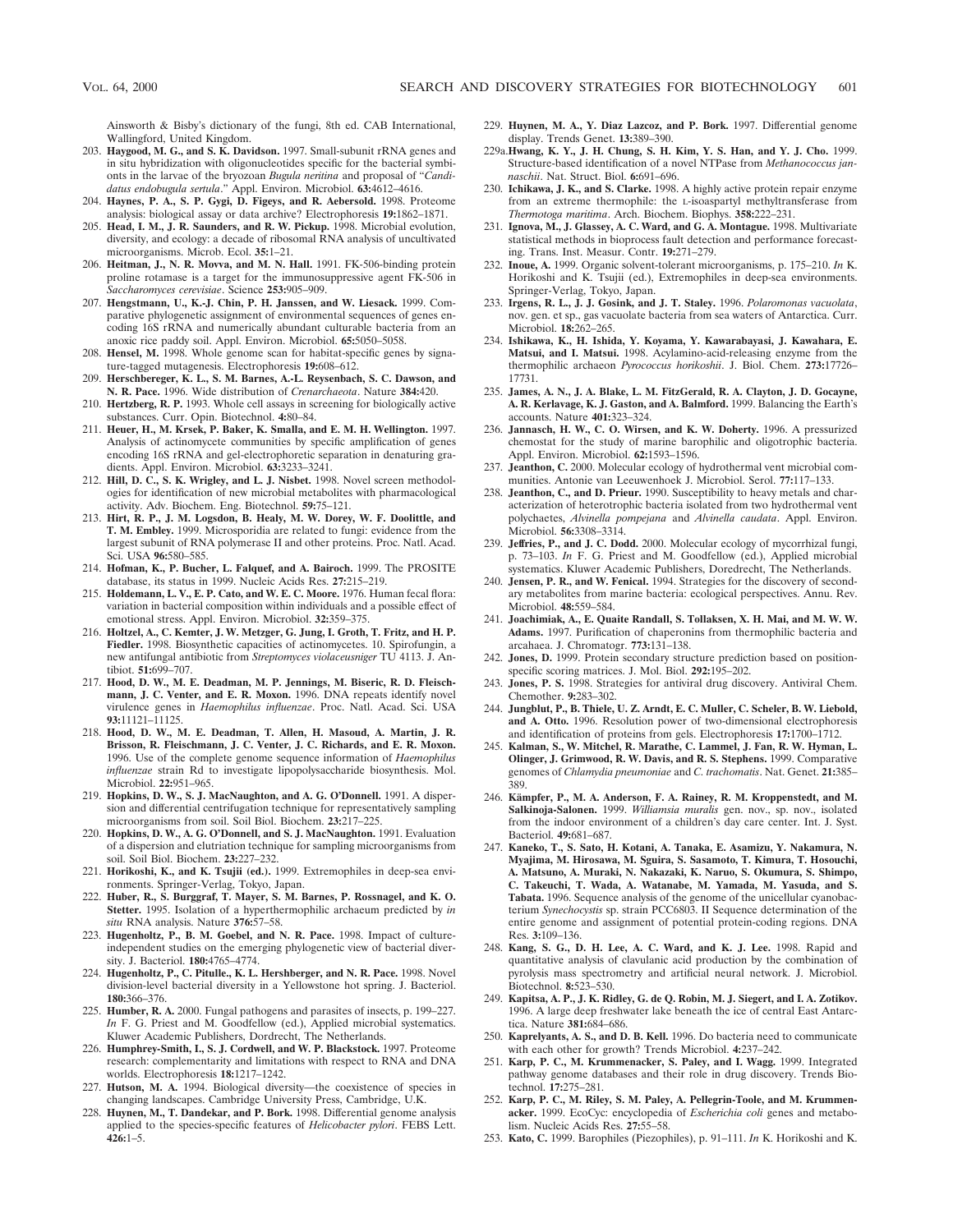Ainsworth & Bisby's dictionary of the fungi, 8th ed. CAB International, Wallingford, United Kingdom.

203. **Haygood, M. G., and S. K. Davidson.** 1997. Small-subunit rRNA genes and in situ hybridization with oligonucleotides specific for the bacterial symbionts in the larvae of the bryozoan *Bugula neritina* and proposal of "*Candidatus endobugula sertula*." Appl. Environ. Microbiol. **63:**4612–4616.

204. **Haynes, P. A., S. P. Gygi, D. Figeys, and R. Aebersold.** 1998. Proteome analysis: biological assay or data archive? Electrophoresis **19:**1862–1871.

205. **Head, I. M., J. R. Saunders, and R. W. Pickup.** 1998. Microbial evolution, diversity, and ecology: a decade of ribosomal RNA analysis of uncultivated microorganisms. Microb. Ecol. **35:**1–21.

206. **Heitman, J., N. R. Movva, and M. N. Hall.** 1991. FK-506-binding protein proline rotamase is a target for the immunosuppressive agent FK-506 in *Saccharomyces cerevisiae*. Science **253:**905–909.

207. **Hengstmann, U., K.-J. Chin, P. H. Janssen, and W. Liesack.** 1999. Comparative phylogenetic assignment of environmental sequences of genes encoding 16S rRNA and numerically abundant culturable bacteria from an anoxic rice paddy soil. Appl. Environ. Microbiol. **65:**5050–5058.

208. **Hensel, M.** 1998. Whole genome scan for habitat-specific genes by signature-tagged mutagenesis. Electrophoresis **19:**608–612.

209. **Herschberger, K. L., S. M. Barnes, A.-L. Reysenbach, S. C. Dawson, and N. R. Pace.** 1996. Wide distribution of *Crenarchaeota*. Nature **384:**420.

210. **Hertzberg, R. P.** 1993. Whole cell assays in screening for biologically active substances. Curr. Opin. Biotechnol. **4:**80–84.

211. **Heuer, H., M. Krsek, P. Baker, K. Smalla, and E. M. H. Wellington.** 1997. Analysis of actinomycete communities by specific amplification of genes encoding 16S rRNA and gel-electrophoretic separation in denaturing gradients. Appl. Environ. Microbiol. **63:**3233–3241.

212. **Hill, D. C., S. K. Wrigley, and L. J. Nisbet.** 1998. Novel screen methodologies for identification of new microbial metabolites with pharmacological activity. Adv. Biochem. Eng. Biotechnol. **59:**75–121.

213. **Hirt, R. P., J. M. Logsdon, B. Healy, M. W. Dorey, W. F. Doolittle, and T. M. Embley.** 1999. Microsporidia are related to fungi: evidence from the largest subunit of RNA polymerase II and other proteins. Proc. Natl. Acad. Sci. USA **96:**580–585.

214. **Hofman, K., P. Bucher, L. Falquef, and A. Bairoch.** 1999. The PROSITE database, its status in 1999. Nucleic Acids Res. **27:**215–219.

215. **Holdemann, L. V., E. P. Cato, and W. E. C. Moore.** 1976. Human fecal flora: variation in bacterial composition within individuals and a possible effect of emotional stress. Appl. Environ. Microbiol. **32:**359–375.

216. **Holtzel, A., C. Kemter, J. W. Metzger, G. Jung, I. Groth, T. Fritz, and H. P. Fiedler.** 1998. Biosynthetic capacities of actinomycetes. 10. Spirofungin, a new antifungal antibiotic from *Streptomyces violaceusniger* TU 4113. J. Antibiot. **51:**699–707.

217. **Hood, D. W., M. E. Deadman, M. P. Jennings, M. Biseric, R. D. Fleischmann, J. C. Venter, and E. R. Moxon.** 1996. DNA repeats identify novel virulence genes in *Haemophilus influenzae*. Proc. Natl. Acad. Sci. USA **93:**11121–11125.

218. **Hood, D. W., M. E. Deadman, T. Allen, H. Masoud, A. Martin, J. R. Brisson, R. Fleischmann, J. C. Venter, J. C. Richards, and E. R. Moxon.** 1996. Use of the complete genome sequence information of *Haemophilus influenzae* strain Rd to investigate lipopolysaccharide biosynthesis. Mol. Microbiol. **22:**951–965.

219. **Hopkins, D. W., S. J. MacNaughton, and A. G. O'Donnell.** 1991. A dispersion and differential centrifugation technique for representatively sampling microorganisms from soil. Soil Biol. Biochem. **23:**217–225.

220. **Hopkins, D. W., A. G. O'Donnell, and S. J. MacNaughton.** 1991. Evaluation of a dispersion and elutriation technique for sampling microorganisms from soil. Soil Biol. Biochem. **23:**227–232.

221. **Horikoshi, K., and K. Tsujii (ed.).** 1999. Extremophiles in deep-sea environments. Springer-Verlag, Tokyo, Japan.

222. **Huber, R., S. Burggraf, T. Mayer, S. M. Barnes, P. Rossnagel, and K. O. Stetter.** 1995. Isolation of a hyperthermophilic archaeum predicted by *in situ* RNA analysis. Nature **376:**57–58.

223. **Hugenholtz, P., B. M. Goebel, and N. R. Pace.** 1998. Impact of culture-independent studies on the emerging phylogenetic view of bacterial diversity. J. Bacteriol. **180:**4765–4774.

224. **Hugenholtz, P., C. Pitulle., K. L. Hershberger, and N. R. Pace.** 1998. Novel division-level bacterial diversity in a Yellowstone hot spring. J. Bacteriol. **180:**366–376.

225. **Humber, R. A.** 2000. Fungal pathogens and parasites of insects, p. 199–227. *In* F. G. Priest and M. Goodfellow (ed.), Applied microbial systematics. Kluwer Academic Publishers, Dordrecht, The Netherlands.

226. **Humphrey-Smith, I., S. J. Cordwell, and W. P. Blackstock.** 1997. Proteome research: complementarity and limitations with respect to RNA and DNA worlds. Electrophoresis **18:**1217–1242.

227. **Hutson, M. A.** 1994. Biological diversity—the coexistence of species in changing landscapes. Cambridge University Press, Cambridge, U.K.

228. **Huynen, M., T. Dandekar, and P. Bork.** 1998. Differential genome analysis applied to the species-specific features of *Helicobacter pylori*. FEBS Lett. **426:**1–5.

229. **Huynen, M. A., Y. Diaz Lazcoz, and P. Bork.** 1997. Differential genome display. Trends Genet. **13:**389–390.

229a. **Hwang, K. Y., J. H. Chung, S. H. Kim, Y. S. Han, and Y. J. Cho.** 1999. Structure-based identification of a novel NTPase from *Methanococcus jannaschii*. Nat. Struct. Biol. **6:**691–696.

230. **Ichikawa, J. K., and S. Clarke.** 1998. A highly active protein repair enzyme from an extreme thermophile: the L-isoaspartyl methyltransferase from *Thermotoga maritima*. Arch. Biochem. Biophys. **358:**222–231.

231. **Ignova, M., J. Glassey, A. C. Ward, and G. A. Montague.** 1998. Multivariate statistical methods in bioprocess fault detection and performance forecasting. Trans. Inst. Measur. Contr. **19:**271–279.

232. **Inoue, A.** 1999. Organic solvent-tolerant microorganisms, p. 175–210. *In* K. Horikoshi and K. Tsujii (ed.), Extremophiles in deep-sea environments. Springer-Verlag, Tokyo, Japan.

233. **Irgens, R. L., J. J. Gosink, and J. T. Staley.** 1996. *Polaromonas vacuolata*, nov. gen. et sp., gas vacuolate bacteria from sea waters of Antarctica. Curr. Microbiol. **18:**262–265.

234. **Ishikawa, K., H. Ishida, Y. Koyama, Y. Kawarabayasi, J. Kawahara, E. Matsui, and I. Matsui.** 1998. Acylamino-acid-releasing enzyme from the thermophilic archaeon *Pyrococcus horikoshii*. J. Biol. Chem. **273:**17726–17731.

235. **James, A. N., J. A. Blake, L. M. FitzGerald, R. A. Clayton, J. D. Gocayne, A. R. Kerlavage, K. J. Gaston, and A. Balmford.** 1999. Balancing the Earth's accounts. Nature **401:**323–324.

236. **Jannasch, H. W., C. O. Wirsen, and K. W. Doherty.** 1996. A pressurized chemostat for the study of marine barophilic and oligotrophic bacteria. Appl. Environ. Microbiol. **62:**1593–1596.

237. **Jeanthon, C.** 2000. Molecular ecology of hydrothermal vent microbial communities. Antonie van Leeuwenhoek J. Microbiol. Serol. **77:**117–133.

238. **Jeanthon, C., and D. Prieur.** 1990. Susceptibility to heavy metals and characterization of heterotrophic bacteria isolated from two hydrothermal vent polychaetes, *Alvinella pompejana* and *Alvinella caudata*. Appl. Environ. Microbiol. **56:**3308–3314.

239. **Jeffries, P., and J. C. Dodd.** 2000. Molecular ecology of mycorrhizal fungi, p. 73–103. *In* F. G. Priest and M. Goodfellow (ed.), Applied microbial systematics. Kluwer Academic Publishers, Doredrecht, The Netherlands.

240. **Jensen, P. R., and W. Fenical.** 1994. Strategies for the discovery of secondary metabolites from marine bacteria: ecological perspectives. Annu. Rev. Microbiol. **48:**559–584.

241. **Joachimiak, A., E. Quaite Randall, S. Tollaksen, X. H. Mai, and M. W. W. Adams.** 1997. Purification of chaperonins from thermophilic bacteria and arcahaea. J. Chromatogr. **773:**131–138.

242. **Jones, D.** 1999. Protein secondary structure prediction based on position-specific scoring matrices. J. Mol. Biol. **292:**195–202.

243. **Jones, P. S.** 1998. Strategies for antiviral drug discovery. Antiviral Chem. Chemother. **9:**283–302.

244. **Jungblut, P., B. Thiele, U. Z. Arndt, E. C. Muller, C. Scheler, B. W. Liebold, and A. Otto.** 1996. Resolution power of two-dimensional electrophoresis and identification of proteins from gels. Electrophoresis **17:**1700–1712.

245. **Kalman, S., W. Mitchel, R. Marathe, C. Lammel, J. Fan, R. W. Hyman, L. Olinger, J. Grimwood, R. W. Davis, and R. S. Stephens.** 1999. Comparative genomes of *Chlamydia pneumoniae* and *C. trachomatis*. Nat. Genet. **21:**385–389.

246. **Kämpfer, P., M. A. Anderson, F. A. Rainey, R. M. Kroppenstedt, and M. Salkinoja-Salonen.** 1999. *Williamsia muralis* gen. nov., sp. nov., isolated from the indoor environment of a children's day care center. Int. J. Syst. Bacteriol. **49:**681–687.

247. **Kaneko, T., S. Sato, H. Kotani, A. Tanaka, E. Asamizu, Y. Nakamura, N. Myajima, M. Hirosawa, M. Sguira, S. Sasamoto, T. Kimura, T. Hosouchi, A. Matsuno, A. Muraki, N. Nakazaki, K. Naruo, S. Okumura, S. Shimpo, C. Takeuchi, T. Wada, A. Watanabe, M. Yamada, M. Yasuda, and S. Tabata.** 1996. Sequence analysis of the genome of the unicellular cyanobacterium *Synechocystis* sp. strain PCC6803. II Sequence determination of the entire genome and assignment of potential protein-coding regions. DNA Res. **3:**109–136.

248. **Kang, S. G., D. H. Lee, A. C. Ward, and K. J. Lee.** 1998. Rapid and quantitative analysis of clavulanic acid production by the combination of pyrolysis mass spectrometry and artificial neural network. J. Microbiol. Biotechnol. **8:**523–530.

249. **Kapitsa, A. P., J. K. Ridley, G. de Q. Robin, M. J. Siegert, and I. A. Zotikov.** 1996. A large deep freshwater lake beneath the ice of central East Antarctica. Nature **381:**684–686.

250. **Kaprelyants, A. S., and D. B. Kell.** 1996. Do bacteria need to communicate with each other for growth? Trends Microbiol. **4:**237–242.

251. **Karp, P. C., M. Krummenacker, S. Paley, and I. Wagg.** 1999. Integrated pathway genome databases and their role in drug discovery. Trends Biotechnol. **17:**275–281.

252. **Karp, P. C., M. Riley, S. M. Paley, A. Pellegrin-Toole, and M. Krummenacker.** 1999. EcoCyc: encyclopedia of *Escherichia coli* genes and metabolism. Nucleic Acids Res. **27:**55–58.

253. **Kato, C.** 1999. Barophiles (Piezophiles), p. 91–111. *In* K. Horikoshi and K.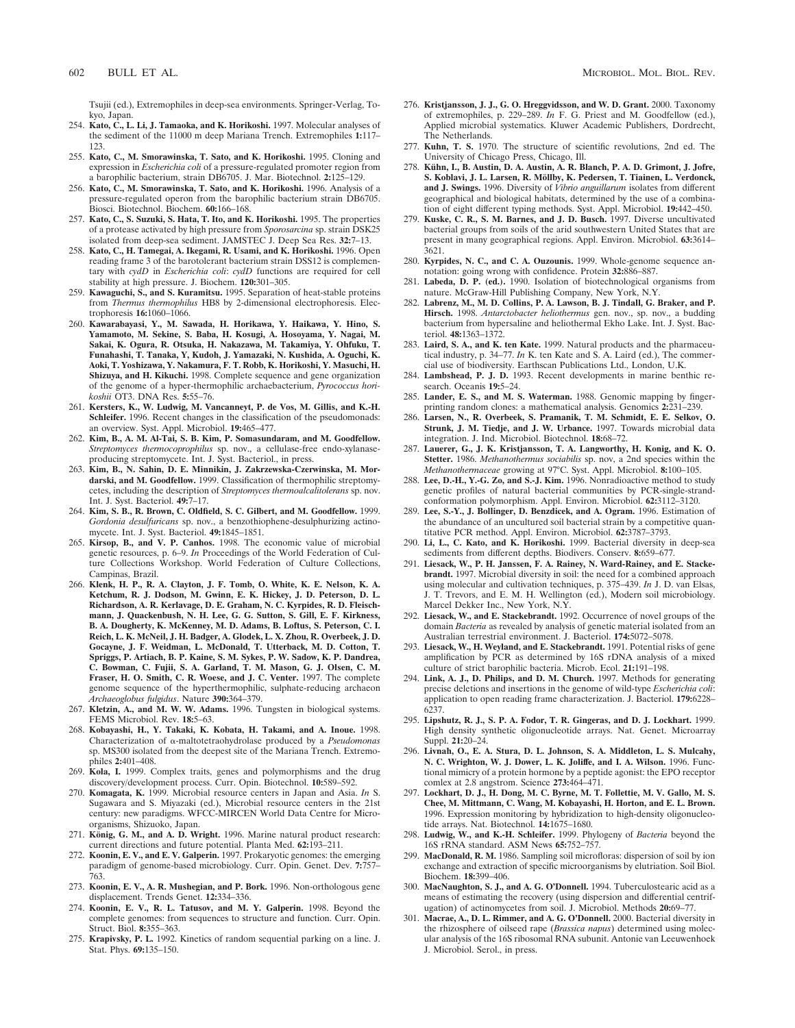Tsujii (ed.), Extremophiles in deep-sea environments. Springer-Verlag, Tokyo, Japan.

254. **Kato, C., L. Li, J. Tamaoka, and K. Horikoshi.** 1997. Molecular analyses of the sediment of the 11000 m deep Mariana Trench. Extremophiles **1:**117–123.
255. **Kato, C., M. Smorawinska, T. Sato, and K. Horikoshi.** 1995. Cloning and expression in *Escherichia coli* of a pressure-regulated promoter region from a barophilic bacterium, strain DB6705. J. Mar. Biotechnol. **2:**125–129.
256. **Kato, C., M. Smorawinska, T. Sato, and K. Horikoshi.** 1996. Analysis of a pressure-regulated operon from the barophilic bacterium strain DB6705. Biosci. Biotechnol. Biochem. **60:**166–168.
257. **Kato, C., S. Suzuki, S. Hata, T. Ito, and K. Horikoshi.** 1995. The properties of a protease activated by high pressure from *Sporosarcina* sp. strain DSK25 isolated from deep-sea sediment. JAMSTEC J. Deep Sea Res. **32:**7–13.
258. **Kato, C., H. Tamegai, A. Ikegami, R. Usami, and K. Horikoshi.** 1996. Open reading frame 3 of the barotolerant bacterium strain DSS12 is complementary with *cydD* in *Escherichia coli*: *cydD* functions are required for cell stability at high pressure. J. Biochem. **120:**301–305.
259. **Kawaguchi, S., and S. Kuramitsu.** 1995. Separation of heat-stable proteins from *Thermus thermophilus* HB8 by 2-dimensional electrophoresis. Electrophoresis **16:**1060–1066.
260. **Kawarabayasi, Y., M. Sawada, H. Horikawa, Y. Haikawa, Y. Hino, S. Yamamoto, M. Sekine, S. Baba, H. Kosugi, A. Hosoyama, Y. Nagai, M. Sakai, K. Ogura, R. Otsuka, H. Nakazawa, M. Takamiya, Y. Ohfuku, T. Funahashi, T. Tanaka, Y, Kudoh, J. Yamazaki, N. Kushida, A. Oguchi, K. Aoki, T. Yoshizawa, Y. Nakamura, F. T. Robb, K. Horikoshi, Y. Masuchi, H. Shizuya, and H. Kikuchi.** 1998. Complete sequence and gene organization of the genome of a hyper-thermophilic archaebacterium, *Pyrococcus horikoshii* OT3. DNA Res. **5:**55–76.
261. **Kersters, K., W. Ludwig, M. Vancanneyt, P. de Vos, M. Gillis, and K.-H. Schleifer.** 1996. Recent changes in the classification of the pseudomonads: an overview. Syst. Appl. Microbiol. **19:**465–477.
262. **Kim, B., A. M. Al-Tai, S. B. Kim, P. Somasundaram, and M. Goodfellow.** *Streptomyces thermocoprophilus* sp. nov., a cellulase-free endo-xylanase-producing streptomycete. Int. J. Syst. Bacteriol., in press.
263. **Kim, B., N. Sahin, D. E. Minnikin, J. Zakrzewska-Czerwinska, M. Mordarski, and M. Goodfellow.** 1999. Classification of thermophilic streptomycetes, including the description of *Streptomyces thermoalcalitolerans* sp. nov. Int. J. Syst. Bacteriol. **49:**7–17.
264. **Kim, S. B., R. Brown, C. Oldfield, S. C. Gilbert, and M. Goodfellow.** 1999. *Gordonia desulfuricans* sp. nov., a benzothiophene-desulphurizing actinomycete. Int. J. Syst. Bacteriol. **49:**1845–1851.
265. **Kirsop, B., and V. P. Canhos.** 1998. The economic value of microbial genetic resources, p. 6–9. *In* Proceedings of the World Federation of Culture Collections Workshop. World Federation of Culture Collections, Campinas, Brazil.
266. **Klenk, H. P., R. A. Clayton, J. F. Tomb, O. White, K. E. Nelson, K. A. Ketchum, R. J. Dodson, M. Gwinn, E. K. Hickey, J. D. Peterson, D. L. Richardson, A. R. Kerlavage, D. E. Graham, N. C. Kyrpides, R. D. Fleischmann, J. Quackenbush, N. H. Lee, G. G. Sutton, S. Gill, E. F. Kirkness, B. A. Dougherty, K. McKenney, M. D. Adams, B. Loftus, S. Peterson, C. I. Reich, L. K. McNeil, J. H. Badger, A. Glodek, L. X. Zhou, R. Overbeek, J. D. Gocayne, J. F. Weidman, L. McDonald, T. Utterback, M. D. Cotton, T. Spriggs, P. Artiach, B. P. Kaine, S. M. Sykes, P. W. Sadow, K. P. Dandrea, C. Bowman, C. Fujii, S. A. Garland, T. M. Mason, G. J. Olsen, C. M. Fraser, H. O. Smith, C. R. Woese, and J. C. Venter.** 1997. The complete genome sequence of the hyperthermophilic, sulphate-reducing archaeon *Archaeoglobus fulgidus*. Nature **390:**364–379.
267. **Kletzin, A., and M. W. W. Adams.** 1996. Tungsten in biological systems. FEMS Microbiol. Rev. **18:**5–63.
268. **Kobayashi, H., Y. Takaki, K. Kobata, H. Takami, and A. Inoue.** 1998. Characterization of α-maltotetraohydrolase produced by a *Pseudomonas* sp. MS300 isolated from the deepest site of the Mariana Trench. Extremophiles **2:**401–408.
269. **Kola, I.** 1999. Complex traits, genes and polymorphisms and the drug discovery/development process. Curr. Opin. Biotechnol. **10:**589–592.
270. **Komagata, K.** 1999. Microbial resource centers in Japan and Asia. *In* S. Sugawara and S. Miyazaki (ed.), Microbial resource centers in the 21st century: new paradigms. WFCC-MIRCEN World Data Centre for Microorganisms, Shizuoko, Japan.
271. **König, G. M., and A. D. Wright.** 1996. Marine natural product research: current directions and future potential. Planta Med. **62:**193–211.
272. **Koonin, E. V., and E. V. Galperin.** 1997. Prokaryotic genomes: the emerging paradigm of genome-based microbiology. Curr. Opin. Genet. Dev. **7:**757–763.
273. **Koonin, E. V., A. R. Mushegian, and P. Bork.** 1996. Non-orthologous gene displacement. Trends Genet. **12:**334–336.
274. **Koonin, E. V., R. L. Tatusov, and M. Y. Galperin.** 1998. Beyond the complete genomes: from sequences to structure and function. Curr. Opin. Struct. Biol. **8:**355–363.
275. **Krapivsky, P. L.** 1992. Kinetics of random sequential parking on a line. J. Stat. Phys. **69:**135–150.
276. **Kristjansson, J. J., G. O. Hreggvidsson, and W. D. Grant.** 2000. Taxonomy of extremophiles, p. 229–289. *In* F. G. Priest and M. Goodfellow (ed.), Applied microbial systematics. Kluwer Academic Publishers, Dordrecht, The Netherlands.
277. **Kuhn, T. S.** 1970. The structure of scientific revolutions, 2nd ed. The University of Chicago Press, Chicago, Ill.
278. **Kühn, I., B. Austin, D. A. Austin, A. R. Blanch, P. A. D. Grimont, J. Jofre, S. Koblavi, J. L. Larsen, R. Möllby, K. Pedersen, T. Tiainen, L. Verdonck, and J. Swings.** 1996. Diversity of *Vibrio anguillarum* isolates from different geographical and biological habitats, determined by the use of a combination of eight different typing methods. Syst. Appl. Microbiol. **19:**442–450.
279. **Kuske, C. R., S. M. Barnes, and J. D. Busch.** 1997. Diverse uncultivated bacterial groups from soils of the arid southwestern United States that are present in many geographical regions. Appl. Environ. Microbiol. **63:**3614–3621.
280. **Kyrpides, N. C., and C. A. Ouzounis.** 1999. Whole-genome sequence annotation: going wrong with confidence. Protein **32:**886–887.
281. **Labeda, D. P. (ed.).** 1990. Isolation of biotechnological organisms from nature. McGraw-Hill Publishing Company, New York, N.Y.
282. **Labrenz, M., M. D. Collins, P. A. Lawson, B. J. Tindall, G. Braker, and P. Hirsch.** 1998. *Antarctobacter heliothermus* gen. nov., sp. nov., a budding bacterium from hypersaline and heliothermal Ekho Lake. Int. J. Syst. Bacteriol. **48:**1363–1372.
283. **Laird, S. A., and K. ten Kate.** 1999. Natural products and the pharmaceutical industry, p. 34–77. *In* K. ten Kate and S. A. Laird (ed.), The commercial use of biodiversity. Earthscan Publications Ltd., London, U.K.
284. **Lambshead, P. J. D.** 1993. Recent developments in marine benthic research. Oceanis **19:**5–24.
285. **Lander, E. S., and M. S. Waterman.** 1988. Genomic mapping by fingerprinting random clones: a mathematical analysis. Genomics **2:**231–239.
286. **Larsen, N., R. Overbeek, S. Pramanik, T. M. Schmidt, E. E. Selkov, O. Strunk, J. M. Tiedje, and J. W. Urbance.** 1997. Towards microbial data integration. J. Ind. Microbiol. Biotechnol. **18:**68–72.
287. **Lauerer, G., J. K. Kristjansson, T. A. Langworthy, H. Konig, and K. O. Stetter.** 1986. *Methanothermus sociabilis* sp. nov, a 2nd species within the *Methanothermaceae* growing at 97°C. Syst. Appl. Microbiol. **8:**100–105.
288. **Lee, D.-H., Y.-G. Zo, and S.-J. Kim.** 1996. Nonradioactive method to study genetic profiles of natural bacterial communities by PCR-single-strand-conformation polymorphism. Appl. Environ. Microbiol. **62:**3112–3120.
289. **Lee, S.-Y., J. Bollinger, D. Benzdicek, and A. Ogram.** 1996. Estimation of the abundance of an uncultured soil bacterial strain by a competitive quantitative PCR method. Appl. Environ. Microbiol. **62:**3787–3793.
290. **Li, L., C. Kato, and K. Horikoshi.** 1999. Bacterial diversity in deep-sea sediments from different depths. Biodivers. Conserv. **8:**659–677.
291. **Liesack, W., P. H. Janssen, F. A. Rainey, N. Ward-Rainey, and E. Stackebrandt.** 1997. Microbial diversity in soil: the need for a combined approach using molecular and cultivation techniques, p. 375–439. *In* J. D. van Elsas, J. T. Trevors, and E. M. H. Wellington (ed.), Modern soil microbiology. Marcel Dekker Inc., New York, N.Y.
292. **Liesack, W., and E. Stackebrandt.** 1992. Occurrence of novel groups of the domain *Bacteria* as revealed by analysis of genetic material isolated from an Australian terrestrial environment. J. Bacteriol. **174:**5072–5078.
293. **Liesack, W., H. Weyland, and E. Stackebrandt.** 1991. Potential risks of gene amplification by PCR as determined by 16S rDNA analysis of a mixed culture of strict barophilic bacteria. Microb. Ecol. **21:**191–198.
294. **Link, A. J., D. Philips, and D. M. Church.** 1997. Methods for generating precise deletions and insertions in the genome of wild-type *Escherichia coli*: application to open reading frame characterization. J. Bacteriol. **179:**6228–6237.
295. **Lipshutz, R. J., S. P. A. Fodor, T. R. Gingeras, and D. J. Lockhart.** 1999. High density synthetic oligonucleotide arrays. Nat. Genet. Microarray Suppl. **21:**20–24.
296. **Livnah, O., E. A. Stura, D. L. Johnson, S. A. Middleton, L. S. Mulcahy, N. C. Wrighton, W. J. Dower, L. K. Joliffe, and I. A. Wilson.** 1996. Functional mimicry of a protein hormone by a peptide agonist: the EPO receptor comlex at 2.8 angstrom. Science **273:**464–471.
297. **Lockhart, D. J., H. Dong, M. C. Byrne, M. T. Follettie, M. V. Gallo, M. S. Chee, M. Mittmann, C. Wang, M. Kobayashi, H. Horton, and E. L. Brown.** 1996. Expression monitoring by hybridization to high-density oligonucleotide arrays. Nat. Biotechnol. **14:**1675–1680.
298. **Ludwig, W., and K.-H. Schleifer.** 1999. Phylogeny of *Bacteria* beyond the 16S rRNA standard. ASM News **65:**752–757.
299. **MacDonald, R. M.** 1986. Sampling soil microfloras: dispersion of soil by ion exchange and extraction of specific microorganisms by elutriation. Soil Biol. Biochem. **18:**399–406.
300. **MacNaughton, S. J., and A. G. O'Donnell.** 1994. Tuberculostearic acid as a means of estimating the recovery (using dispersion and differential centrifugation) of actinomycetes from soil. J. Microbiol. Methods **20:**69–77.
301. **Macrae, A., D. L. Rimmer, and A. G. O'Donnell.** 2000. Bacterial diversity in the rhizosphere of oilseed rape (*Brassica napus*) determined using molecular analysis of the 16S ribosomal RNA subunit. Antonie van Leeuwenhoek J. Microbiol. Serol., in press.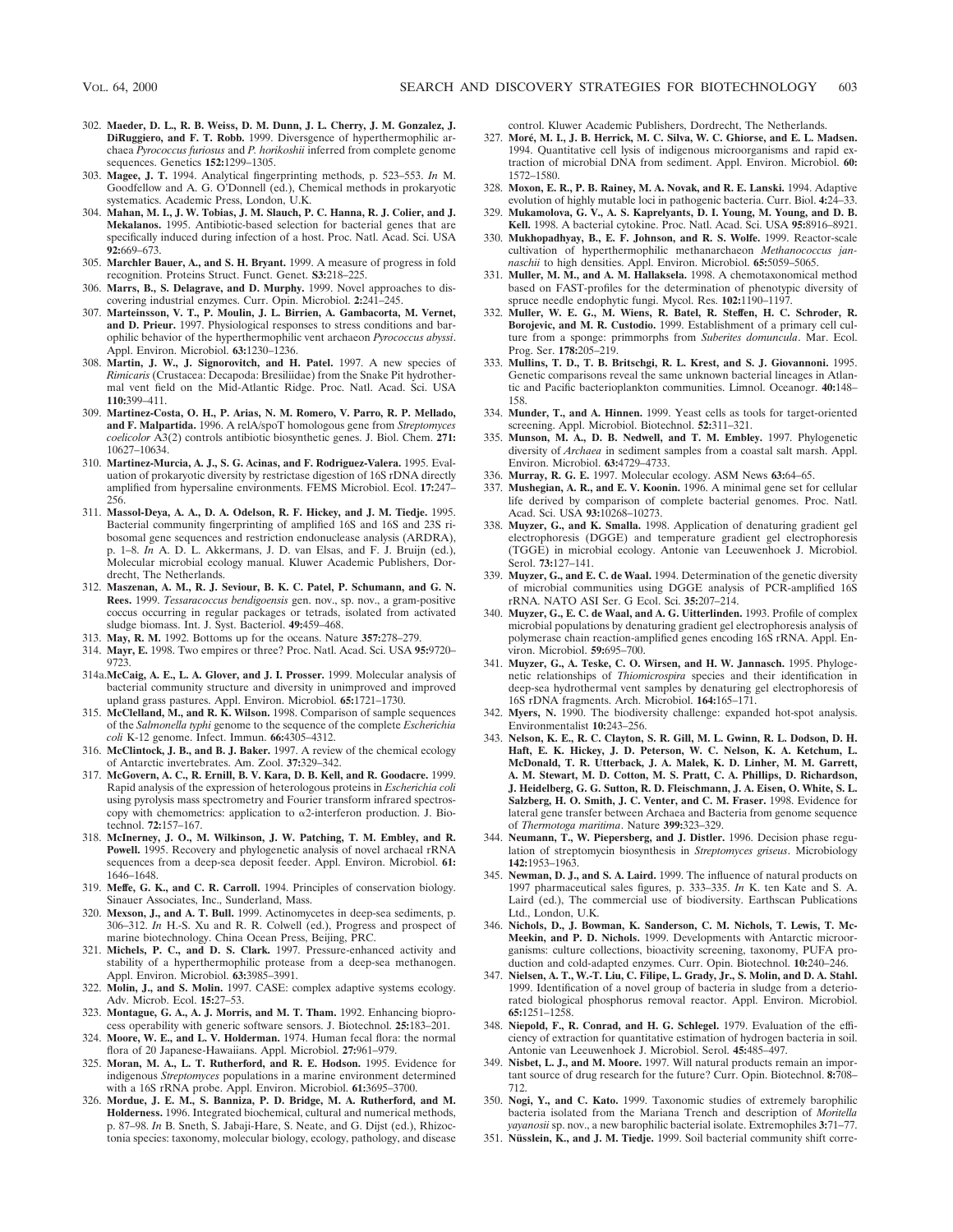302. **Maeder, D. L., R. B. Weiss, D. M. Dunn, J. L. Cherry, J. M. Gonzalez, J. DiRuggiero, and F. T. Robb.** 1999. Divergence of hyperthermophilic archaea *Pyrococcus furiosus* and *P. horikoshii* inferred from complete genome sequences. Genetics **152:**1299–1305.
303. **Magee, J. T.** 1994. Analytical fingerprinting methods, p. 523–553. *In* M. Goodfellow and A. G. O'Donnell (ed.), Chemical methods in prokaryotic systematics. Academic Press, London, U.K.
304. **Mahan, M. I., J. W. Tobias, J. M. Slauch, P. C. Hanna, R. J. Colier, and J. J. Mekalanos.** 1995. Antibiotic-based selection for bacterial genes that are specifically induced during infection of a host. Proc. Natl. Acad. Sci. USA **92:**669–673.
305. **Marchler Bauer, A., and S. H. Bryant.** 1999. A measure of progress in fold recognition. Proteins Struct. Funct. Genet. **S3:**218–225.
306. **Marrs, B., S. Delagrave, and D. Murphy.** 1999. Novel approaches to discovering industrial enzymes. Curr. Opin. Microbiol. **2:**241–245.
307. **Marteinsson, V. T., P. Moulin, J. L. Birrien, A. Gambacorta, M. Vernet, and D. Prieur.** 1997. Physiological responses to stress conditions and barophilic behavior of the hyperthermophilic vent archaeon *Pyrococcus abyssi*. Appl. Environ. Microbiol. **63:**1230–1236.
308. **Martin, J. W., J. Signorovitch, and H. Patel.** 1997. A new species of *Rimicaris* (Crustacea: Decapoda: Bresiliidae) from the Snake Pit hydrothermal vent field on the Mid-Atlantic Ridge. Proc. Natl. Acad. Sci. USA **110:**399–411.
309. **Martinez-Costa, O. H., P. Arias, N. M. Romero, V. Parro, R. P. Mellado, and F. Malpartida.** 1996. A relA/spoT homologous gene from *Streptomyces coelicolor* A3(2) controls antibiotic biosynthetic genes. J. Biol. Chem. **271:**10627–10634.
310. **Martinez-Murcia, A. J., S. G. Acinas, and F. Rodriguez-Valera.** 1995. Evaluation of prokaryotic diversity by restrictase digestion of 16S rDNA directly amplified from hypersaline environments. FEMS Microbiol. Ecol. **17:**247–256.
311. **Massol-Deya, A. A., D. A. Odelson, R. F. Hickey, and J. M. Tiedje.** 1995. Bacterial community fingerprinting of amplified 16S and 16S and 23S ribosomal gene sequences and restriction endonuclease analysis (ARDRA), p. 1–8. *In* A. D. L. Akkermans, J. D. van Elsas, and F. J. Bruijn (ed.), Molecular microbial ecology manual. Kluwer Academic Publishers, Dordrecht, The Netherlands.
312. **Maszenan, A. M., R. J. Seviour, B. K. C. Patel, P. Schumann, and G. N. Rees.** 1999. *Tessaracoccus bendigoensis* gen. nov., sp. nov., a gram-positive coccus occurring in regular packages or tetrads, isolated from activated sludge biomass. Int. J. Syst. Bacteriol. **49:**459–468.
313. **May, R. M.** 1992. Bottoms up for the oceans. Nature **357:**278–279.
314. **Mayr, E.** 1998. Two empires or three? Proc. Natl. Acad. Sci. USA **95:**9720–9723.

314a. **McCaig, A. E., L. A. Glover, and J. I. Prosser.** 1999. Molecular analysis of bacterial community structure and diversity in unimproved and improved upland grass pastures. Appl. Environ. Microbiol. **65:**1721–1730.
315. **McClelland, M., and R. K. Wilson.** 1998. Comparison of sample sequences of the *Salmonella typhi* genome to the sequence of the complete *Escherichia coli* K-12 genome. Infect. Immun. **66:**4305–4312.
316. **McClintock, J. B., and B. J. Baker.** 1997. A review of the chemical ecology of Antarctic invertebrates. Am. Zool. **37:**329–342.
317. **McGovern, A. C., R. Ernill, B. V. Kara, D. B. Kell, and R. Goodacre.** 1999. Rapid analysis of the expression of heterologous proteins in *Escherichia coli* using pyrolysis mass spectrometry and Fourier transform infrared spectroscopy with chemometrics: application to α2-interferon production. J. Biotechnol. **72:**157–167.
318. **McInerney, J. O., M. Wilkinson, J. W. Patching, T. M. Embley, and R. Powell.** 1995. Recovery and phylogenetic analysis of novel archaeal rRNA sequences from a deep-sea deposit feeder. Appl. Environ. Microbiol. **61:**1646–1648.
319. **Meffe, G. K., and C. R. Carroll.** 1994. Principles of conservation biology. Sinauer Associates, Inc., Sunderland, Mass.
320. **Mexson, J., and A. T. Bull.** 1999. Actinomycetes in deep-sea sediments, p. 306–312. *In* H.-S. Xu and R. R. Colwell (ed.), Progress and prospect of marine biotechnology. China Ocean Press, Beijing, PRC.
321. **Michels, P. C., and D. S. Clark.** 1997. Pressure-enhanced activity and stability of a hyperthermophilic protease from a deep-sea methanogen. Appl. Environ. Microbiol. **63:**3985–3991.
322. **Molin, J., and S. Molin.** 1997. CASE: complex adaptive systems ecology. Adv. Microb. Ecol. **15:**27–53.
323. **Montague, G. A., A. J. Morris, and M. T. Tham.** 1992. Enhancing bioprocess operability with generic software sensors. J. Biotechnol. **25:**183–201.
324. **Moore, W. E., and L. V. Holderman.** 1974. Human fecal flora: the normal flora of 20 Japanese-Hawaiians. Appl. Microbiol. **27:**961–979.
325. **Moran, M. A., L. T. Rutherford, and R. E. Hodson.** 1995. Evidence for indigenous *Streptomyces* populations in a marine environment determined with a 16S rRNA probe. Appl. Environ. Microbiol. **61:**3695–3700.
326. **Mordue, J. E. M., S. Banniza, P. D. Bridge, M. A. Rutherford, and M. Holderness.** 1996. Integrated biochemical, cultural and numerical methods, p. 87–98. *In* B. Sneth, S. Jabaji-Hare, S. Neate, and G. Dijst (ed.), Rhizoctonia species: taxonomy, molecular biology, ecology, pathology, and disease control. Kluwer Academic Publishers, Dordrecht, The Netherlands.
327. **Moré, M. I., J. B. Herrick, M. C. Silva, W. C. Ghiorse, and E. L. Madsen.** 1994. Quantitative cell lysis of indigenous microorganisms and rapid extraction of microbial DNA from sediment. Appl. Environ. Microbiol. **60:**1572–1580.
328. **Moxon, E. R., P. B. Rainey, M. A. Novak, and R. E. Lanski.** 1994. Adaptive evolution of highly mutable loci in pathogenic bacteria. Curr. Biol. **4:**24–33.
329. **Mukamolova, G. V., A. S. Kaprelyants, D. I. Young, M. Young, and D. B. Kell.** 1998. A bacterial cytokine. Proc. Natl. Acad. Sci. USA **95:**8916–8921.
330. **Mukhopadhyay, B., E. F. Johnson, and R. S. Wolfe.** 1999. Reactor-scale cultivation of hyperthermophilic methanarchaeon *Methanococcus jannaschii* to high densities. Appl. Environ. Microbiol. **65:**5059–5065.
331. **Muller, M. M., and A. M. Hallaksela.** 1998. A chemotaxonomical method based on FAST-profiles for the determination of phenotypic diversity of spruce needle endophytic fungi. Mycol. Res. **102:**1190–1197.
332. **Muller, W. E. G., M. Wiens, R. Batel, R. Steffen, H. C. Schroder, R. Borojevic, and M. R. Custodio.** 1999. Establishment of a primary cell culture from a sponge: primmorphs from *Suberites domuncula*. Mar. Ecol. Prog. Ser. **178:**205–219.
333. **Mullins, T. D., T. B. Britschgi, R. L. Krest, and S. J. Giovannoni.** 1995. Genetic comparisons reveal the same unknown bacterial lineages in Atlantic and Pacific bacterioplankton communities. Limnol. Oceanogr. **40:**148–158.
334. **Munder, T., and A. Hinnen.** 1999. Yeast cells as tools for target-oriented screening. Appl. Microbiol. Biotechnol. **52:**311–321.
335. **Munson, M. A., D. B. Nedwell, and T. M. Embley.** 1997. Phylogenetic diversity of *Archaea* in sediment samples from a coastal salt marsh. Appl. Environ. Microbiol. **63:**4729–4733.
336. **Murray, R. G. E.** 1997. Molecular ecology. ASM News **63:**64–65.
337. **Mushegian, A. R., and E. V. Koonin.** 1996. A minimal gene set for cellular life derived by comparison of complete bacterial genomes. Proc. Natl. Acad. Sci. USA **93:**10268–10273.
338. **Muyzer, G., and K. Smalla.** 1998. Application of denaturing gradient gel electrophoresis (DGGE) and temperature gradient gel electrophoresis (TGGE) in microbial ecology. Antonie van Leeuwenhoek J. Microbiol. Serol. **73:**127–141.
339. **Muyzer, G., and E. C. de Waal.** 1994. Determination of the genetic diversity of microbial communities using DGGE analysis of PCR-amplified 16S rRNA. NATO ASI Ser. G Ecol. Sci. **35:**207–214.
340. **Muyzer, G., E. C. de Waal, and A. G. Uitterlinden.** 1993. Profile of complex microbial populations by denaturing gradient gel electrophoresis analysis of polymerase chain reaction-amplified genes encoding 16S rRNA. Appl. Environ. Microbiol. **59:**695–700.
341. **Muyzer, G., A. Teske, C. O. Wirsen, and H. W. Jannasch.** 1995. Phylogenetic relationships of *Thiomicrospira* species and their identification in deep-sea hydrothermal vent samples by denaturing gel electrophoresis of 16S rDNA fragments. Arch. Microbiol. **164:**165–171.
342. **Myers, N.** 1990. The biodiversity challenge: expanded hot-spot analysis. Environmentalist **10:**243–256.
343. **Nelson, K. E., R. C. Clayton, S. R. Gill, M. L. Gwinn, R. L. Dodson, D. H. Haft, E. K. Hickey, J. D. Peterson, W. C. Nelson, K. A. Ketchum, L. McDonald, T. R. Utterback, J. A. Malek, K. D. Linher, M. M. Garrett, A. M. Stewart, M. D. Cotton, M. S. Pratt, C. A. Phillips, D. Richardson, J. Heidelberg, G. G. Sutton, R. D. Fleischmann, J. A. Eisen, O. White, S. L. Salzberg, H. O. Smith, J. C. Venter, and C. M. Fraser.** 1998. Evidence for lateral gene transfer between Archaea and Bacteria from genome sequence of *Thermotoga maritima*. Nature **399:**323–329.
344. **Neumann, T., W. Piepersberg, and J. Distler.** 1996. Decision phase regulation of streptomycin biosynthesis in *Streptomyces griseus*. Microbiology **142:**1953–1963.
345. **Newman, D. J., and S. A. Laird.** 1999. The influence of natural products on 1997 pharmaceutical sales figures, p. 333–335. *In* K. ten Kate and S. A. Laird (ed.), The commercial use of biodiversity. Earthscan Publications Ltd., London, U.K.
346. **Nichols, D., J. Bowman, K. Sanderson, C. M. Nichols, T. Lewis, T. McMeekin, and P. D. Nichols.** 1999. Developments with Antarctic microorganisms: culture collections, bioactivity screening, taxonomy, PUFA production and cold-adapted enzymes. Curr. Opin. Biotechnol. **10:**240–246.
347. **Nielsen, A. T., W.-T. Liu, C. Filipe, L. Grady, Jr., S. Molin, and D. A. Stahl.** 1999. Identification of a novel group of bacteria in sludge from a deteriorated biological phosphorus removal reactor. Appl. Environ. Microbiol. **65:**1251–1258.
348. **Niepold, F., R. Conrad, and H. G. Schlegel.** 1979. Evaluation of the efficiency of extraction for quantitative estimation of hydrogen bacteria in soil. Antonie van Leeuwenhoek J. Microbiol. Serol. **45:**485–497.
349. **Nisbet, L. J., and M. Moore.** 1997. Will natural products remain an important source of drug research for the future? Curr. Opin. Biotechnol. **8:**708–712.
350. **Nogi, Y., and C. Kato.** 1999. Taxonomic studies of extremely barophilic bacteria isolated from the Mariana Trench and description of *Moritella yayanosii* sp. nov., a new barophilic bacterial isolate. Extremophiles **3:**71–77.
351. **Nüsslein, K., and J. M. Tiedje.** 1999. Soil bacterial community shift corre-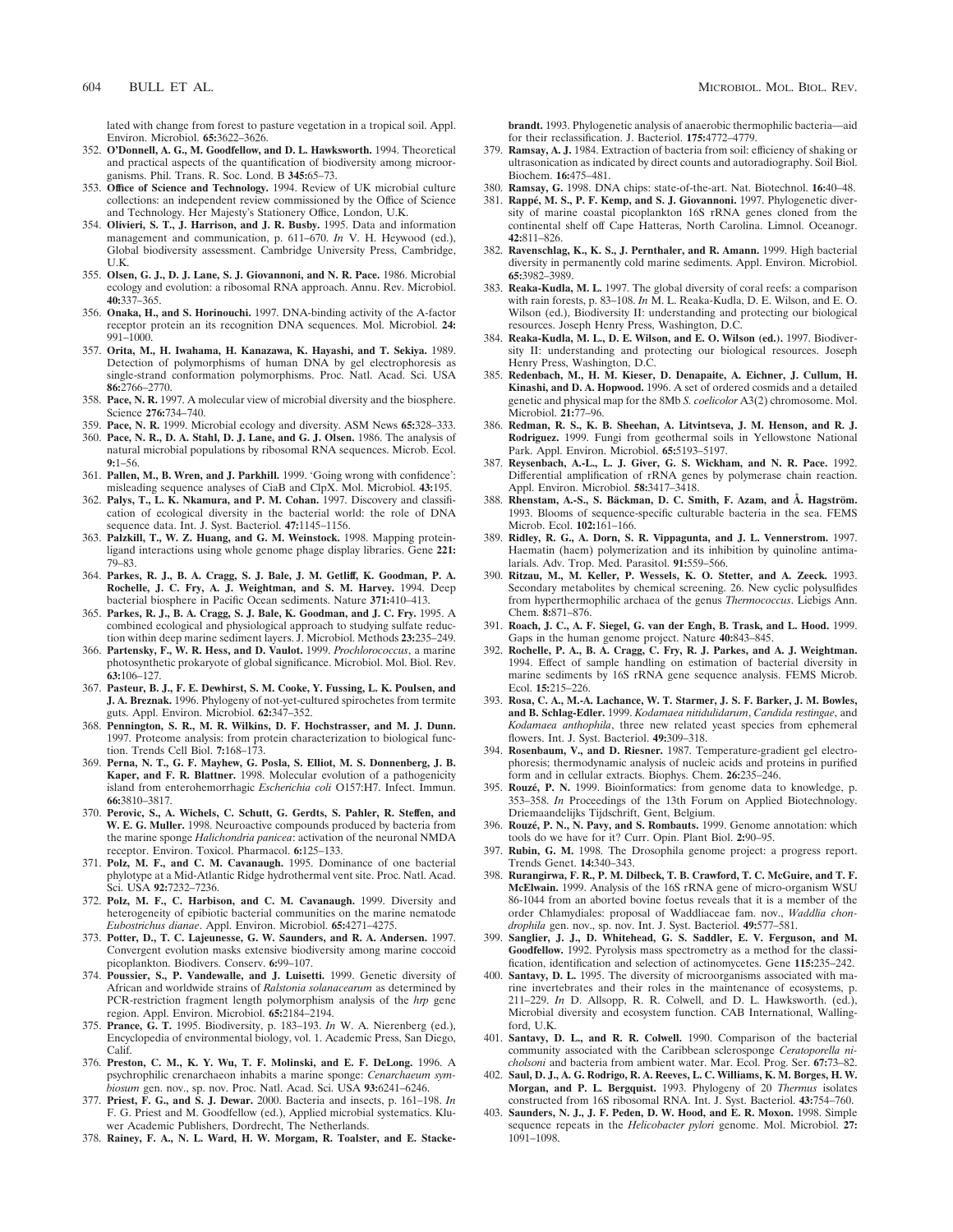lated with change from forest to pasture vegetation in a tropical soil. Appl. Environ. Microbiol. **65:**3622–3626.

352. **O'Donnell, A. G., M. Goodfellow, and D. L. Hawksworth.** 1994. Theoretical and practical aspects of the quantification of biodiversity among microorganisms. Phil. Trans. R. Soc. Lond. B **345:**65–73.
353. **Office of Science and Technology.** 1994. Review of UK microbial culture collections: an independent review commissioned by the Office of Science and Technology. Her Majesty's Stationery Office, London, U.K.
354. **Olivieri, S. T., J. Harrison, and J. R. Busby.** 1995. Data and information management and communication, p. 611–670. *In* V. H. Heywood (ed.), Global biodiversity assessment. Cambridge University Press, Cambridge, U.K.
355. **Olsen, G. J., D. J. Lane, S. J. Giovannoni, and N. R. Pace.** 1986. Microbial ecology and evolution: a ribosomal RNA approach. Annu. Rev. Microbiol. **40:**337–365.
356. **Onaka, H., and S. Horinouchi.** 1997. DNA-binding activity of the A-factor receptor protein an its recognition DNA sequences. Mol. Microbiol. **24:** 991–1000.
357. **Orita, M., H. Iwahama, H. Kanazawa, K. Hayashi, and T. Sekiya.** 1989. Detection of polymorphisms of human DNA by gel electrophoresis as single-strand conformation polymorphisms. Proc. Natl. Acad. Sci. USA **86:**2766–2770.
358. **Pace, N. R.** 1997. A molecular view of microbial diversity and the biosphere. Science **276:**734–740.
359. **Pace, N. R.** 1999. Microbial ecology and diversity. ASM News **65:**328–333.
360. **Pace, N. R., D. A. Stahl, D. J. Lane, and G. J. Olsen.** 1986. The analysis of natural microbial populations by ribosomal RNA sequences. Microb. Ecol. **9:**1–56.
361. **Pallen, M., B. Wren, and J. Parkhill.** 1999. 'Going wrong with confidence': misleading sequence analyses of CiaB and ClpX. Mol. Microbiol. **43:**195.
362. **Palys, T., L. K. Nkamura, and P. M. Cohan.** 1997. Discovery and classification of ecological diversity in the bacterial world: the role of DNA sequence data. Int. J. Syst. Bacteriol. **47:**1145–1156.
363. **Palzkill, T., W. Z. Huang, and G. M. Weinstock.** 1998. Mapping protein-ligand interactions using whole genome phage display libraries. Gene **221:** 79–83.
364. **Parkes, R. J., B. A. Cragg, S. J. Bale, J. M. Getliff, K. Goodman, P. A. Rochelle, J. C. Fry, A. J. Weightman, and S. M. Harvey.** 1994. Deep bacterial biosphere in Pacific Ocean sediments. Nature **371:**410–413.
365. **Parkes, R. J., B. A. Cragg, S. J. Bale, K. Goodman, and J. C. Fry.** 1995. A combined ecological and physiological approach to studying sulfate reduction within deep marine sediment layers. J. Microbiol. Methods **23:**235–249.
366. **Partensky, F., W. R. Hess, and D. Vaulot.** 1999. *Prochlorococcus*, a marine photosynthetic prokaryote of global significance. Microbiol. Mol. Biol. Rev. **63:**106–127.
367. **Pasteur, B. J., F. E. Dewhirst, S. M. Cooke, Y. Fussing, L. K. Poulsen, and J. A. Breznak.** 1996. Phylogeny of not-yet-cultured spirochetes from termite guts. Appl. Environ. Microbiol. **62:**347–352.
368. **Pennington, S. R., M. R. Wilkins, D. F. Hochstrasser, and M. J. Dunn.** 1997. Proteome analysis: from protein characterization to biological function. Trends Cell Biol. **7:**168–173.
369. **Perna, N. T., G. F. Mayhew, G. Posla, S. Elliot, M. S. Donnenberg, J. B. Kaper, and F. R. Blattner.** 1998. Molecular evolution of a pathogenicity island from enterohemorrhagic *Escherichia coli* O157:H7. Infect. Immun. **66:**3810–3817.
370. **Perovic, S., A. Wichels, C. Schutt, G. Gerdts, S. Pahler, R. Steffen, and W. E. G. Muller.** 1998. Neuroactive compounds produced by bacteria from the marine sponge *Halichondria panicea*: activation of the neuronal NMDA receptor. Environ. Toxicol. Pharmacol. **6:**125–133.
371. **Polz, M. F., and C. M. Cavanaugh.** 1995. Dominance of one bacterial phylotype at a Mid-Atlantic Ridge hydrothermal vent site. Proc. Natl. Acad. Sci. USA **92:**7232–7236.
372. **Polz, M. F., C. Harbison, and C. M. Cavanaugh.** 1999. Diversity and heterogeneity of epibiotic bacterial communities on the marine nematode *Eubostrichus dianae*. Appl. Environ. Microbiol. **65:**4271–4275.
373. **Potter, D., T. C. Lajeunesse, G. W. Saunders, and R. A. Andersen.** 1997. Convergent evolution masks extensive biodiversity among marine coccoid picoplankton. Biodivers. Conserv. **6:**99–107.
374. **Poussier, S., P. Vandewalle, and J. Luisetti.** 1999. Genetic diversity of African and worldwide strains of *Ralstonia solanacearum* as determined by PCR-restriction fragment length polymorphism analysis of the *hrp* gene region. Appl. Environ. Microbiol. **65:**2184–2194.
375. **Prance, G. T.** 1995. Biodiversity, p. 183–193. *In* W. A. Nierenberg (ed.), Encyclopedia of environmental biology, vol. 1. Academic Press, San Diego, Calif.
376. **Preston, C. M., K. Y. Wu, T. F. Molinski, and E. F. DeLong.** 1996. A psychrophilic crenarchaeon inhabits a marine sponge: *Cenarchaeum symbiosum* gen. nov., sp. nov. Proc. Natl. Acad. Sci. USA **93:**6241–6246.
377. **Priest, F. G., and S. J. Dewar.** 2000. Bacteria and insects, p. 161–198. *In* F. G. Priest and M. Goodfellow (ed.), Applied microbial systematics. Kluwer Academic Publishers, Dordrecht, The Netherlands.
378. **Rainey, F. A., N. L. Ward, H. W. Morgam, R. Toalster, and E. Stackebrandt.** 1993. Phylogenetic analysis of anaerobic thermophilic bacteria—aid for their reclassification. J. Bacteriol. **175:**4772–4779.
379. **Ramsay, A. J.** 1984. Extraction of bacteria from soil: efficiency of shaking or ultrasonication as indicated by direct counts and autoradiography. Soil Biol. Biochem. **16:**475–481.
380. **Ramsay, G.** 1998. DNA chips: state-of-the-art. Nat. Biotechnol. **16:**40–48.
381. **Rappé, M. S., P. F. Kemp, and S. J. Giovannoni.** 1997. Phylogenetic diversity of marine coastal picoplankton 16S rRNA genes cloned from the continental shelf off Cape Hatteras, North Carolina. Limnol. Oceanogr. **42:**811–826.
382. **Ravenschlag, K., K. S., J. Pernthaler, and R. Amann.** 1999. High bacterial diversity in permanently cold marine sediments. Appl. Environ. Microbiol. **65:**3982–3989.
383. **Reaka-Kudla, M. L.** 1997. The global diversity of coral reefs: a comparison with rain forests, p. 83–108. *In* M. L. Reaka-Kudla, D. E. Wilson, and E. O. Wilson (ed.), Biodiversity II: understanding and protecting our biological resources. Joseph Henry Press, Washington, D.C.
384. **Reaka-Kudla, M. L., D. E. Wilson, and E. O. Wilson (ed.).** 1997. Biodiversity II: understanding and protecting our biological resources. Joseph Henry Press, Washington, D.C.
385. **Redenbach, M., H. M. Kieser, D. Denapaite, A. Eichner, J. Cullum, H. Kinashi, and D. A. Hopwood.** 1996. A set of ordered cosmids and a detailed genetic and physical map for the 8Mb *S. coelicolor* A3(2) chromosome. Mol. Microbiol. **21:**77–96.
386. **Redman, R. S., K. B. Sheehan, A. Litvintseva, J. M. Henson, and R. J. Rodriguez.** 1999. Fungi from geothermal soils in Yellowstone National Park. Appl. Environ. Microbiol. **65:**5193–5197.
387. **Reysenbach, A.-L., L. J. Giver, G. S. Wickham, and N. R. Pace.** 1992. Differential amplification of rRNA genes by polymerase chain reaction. Appl. Environ. Microbiol. **58:**3417–3418.
388. **Rhenstam, A.-S., S. Bäckman, D. C. Smith, F. Azam, and Å. Hagström.** 1993. Blooms of sequence-specific culturable bacteria in the sea. FEMS Microb. Ecol. **102:**161–166.
389. **Ridley, R. G., A. Dorn, S. R. Vippagunta, and J. L. Vennerstrom.** 1997. Haematin (haem) polymerization and its inhibition by quinoline antimalarials. Adv. Trop. Med. Parasitol. **91:**559–566.
390. **Ritzau, M., M. Keller, P. Wessels, K. O. Stetter, and A. Zeeck.** 1993. Secondary metabolites by chemical screening. 26. New cyclic polysulfides from hyperthermophilic archaea of the genus *Thermococcus*. Liebigs Ann. Chem. **8:**871–876.
391. **Roach, J. C., A. F. Siegel, G. van der Engh, B. Trask, and L. Hood.** 1999. Gaps in the human genome project. Nature **40:**843–845.
392. **Rochelle, P. A., B. A. Cragg, C. Fry, R. J. Parkes, and A. J. Weightman.** 1994. Effect of sample handling on estimation of bacterial diversity in marine sediments by 16S rRNA gene sequence analysis. FEMS Microb. Ecol. **15:**215–226.
393. **Rosa, C. A., M.-A. Lachance, W. T. Starmer, J. S. F. Barker, J. M. Bowles, and B. Schlag-Edler.** 1999. *Kodamaea nitidulidarum*, *Candida restingae*, and *Kodamaea anthophila*, three new related yeast species from ephemeral flowers. Int. J. Syst. Bacteriol. **49:**309–318.
394. **Rosenbaum, V., and D. Riesner.** 1987. Temperature-gradient gel electrophoresis; thermodynamic analysis of nucleic acids and proteins in purified form and in cellular extracts. Biophys. Chem. **26:**235–246.
395. **Rouzé, P. N.** 1999. Bioinformatics: from genome data to knowledge, p. 353–358. *In* Proceedings of the 13th Forum on Applied Biotechnology. Driemaandelijks Tijdschrift, Gent, Belgium.
396. **Rouzé, P. N., N. Pavy, and S. Rombauts.** 1999. Genome annotation: which tools do we have for it? Curr. Opin. Plant Biol. **2:**90–95.
397. **Rubin, G. M.** 1998. The Drosophila genome project: a progress report. Trends Genet. **14:**340–343.
398. **Rurangirwa, F. R., P. M. Dilbeck, T. B. Crawford, T. C. McGuire, and T. F. McElwain.** 1999. Analysis of the 16S rRNA gene of micro-organism WSU 86-1044 from an aborted bovine foetus reveals that it is a member of the order Chlamydiales: proposal of Waddliaceae fam. nov., *Waddlia chondrophila* gen. nov., sp. nov. Int. J. Syst. Bacteriol. **49:**577–581.
399. **Sanglier, J. J., D. Whitehead, G. S. Saddler, E. V. Ferguson, and M. Goodfellow.** 1992. Pyrolysis mass spectrometry as a method for the classification, identification and selection of actinomycetes. Gene **115:**235–242.
400. **Santavy, D. L.** 1995. The diversity of microorganisms associated with marine invertebrates and their roles in the maintenance of ecosystems, p. 211–229. *In* D. Allsopp, R. R. Colwell, and D. L. Hawksworth. (ed.), Microbial diversity and ecosystem function. CAB International, Wallingford, U.K.
401. **Santavy, D. L., and R. R. Colwell.** 1990. Comparison of the bacterial community associated with the Caribbean sclerosponge *Ceratoporella nicholsoni* and bacteria from ambient water. Mar. Ecol. Prog. Ser. **67:**73–82.
402. **Saul, D. J., A. G. Rodrigo, R. A. Reeves, L. C. Williams, K. M. Borges, H. W. Morgan, and P. L. Bergquist.** 1993. Phylogeny of 20 *Thermus* isolates constructed from 16S ribosomal RNA. Int. J. Syst. Bacteriol. **43:**754–760.
403. **Saunders, N. J., J. F. Peden, D. W. Hood, and E. R. Moxon.** 1998. Simple sequence repeats in the *Helicobacter pylori* genome. Mol. Microbiol. **27:** 1091–1098.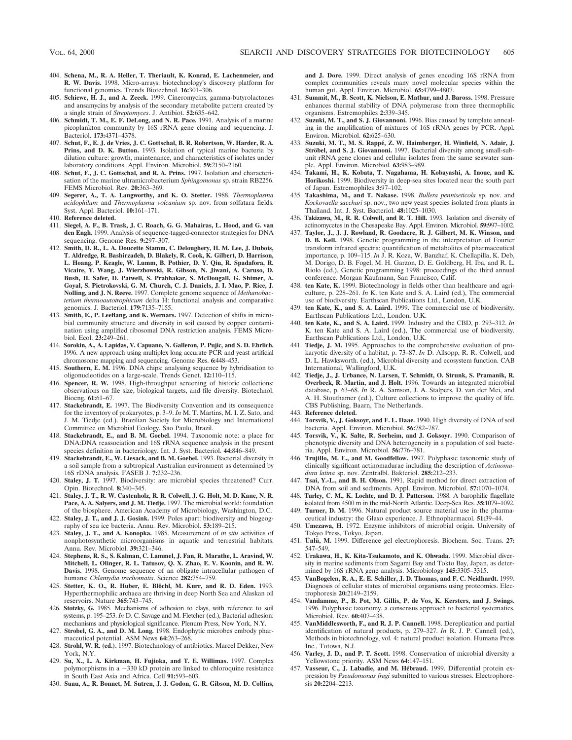404. **Schena, M., R. A. Heller, T. Theriault, K. Konrad, E. Lachenmeier, and R. W. Davis.** 1998. Micro-arrays: biotechnology's discovery platform for functional genomics. Trends Biotechnol. **16:**301–306.
405. **Schiewe, H. J., and A. Zeeck.** 1999. Cineromycins, gamma-butyrolactones and ansamycins by analysis of the secondary metabolite pattern created by a single strain of *Streptomyces*. J. Antibiot. **52:**635–642.
406. **Schmidt, T. M., E. F. DeLong, and N. R. Pace.** 1991. Analysis of a marine picoplankton community by 16S rRNA gene cloning and sequencing. J. Bacteriol. **173:**4371–4378.
407. **Schut, F., E. J. de Vries, J. C. Gottschal, B. R. Robertson, W. Harder, R. A. Prins, and D. K. Button.** 1993. Isolation of typical marine bacteria by dilution culture: growth, maintenance, and characteristics of isolates under laboratory conditions. Appl. Environ. Microbiol. **59:**2150–2160.
408. **Schut, F., J. C. Gottschal, and R. A. Prins.** 1997. Isolation and characterisation of the marine ultramicrobacterium *Sphingomonas* sp. strain RB2256. FEMS Microbiol. Rev. **20:**363–369.
409. **Segerer, A., T. A. Langworthy, and K. O. Stetter.** 1988. *Thermoplasma acidophilum* and *Thermoplasma volcanium* sp. nov. from solfatara fields. Syst. Appl. Bacteriol. **10:**161–171.
410. **Reference deleted.**
411. **Siegel, A. F., B. Trask, J. C. Roach, G. G. Mahairas, L. Hood, and G. van den Engh.** 1999. Analysis of sequence-tagged-connector strategies for DNA sequencing. Genome Res. **9:**297–307.
412. **Smith, D. R., L. A. Doucette Stamm, C. Deloughery, H. M. Lee, J. Dubois, T. Aldredge, R. Bashirzadeh, D. Blakely, R. Cook, K. Gilbert, D. Harrison, L. Hoang, P. Keagle, W. Lumm, B. Pothier, D. Y. Qiu, R. Spadafora, R. Vicaire, Y. Wang, J. Wierzbowski, R. Gibson, N. Jiwani, A. Caruso, D. Bush, H. Safer, D. Patwell, S. Prabhakar, S. McDougall, G. Shimer, A. Goyal, S. Pietrokovski, G. M. Church, C. J. Daniels, J. I. Mao, P. Rice, J. Nolling, and J. N. Reeve.** 1997. Complete genome sequence of *Methanobacterium thermoautotrophicum* delta H: functional analysis and comparative genomics. J. Bacteriol. **179:**7135–7155.
413. **Smith, E., P. Leeflang, and K. Wernars.** 1997. Detection of shifts in microbial community structure and diversity in soil caused by copper contamination using amplified ribosomal DNA restriction analysis. FEMS Microbiol. Ecol. **23:**249–261.
414. **Sorokin, A., A. Lapidas, V. Capuano, N. Galleron, P. Pujic, and S. D. Ehrlich.** 1996. A new approach using multiplex long accurate PCR and yeast artificial chromosome mapping and sequencing. Genome Res. **6:**448–453.
415. **Southern, E. M.** 1996. DNA chips: analysing sequence by hybridisation to oligonucleotides on a large-scale. Trends Genet. **12:**110–115.
416. **Spencer, R. W.** 1998. High-throughput screening of historic collections: observations on file size, biological targets, and file diversity. Biotechnol. Bioeng. **61:**61–67.
417. **Stackebrandt, E.** 1997. The Biodiversity Convention and its consequence for the inventory of prokaryotes, p. 3–9. *In* M. T. Martins, M. I. Z. Sato, and J. M. Tiedje (ed.). Brazilian Society for Microbiology and International Committee on Microbial Ecology, São Paulo, Brazil.
418. **Stackebrandt, E., and B. M. Goebel.** 1994. Taxonomic note: a place for DNA:DNA reassociation and 16S rRNA sequence analysis in the present species definition in bacteriology. Int. J. Syst. Bacteriol. **44:**846–849.
419. **Stackebrandt, E., W. Liesack, and B. M. Goebel.** 1993. Bacterial diversity in a soil sample from a subtropical Australian environment as determined by 16S rDNA analysis. FASEB J. **7:**232–236.
420. **Staley, J. T.** 1997. Biodiversity: are microbial species threatened? Curr. Opin. Biotechnol. **8:**340–345.
421. **Staley, J. T., R. W. Castenholz, R. R. Colwell, J. G. Holt, M. D. Kane, N. R. Pace, A. A. Salyers, and J. M. Tiedje.** 1997. The microbial world: foundation of the biosphere. American Academy of Microbiology, Washington, D.C.
422. **Staley, J. T., and J. J. Gosink.** 1999. Poles apart: biodiversity and biogeography of sea ice bacteria. Annu. Rev. Microbiol. **53:**189–215.
423. **Staley, J. T., and A. Konopka.** 1985. Measurement of *in situ* activities of nonphotosynthetic microorganisms in aquatic and terrestrial habitats. Annu. Rev. Microbiol. **39:**321–346.
424. **Stephens, R. S., S. Kalman, C. Lammel, J. Fan, R. Marathe, L. Aravind, W. Mitchell, L. Olinger, R. L. Tatusov, Q. X. Zhao, E. V. Koonin, and R. W. Davis.** 1998. Genome sequence of an obligate intracellular pathogen of humans: *Chlamydia trachomatis*. Science **282:**754–759.
425. **Stetter, K. O., R. Huber, E. Blöchl, M. Kurr, and R. D. Eden.** 1993. Hyperthermophilic archaea are thriving in deep North Sea and Alaskan oil reservoirs. Nature **365:**743–745.
426. **Stotzky, G.** 1985. Mechanisms of adhesion to clays, with reference to soil systems, p. 195–253. *In* D. C. Savage and M. Fletcher (ed.), Bacterial adhesion: mechanisms and physiological significance. Plenum Press, New York, N.Y.
427. **Strobel, G. A., and D. M. Long.** 1998. Endophytic microbes embody pharmaceutical potential. ASM News **64:**263–268.
428. **Strohl, W. R. (ed.).** 1997. Biotechnology of antibiotics. Marcel Dekker, New York, N.Y.
429. **Su, X., L. A. Kirkman, H. Fujioka, and T. E. Willimas.** 1997. Complex polymorphisms in a ~330 kD protein are linked to chloroquine resistance in South East Asia and Africa. Cell **91:**593–603.
430. **Suau, A., R. Bonnet, M. Sutren, J. J. Godon, G. R. Gibson, M. D. Collins, and J. Dore.** 1999. Direct analysis of genes encoding 16S rRNA from complex communities reveals many novel molecular species within the human gut. Appl. Environ. Microbiol. **65:**4799–4807.
431. **Summit, M., B. Scott, K. Nielson, E. Mathur, and J. Baross.** 1998. Pressure enhances thermal stability of DNA polymerase from three thermophilic organisms. Extremophiles **2:**339–345.
432. **Suzuki, M. T., and S. J. Giovannoni.** 1996. Bias caused by template annealing in the amplification of mixtures of 16S rRNA genes by PCR. Appl. Environ. Microbiol. **62:**625–630.
433. **Suzuki, M. T., M. S. Rappé, Z. W. Haimberger, H. Winfield, N. Adair, J. Ströbel, and S. J. Giovannoni.** 1997. Bacterial diversity among small-subunit rRNA gene clones and cellular isolates from the same seawater sample. Appl. Environ. Microbiol. **63:**983–989.
434. **Takami, H., K. Kobata, T. Nagahama, H. Kobayashi, A. Inoue, and K. Horikoshi.** 1999. Biodiversity in deep-sea sites located near the south part of Japan. Extremophiles **3:**97–102.
435. **Takashima, M., and T. Nakase.** 1998. *Bullera penniseticola* sp. nov. and *Kockovaella sacchari* sp. nov., two new yeast species isolated from plants in Thailand. Int. J. Syst. Bacteriol. **48:**1025–1030.
436. **Takizawa, M., R. R. Colwell, and R. T. Hill.** 1993. Isolation and diversity of actinomycetes in the Chesapeake Bay. Appl. Environ. Microbiol. **59:**997–1002.
437. **Taylor, J., J. J. Rowland, R. Goodacre, R. J. Gilbert, M. K. Winson, and D. B. Kell.** 1998. Genetic programming in the interpretation of Fourier transform infrared spectra: quantification of metabolites of pharmaceutical importance, p. 109–115. *In* J. R. Koza, W. Banzhaf, K. Chellapilla, K. Deb, M. Dorigo, D. B. Fogel, M. H. Garzon, D. E. Goldberg, H. Iba, and R. L. Riolo (ed.), Genetic programming 1998: proceedings of the third annual conference. Morgan Kaufmann, San Francisco, Calif.
438. **ten Kate, K.** 1999. Biotechnology in fields other than healthcare and agriculture, p. 228–261. *In* K. ten Kate and S. A. Laird (ed.), The commercial use of biodiversity. Earthscan Publications Ltd., London, U.K.
439. **ten Kate, K., and S. A. Laird.** 1999. The commercial use of biodiversity. Earthscan Publications Ltd., London, U.K.
440. **ten Kate, K., and S. A. Laird.** 1999. Industry and the CBD, p. 293–312. *In* K. ten Kate and S. A. Laird (ed.), The commercial use of biodiversity. Earthscan Publications Ltd., London, U.K.
441. **Tiedje, J. M.** 1995. Approaches to the comprehensive evaluation of prokaryotic diversity of a habitat, p. 73–87. *In* D. Allsopp, R. R. Colwell, and D. L. Hawksworth. (ed.), Microbial diversity and ecosystem function. CAB International, Wallingford, U.K.
442. **Tiedje, J., J. Urbance, N. Larsen, T. Schmidt, O. Strunk, S. Pramanik, R. Overbeek, R. Martin, and J. Holt.** 1996. Towards an integrated microbial database, p. 63–68. *In* R. A. Samson, J. A. Stalpers, D. van der Mei, and A. H. Stouthamer (ed.), Culture collections to improve the quality of life. CBS Publishing, Baarn, The Netherlands.
443. **Reference deleted.**
444. **Torsvik, V., J. Goksoyr, and F. L. Daae.** 1990. High diversity of DNA of soil bacteria. Appl. Environ. Microbiol. **56:**782–787.
445. **Torsvik, V., K. Salte, R. Sorheim, and J. Goksoyr.** 1990. Comparison of phenotypic diversity and DNA heterogeneity in a population of soil bacteria. Appl. Environ. Microbiol. **56:**776–781.
446. **Trujillo, M. E., and M. Goodfellow.** 1997. Polyphasic taxonomic study of clinically significant actinomadurae including the description of *Actinomadura latina* sp. nov. Zentralbl. Bakteriol. **285:**212–233.
447. **Tsai, Y.-L., and B. H. Olson.** 1991. Rapid method for direct extraction of DNA from soil and sediments. Appl. Environ. Microbiol. **57:**1070–1074.
448. **Turley, C. M., K. Lochte, and D. J. Patterson.** 1988. A barophilic flagellate isolated from 4500 m in the mid-North Atlantic. Deep-Sea Res. **35:**1079–1092.
449. **Turner, D. M.** 1996. Natural product source material use in the pharmaceutical industry: the Glaxo experience. J. Ethnopharmacol. **51:**39–44.
450. **Umezawa, H.** 1972. Enzyme inhibitors of microbial origin. University of Tokyo Press, Tokyo, Japan.
451. **Ünlü, M.** 1999. Difference gel electrophoresis. Biochem. Soc. Trans. **27:**547–549.
452. **Urakawa, H., K. Kita-Tsukamoto, and K. Ohwada.** 1999. Microbial diversity in marine sediments from Sagami Bay and Tokto Bay, Japan, as determined by 16S rRNA gene analysis. Microbiology **145:**3305–3315.
453. **VanBogelen, R. A., E. E. Schiller, J. D. Thomas, and F. C. Neidhardt.** 1999. Diagnosis of cellular states of microbial organisms using proteomics. Electrophoresis **20:**2149–2159.
454. **Vandamme, P., B. Pot, M. Gillis, P. de Vos, K. Kersters, and J. Swings.** 1996. Polyphasic taxonomy, a consensus approach to bacterial systematics. Microbiol. Rev. **60:**407–438.
455. **VanMiddlesworth, F., and R. J. P. Cannell.** 1998. Dereplication and partial identification of natural products, p. 279–327. *In* R. J. P. Cannell (ed.), Methods in biotechnology, vol. 4: natural product isolation. Humana Press Inc., Totowa, N.J.
456. **Varley, J. D., and P. T. Scott.** 1998. Conservation of microbial diversity a Yellowstone priority. ASM News **64:**147–151.
457. **Vasseur, C., J. Labadie, and M. Hébraud.** 1999. Differential protein expression by *Pseudomonas fragi* submitted to various stresses. Electrophoresis **20:**2204–2213.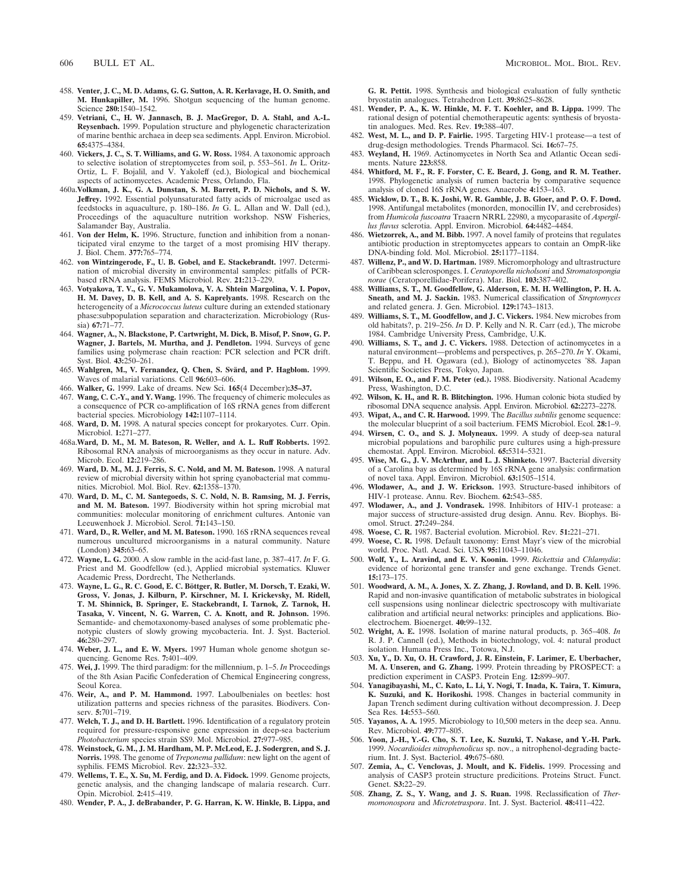458. **Venter, J. C., M. D. Adams, G. G. Sutton, A. R. Kerlavage, H. O. Smith, and M. Hunkapiller, M.** 1996. Shotgun sequencing of the human genome. Science **280:**1540–1542.
459. **Vetriani, C., H. W. Jannasch, B. J. MacGregor, D. A. Stahl, and A.-L. Reysenbach.** 1999. Population structure and phylogenetic characterization of marine benthic archaea in deep sea sediments. Appl. Environ. Microbiol. **65:**4375–4384.
460. **Vickers, J. C., S. T. Williams, and G. W. Ross.** 1984. A taxonomic approach to selective isolation of streptomycetes from soil, p. 553–561. *In* L. Oritz-Ortiz, L. F. Bojalil, and V. Yakoleff (ed.), Biological and biochemical aspects of actinomycetes. Academic Press, Orlando, Fla.
460a. **Volkman, J. K., G. A. Dunstan, S. M. Barrett, P. D. Nichols, and S. W. Jeffrey.** 1992. Essential polyunsaturated fatty acids of microalgae used as feedstocks in aquaculture, p. 180–186. *In* G. L. Allan and W. Dall (ed.), Proceedings of the aquaculture nutrition workshop. NSW Fisheries, Salamander Bay, Australia.
461. **Von der Helm, K.** 1996. Structure, function and inhibition from a nonanticipated viral enzyme to the target of a most promising HIV therapy. J. Biol. Chem. **377:**765–774.
462. **von Wintzingerode, F., U. B. Gobel, and E. Stackebrandt.** 1997. Determination of microbial diversity in environmental samples: pitfalls of PCR-based rRNA analysis. FEMS Microbiol. Rev. **21:**213–229.
463. **Votyakova, T. V., G. V. Mukamolova, V. A. Shtein Margolina, V. I. Popov, H. M. Davey, D. B. Kell, and A. S. Kaprelyants.** 1998. Research on the heterogeneity of a *Micrococcus luteus* culture during an extended stationary phase:subpopulation separation and characterization. Microbiology (Russia) **67:**71–77.
464. **Wagner, A., N. Blackstone, P. Cartwright, M. Dick, B. Misof, P. Snow, G. P. Wagner, J. Bartels, M. Murtha, and J. Pendleton.** 1994. Surveys of gene families using polymerase chain reaction: PCR selection and PCR drift. Syst. Biol. **43:**250–261.
465. **Wahlgren, M., V. Fernandez, Q. Chen, S. Svärd, and P. Hagblom.** 1999. Waves of malarial variations. Cell **96:**603–606.
466. **Walker, G.** 1999. Lake of dreams. New Sci. **165**(4 December)**:35–37.**
467. **Wang, C. C.-Y., and Y. Wang.** 1996. The frequency of chimeric molecules as a consequence of PCR co-amplification of 16S rRNA genes from different bacterial species. Microbiology **142:**1107–1114.
468. **Ward, D. M.** 1998. A natural species concept for prokaryotes. Curr. Opin. Microbiol. **1:**271–277.
468a. **Ward, D. M., M. M. Bateson, R. Weller, and A. L. Ruff Robberts.** 1992. Ribosomal RNA analysis of microorganisms as they occur in nature. Adv. Microb. Ecol. **12:**219–286.
469. **Ward, D. M., M. J. Ferris, S. C. Nold, and M. M. Bateson.** 1998. A natural review of microbial diversity within hot spring cyanobacterial mat communities. Microbiol. Mol. Biol. Rev. **62:**1358–1370.
470. **Ward, D. M., C. M. Santegoeds, S. C. Nold, N. B. Ramsing, M. J. Ferris, and M. M. Bateson.** 1997. Biodiversity within hot spring microbial mat communities: molecular monitoring of enrichment cultures. Antonie van Leeuwenhoek J. Microbiol. Serol. **71:**143–150.
471. **Ward, D., R. Weller, and M. M. Bateson.** 1990. 16S rRNA sequences reveal numerous uncultured microorganisms in a natural community. Nature (London) **345:**63–65.
472. **Wayne, L. G.** 2000. A slow ramble in the acid-fast lane, p. 387–417. *In* F. G. Priest and M. Goodfellow (ed.), Applied microbial systematics. Kluwer Academic Press, Dordrecht, The Netherlands.
473. **Wayne, L. G., R. C. Good, E. C. Böttger, R. Butler, M. Dorsch, T. Ezaki, W. Gross, V. Jonas, J. Kilburn, P. Kirschner, M. I. Krickevsky, M. Ridell, T. M. Shinnick, B. Springer, E. Stackebrandt, I. Tarnok, Z. Tarnok, H. Tasaka, V. Vincent, N. G. Warren, C. A. Knott, and R. Johnson.** 1996. Semantide- and chemotaxonomy-based analyses of some problematic phenotypic clusters of slowly growing mycobacteria. Int. J. Syst. Bacteriol. **46:**280–297.
474. **Weber, J. L., and E. W. Myers.** 1997 Human whole genome shotgun sequencing. Genome Res. **7:**401–409.
475. **Wei, J.** 1999. The third paradigm: for the millennium, p. 1–5. *In* Proceedings of the 8th Asian Pacific Confederation of Chemical Engineering congress, Seoul Korea.
476. **Weir, A., and P. M. Hammond.** 1997. Laboulbeniales on beetles: host utilization patterns and species richness of the parasites. Biodivers. Conserv. **5:**701–719.
477. **Welch, T. J., and D. H. Bartlett.** 1996. Identification of a regulatory protein required for pressure-responsive gene expression in deep-sea bacterium *Photobacterium* species strain SS9. Mol. Microbiol. **27:**977–985.
478. **Weinstock, G. M., J. M. Hardham, M. P. McLeod, E. J. Sodergren, and S. J. Norris.** 1998. The genome of *Treponema pallidum*: new light on the agent of syphilis. FEMS Microbiol. Rev. **22:**323–332.
479. **Wellems, T. E., X. Su, M. Ferdig, and D. A. Fidock.** 1999. Genome projects, genetic analysis, and the changing landscape of malaria research. Curr. Opin. Microbiol. **2:**415–419.
480. **Wender, P. A., J. deBrabander, P. G. Harran, K. W. Hinkle, B. Lippa, and G. R. Pettit.** 1998. Synthesis and biological evaluation of fully synthetic bryostatin analogues. Tetrahedron Lett. **39:**8625–8628.
481. **Wender, P. A., K. W. Hinkle, M. F. T. Koehler, and B. Lippa.** 1999. The rational design of potential chemotherapeutic agents: synthesis of bryostatin analogues. Med. Res. Rev. **19:**388–407.
482. **West, M. L., and D. P. Fairlie.** 1995. Targeting HIV-1 protease—a test of drug-design methodologies. Trends Pharmacol. Sci. **16:**67–75.
483. **Weyland, H.** 1969. Actinomycetes in North Sea and Atlantic Ocean sediments. Nature **223:**858.
484. **Whitford, M. F., R. F. Forster, C. E. Beard, J. Gong, and R. M. Teather.** 1998. Phylogenetic analysis of rumen bacteria by comparative sequence analysis of cloned 16S rRNA genes. Anaerobe **4:**153–163.
485. **Wicklow, D. T., B. K. Joshi, W. R. Gamble, J. B. Gloer, and P. O. F. Dowd.** 1998. Antifungal metabolites (monorden, monocillin IV, and cerebrosides) from *Humicola fuscoatra* Traaern NRRL 22980, a mycoparasite of *Aspergillus flavus* sclerotia. Appl. Environ. Microbiol. **64:**4482–4484.
486. **Wietzorrek, A., and M. Bibb.** 1997. A novel family of proteins that regulates antibiotic production in streptomycetes appears to contain an OmpR-like DNA-binding fold. Mol. Microbiol. **25:**1177–1184.
487. **Willenz, P., and W. D. Hartman.** 1989. Micromorphology and ultrastructure of Caribbean sclerosponges. I. *Ceratoporella nicholsoni* and *Stromatospongia norae* (Ceratoporellidae-Porifera). Mar. Biol. **103:**387–402.
488. **Williams, S. T., M. Goodfellow, G. Alderson, E. M. H. Wellington, P. H. A. Sneath, and M. J. Sackin.** 1983. Numerical classification of *Streptomyces* and related genera. J. Gen. Microbiol. **129:**1743–1813.
489. **Williams, S. T., M. Goodfellow, and J. C. Vickers.** 1984. New microbes from old habitats?, p. 219–256. *In* D. P. Kelly and N. R. Carr (ed.), The microbe 1984. Cambridge University Press, Cambridge, U.K.
490. **Williams, S. T., and J. C. Vickers.** 1988. Detection of actinomycetes in a natural environment—problems and perspectives, p. 265–270. *In* Y. Okami, T. Beppu, and H. Ogawara (ed.), Biology of actinomycetes '88. Japan Scientific Societies Press, Tokyo, Japan.
491. **Wilson, E. O., and F. M. Peter (ed.).** 1988. Biodiversity. National Academy Press, Washington, D.C.
492. **Wilson, K. H., and R. B. Blitchington.** 1996. Human colonic biota studied by ribosomal DNA sequence analysis. Appl. Environ. Microbiol. **62:**2273–2278.
493. **Wipat, A., and C. R. Harwood.** 1999. The *Bacillus subtilis* genome sequence: the molecular blueprint of a soil bacterium. FEMS Microbiol. Ecol. **28:**1–9.
494. **Wirsen, C. O., and S. J. Molyneaux.** 1999. A study of deep-sea natural microbial populations and barophilic pure cultures using a high-pressure chemostat. Appl. Environ. Microbiol. **65:**5314–5321.
495. **Wise, M. G., J. V. McArthur, and L. J. Shimketo.** 1997. Bacterial diversity of a Carolina bay as determined by 16S rRNA gene analysis: confirmation of novel taxa. Appl. Environ. Microbiol. **63:**1505–1514.
496. **Wlodawer, A., and J. W. Erickson.** 1993. Structure-based inhibitors of HIV-1 protease. Annu. Rev. Biochem. **62:**543–585.
497. **Wlodawer, A., and J. Vondrasek.** 1998. Inhibitors of HIV-1 protease: a major success of structure-assisted drug design. Annu. Rev. Biophys. Biomol. Struct. **27:**249–284.
498. **Woese, C. R.** 1987. Bacterial evolution. Microbiol. Rev. **51:**221–271.
499. **Woese, C. R.** 1998. Default taxonomy: Ernst Mayr's view of the microbial world. Proc. Natl. Acad. Sci. USA **95:**11043–11046.
500. **Wolf, Y., L. Aravind, and E. V. Koonin.** 1999. *Rickettsia* and *Chlamydia*: evidence of horizontal gene transfer and gene exchange. Trends Genet. **15:**173–175.
501. **Woodward, A. M., A. Jones, X. Z. Zhang, J. Rowland, and D. B. Kell.** 1996. Rapid and non-invasive quantification of metabolic substrates in biological cell suspensions using nonlinear dielectric spectroscopy with multivariate calibration and artificial neural networks: principles and applications. Bioelectrochem. Bioenerget. **40:**99–132.
502. **Wright, A. E.** 1998. Isolation of marine natural products, p. 365–408. *In* R. J. P. Cannell (ed.), Methods in biotechnology, vol. 4: natural product isolation. Humana Press Inc., Totowa, N.J.
503. **Xu, Y., D. Xu, O. H. Crawford, J. R. Einstein, F. Larimer, E. Uberbacher, M. A. Unseren, and G. Zhang.** 1999. Protein threading by PROSPECT: a prediction experiment in CASP3. Protein Eng. **12:**899–907.
504. **Yanagibayashi, M., C. Kato, L. Li, Y. Nogi, T. Inada, K. Taira, T. Kimura, K. Suzuki, and K. Horikoshi.** 1998. Changes in bacterial community in Japan Trench sediment during cultivation without decompression. J. Deep Sea Res. **14:**553–560.
505. **Yayanos, A. A.** 1995. Microbiology to 10,500 meters in the deep sea. Annu. Rev. Microbiol. **49:**777–805.
506. **Yoon, J.-H., Y.-G. Cho, S. T. Lee, K. Suzuki, T. Nakase, and Y.-H. Park.** 1999. *Nocardioides nitrophenolicus* sp. nov., a nitrophenol-degrading bacterium. Int. J. Syst. Bacteriol. **49:**675–680.
507. **Zemia, A., C. Venclovas, J. Moult, and K. Fidelis.** 1999. Processing and analysis of CASP3 protein structure predicitions. Proteins Struct. Funct. Genet. **S3:**22–29.
508. **Zhang, Z. S., Y. Wang, and J. S. Ruan.** 1998. Reclassification of *Thermomonospora* and *Microtetraspora*. Int. J. Syst. Bacteriol. **48:**411–422.